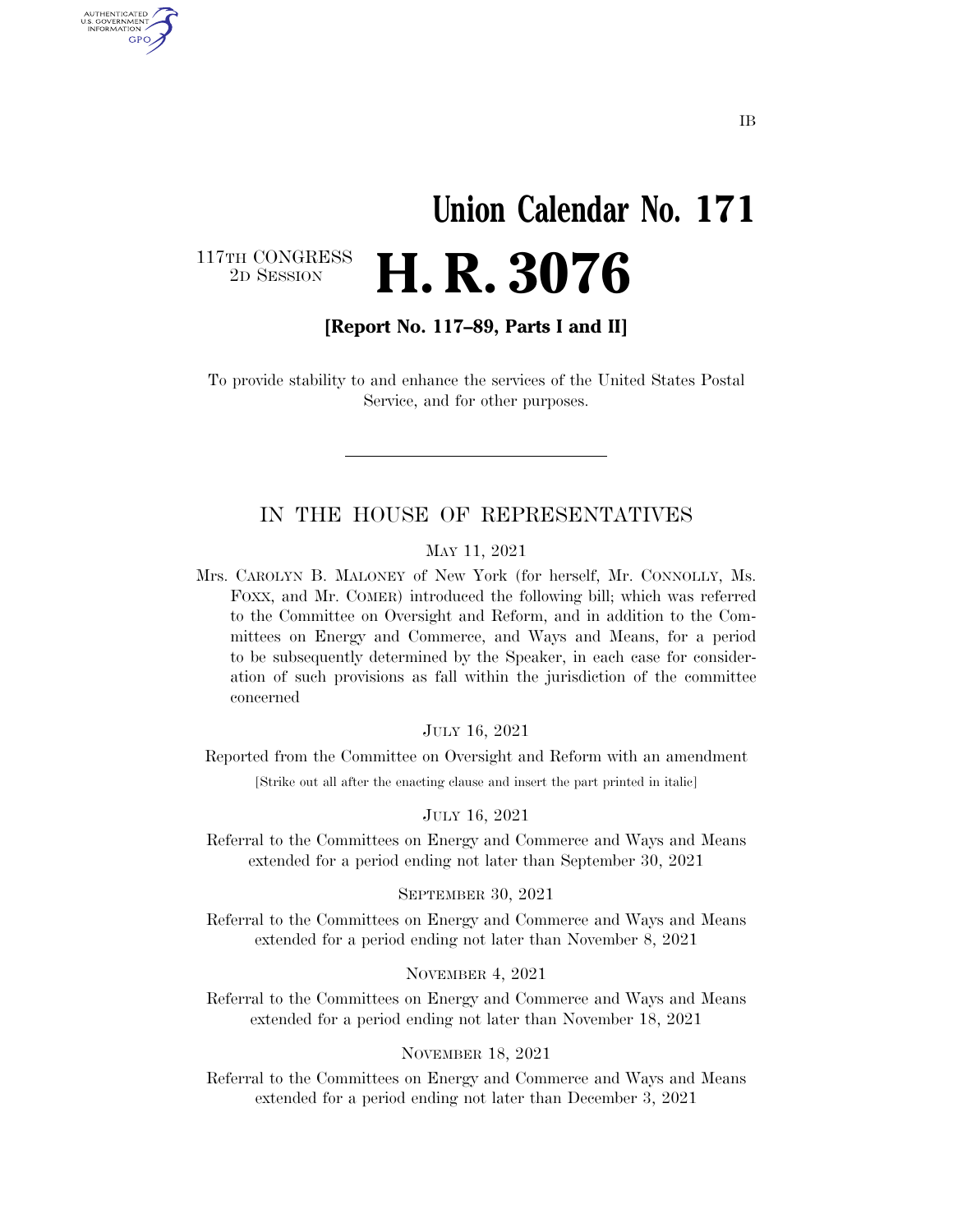IB

# Union Calendar No. 171

117TH CONGRESS
2D SESSION

# H. R. 3076

**[Report No. 117–89, Parts I and II]**

To provide stability to and enhance the services of the United States Postal Service, and for other purposes.

---

## IN THE HOUSE OF REPRESENTATIVES

MAY 11, 2021

Mrs. CAROLYN B. MALONEY of New York (for herself, Mr. CONNOLLY, Ms. FOXX, and Mr. COMER) introduced the following bill; which was referred to the Committee on Oversight and Reform, and in addition to the Committees on Energy and Commerce, and Ways and Means, for a period to be subsequently determined by the Speaker, in each case for consideration of such provisions as fall within the jurisdiction of the committee concerned

JULY 16, 2021

Reported from the Committee on Oversight and Reform with an amendment

[Strike out all after the enacting clause and insert the part printed in italic]

JULY 16, 2021

Referral to the Committees on Energy and Commerce and Ways and Means extended for a period ending not later than September 30, 2021

SEPTEMBER 30, 2021

Referral to the Committees on Energy and Commerce and Ways and Means extended for a period ending not later than November 8, 2021

NOVEMBER 4, 2021

Referral to the Committees on Energy and Commerce and Ways and Means extended for a period ending not later than November 18, 2021

NOVEMBER 18, 2021

Referral to the Committees on Energy and Commerce and Ways and Means extended for a period ending not later than December 3, 2021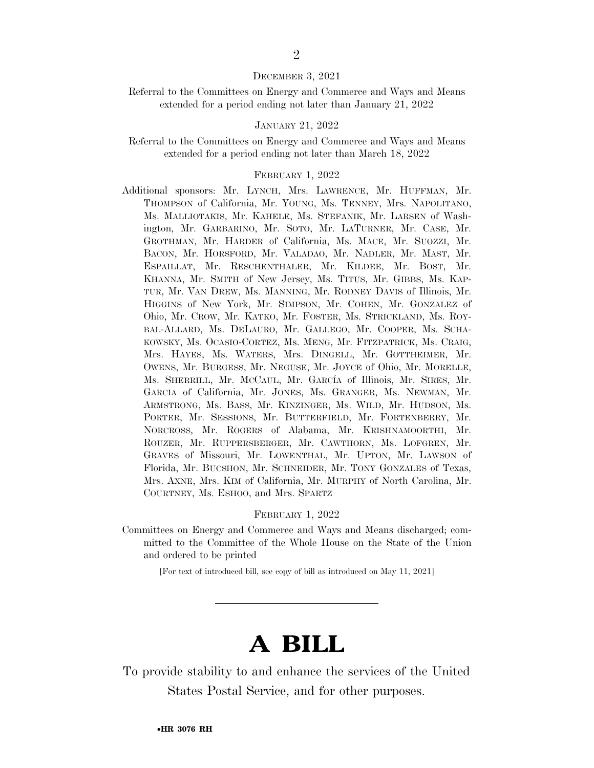DECEMBER 3, 2021

Referral to the Committees on Energy and Commerce and Ways and Means extended for a period ending not later than January 21, 2022

JANUARY 21, 2022

Referral to the Committees on Energy and Commerce and Ways and Means extended for a period ending not later than March 18, 2022

FEBRUARY 1, 2022

Additional sponsors: Mr. LYNCH, Mrs. LAWRENCE, Mr. HUFFMAN, Mr. THOMPSON of California, Mr. YOUNG, Ms. TENNEY, Mrs. NAPOLITANO, Ms. MALLIOTAKIS, Mr. KAHELE, Ms. STEFANIK, Mr. LARSEN of Washington, Mr. GARBARINO, Mr. SOTO, Mr. LATURNER, Mr. CASE, Mr. GROTHMAN, Mr. HARDER of California, Ms. MACE, Mr. SUOZZI, Mr. BACON, Mr. HORSFORD, Mr. VALADAO, Mr. NADLER, Mr. MAST, Mr. ESPAILLAT, Mr. RESCHENTHALER, Mr. KILDEE, Mr. BOST, Mr. KHANNA, Mr. SMITH of New Jersey, Ms. TITUS, Mr. GIBBS, Ms. KAPTUR, Mr. VAN DREW, Ms. MANNING, Mr. RODNEY DAVIS of Illinois, Mr. HIGGINS of New York, Mr. SIMPSON, Mr. COHEN, Mr. GONZALEZ of Ohio, Mr. CROW, Mr. KATKO, Mr. FOSTER, Ms. STRICKLAND, Ms. ROYBAL-ALLARD, Ms. DELAURO, Mr. GALLEGO, Mr. COOPER, Ms. SCHAKOWSKY, Ms. OCASIO-CORTEZ, Ms. MENG, Mr. FITZPATRICK, Ms. CRAIG, Mrs. HAYES, Ms. WATERS, Mrs. DINGELL, Mr. GOTTHEIMER, Mr. OWENS, Mr. BURGESS, Mr. NEGUSE, Mr. JOYCE of Ohio, Mr. MORELLE, Ms. SHERRILL, Mr. MCCAUL, Mr. GARCÍA of Illinois, Mr. SIRES, Mr. GARCIA of California, Mr. JONES, Ms. GRANGER, Ms. NEWMAN, Mr. ARMSTRONG, Ms. BASS, Mr. KINZINGER, Ms. WILD, Mr. HUDSON, Ms. PORTER, Mr. SESSIONS, Mr. BUTTERFIELD, Mr. FORTENBERRY, Mr. NORCROSS, Mr. ROGERS of Alabama, Mr. KRISHNAMOORTHI, Mr. ROUZER, Mr. RUPPERSBERGER, Mr. CAWTHORN, Ms. LOFGREN, Mr. GRAVES of Missouri, Mr. LOWENTHAL, Mr. UPTON, Mr. LAWSON of Florida, Mr. BUCSHON, Mr. SCHNEIDER, Mr. TONY GONZALES of Texas, Mrs. AXNE, Mrs. KIM of California, Mr. MURPHY of North Carolina, Mr. COURTNEY, Ms. ESHOO, and Mrs. SPARTZ

FEBRUARY 1, 2022

Committees on Energy and Commerce and Ways and Means discharged; committed to the Committee of the Whole House on the State of the Union and ordered to be printed

[For text of introduced bill, see copy of bill as introduced on May 11, 2021]

---

# A BILL

To provide stability to and enhance the services of the United States Postal Service, and for other purposes.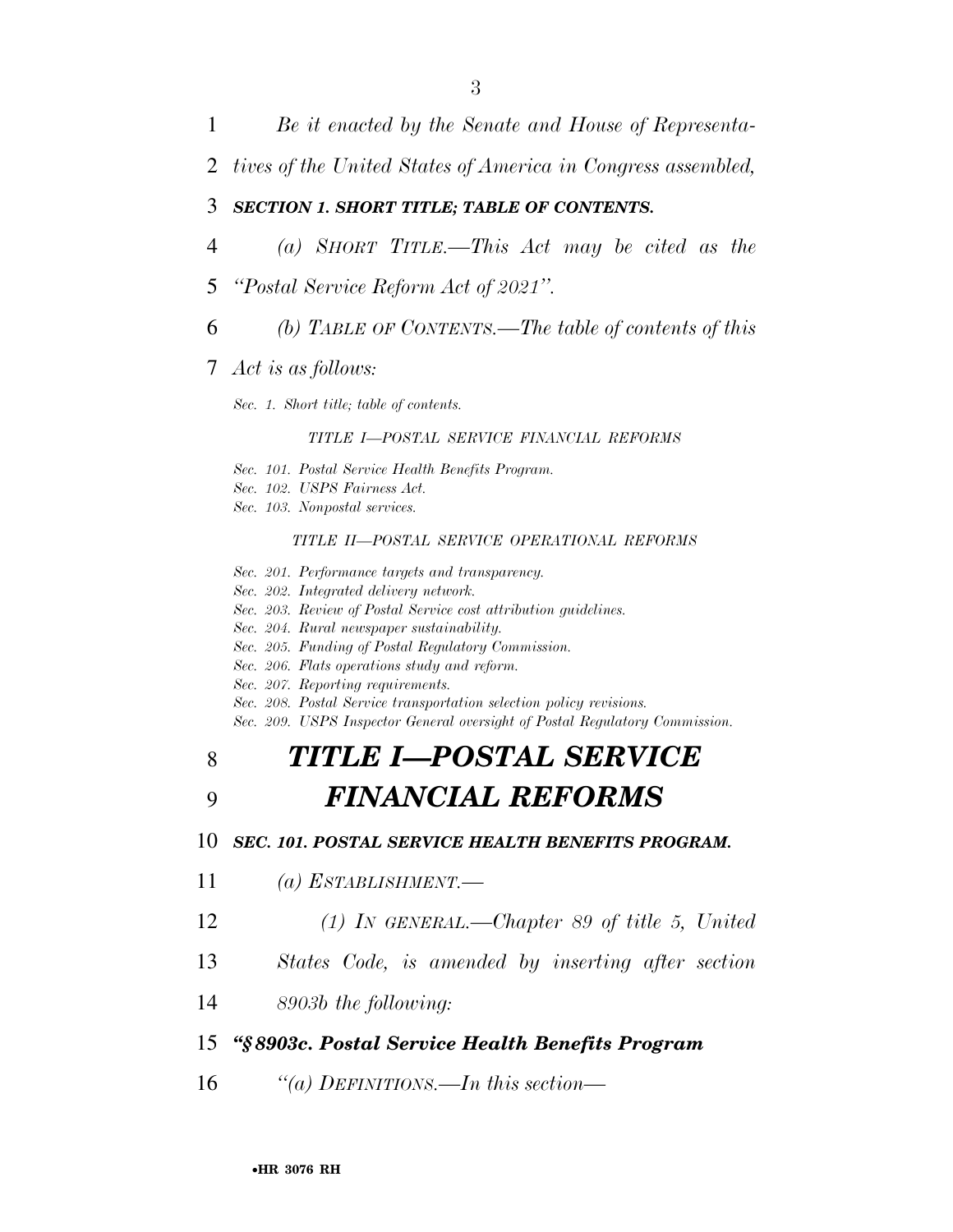*Be it enacted by the Senate and House of Representatives of the United States of America in Congress assembled,*

***SECTION 1. SHORT TITLE; TABLE OF CONTENTS.***

*(a) SHORT TITLE.—This Act may be cited as the "Postal Service Reform Act of 2021".*

*(b) TABLE OF CONTENTS.—The table of contents of this Act is as follows:*

*Sec. 1. Short title; table of contents.*

*TITLE I—POSTAL SERVICE FINANCIAL REFORMS*

*Sec. 101. Postal Service Health Benefits Program.*
*Sec. 102. USPS Fairness Act.*
*Sec. 103. Nonpostal services.*

*TITLE II—POSTAL SERVICE OPERATIONAL REFORMS*

*Sec. 201. Performance targets and transparency.*
*Sec. 202. Integrated delivery network.*
*Sec. 203. Review of Postal Service cost attribution guidelines.*
*Sec. 204. Rural newspaper sustainability.*
*Sec. 205. Funding of Postal Regulatory Commission.*
*Sec. 206. Flats operations study and reform.*
*Sec. 207. Reporting requirements.*
*Sec. 208. Postal Service transportation selection policy revisions.*
*Sec. 209. USPS Inspector General oversight of Postal Regulatory Commission.*

# *TITLE I—POSTAL SERVICE FINANCIAL REFORMS*

***SEC. 101. POSTAL SERVICE HEALTH BENEFITS PROGRAM.***

*(a) ESTABLISHMENT.—*

*(1) IN GENERAL.—Chapter 89 of title 5, United States Code, is amended by inserting after section 8903b the following:*

***"§8903c. Postal Service Health Benefits Program***

*"(a) DEFINITIONS.—In this section—*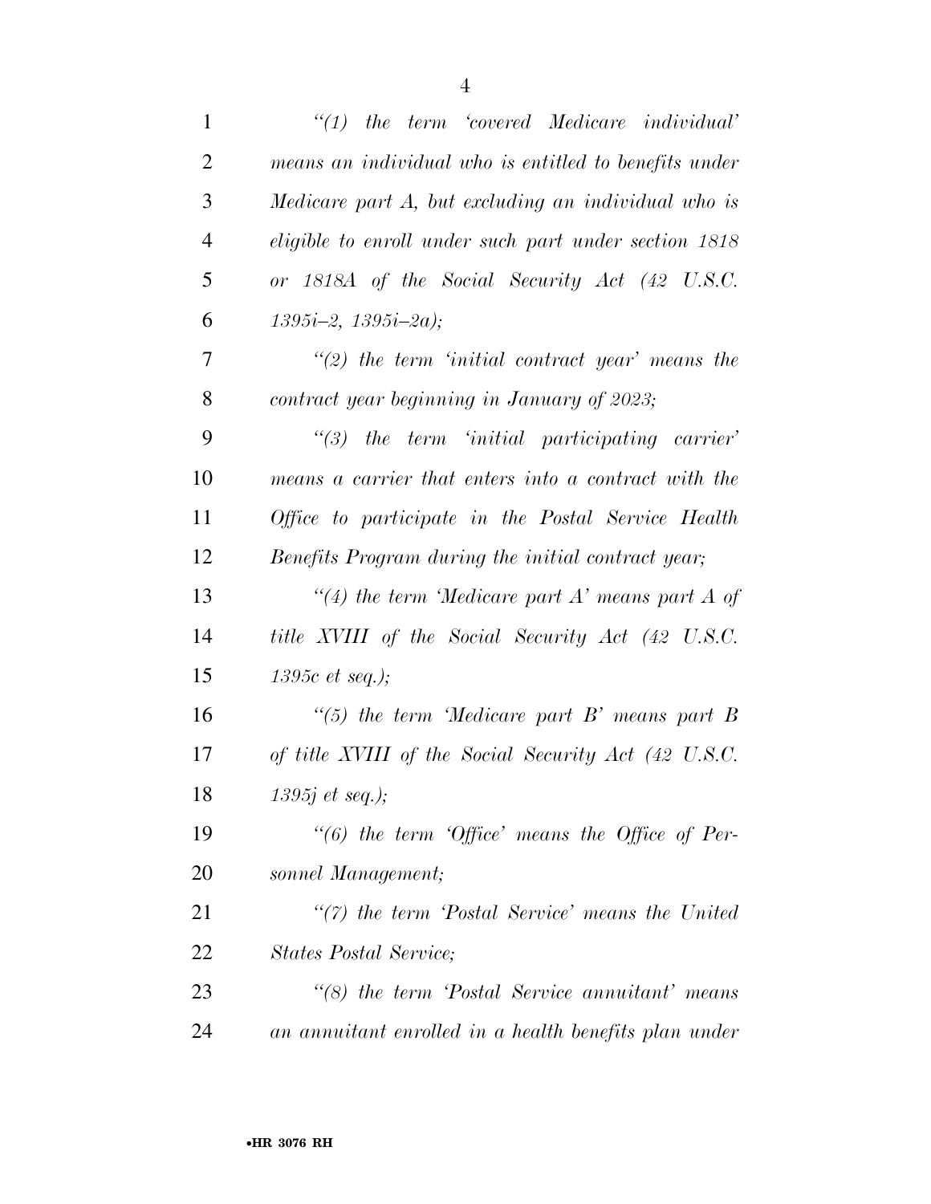*"(1) the term 'covered Medicare individual' means an individual who is entitled to benefits under Medicare part A, but excluding an individual who is eligible to enroll under such part under section 1818 or 1818A of the Social Security Act (42 U.S.C. 1395i–2, 1395i–2a);*

*"(2) the term 'initial contract year' means the contract year beginning in January of 2023;*

*"(3) the term 'initial participating carrier' means a carrier that enters into a contract with the Office to participate in the Postal Service Health Benefits Program during the initial contract year;*

*"(4) the term 'Medicare part A' means part A of title XVIII of the Social Security Act (42 U.S.C. 1395c et seq.);*

*"(5) the term 'Medicare part B' means part B of title XVIII of the Social Security Act (42 U.S.C. 1395j et seq.);*

*"(6) the term 'Office' means the Office of Personnel Management;*

*"(7) the term 'Postal Service' means the United States Postal Service;*

*"(8) the term 'Postal Service annuitant' means an annuitant enrolled in a health benefits plan under*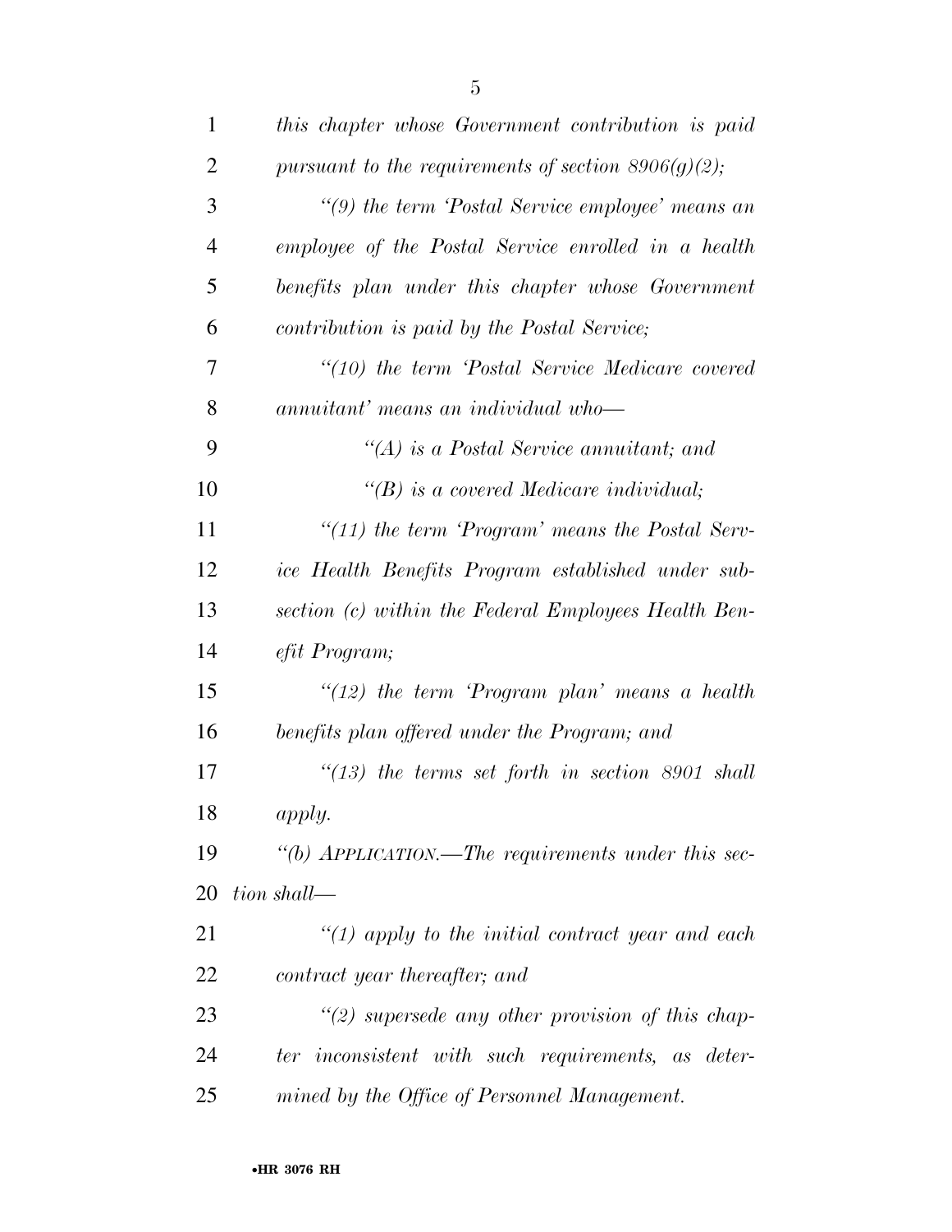*this chapter whose Government contribution is paid pursuant to the requirements of section 8906(g)(2);*

*"(9) the term 'Postal Service employee' means an employee of the Postal Service enrolled in a health benefits plan under this chapter whose Government contribution is paid by the Postal Service;*

*"(10) the term 'Postal Service Medicare covered annuitant' means an individual who—*

*"(A) is a Postal Service annuitant; and*

*"(B) is a covered Medicare individual;*

*"(11) the term 'Program' means the Postal Service Health Benefits Program established under subsection (c) within the Federal Employees Health Benefit Program;*

*"(12) the term 'Program plan' means a health benefits plan offered under the Program; and*

*"(13) the terms set forth in section 8901 shall apply.*

*"(b) APPLICATION.—The requirements under this section shall—*

*"(1) apply to the initial contract year and each contract year thereafter; and*

*"(2) supersede any other provision of this chapter inconsistent with such requirements, as determined by the Office of Personnel Management.*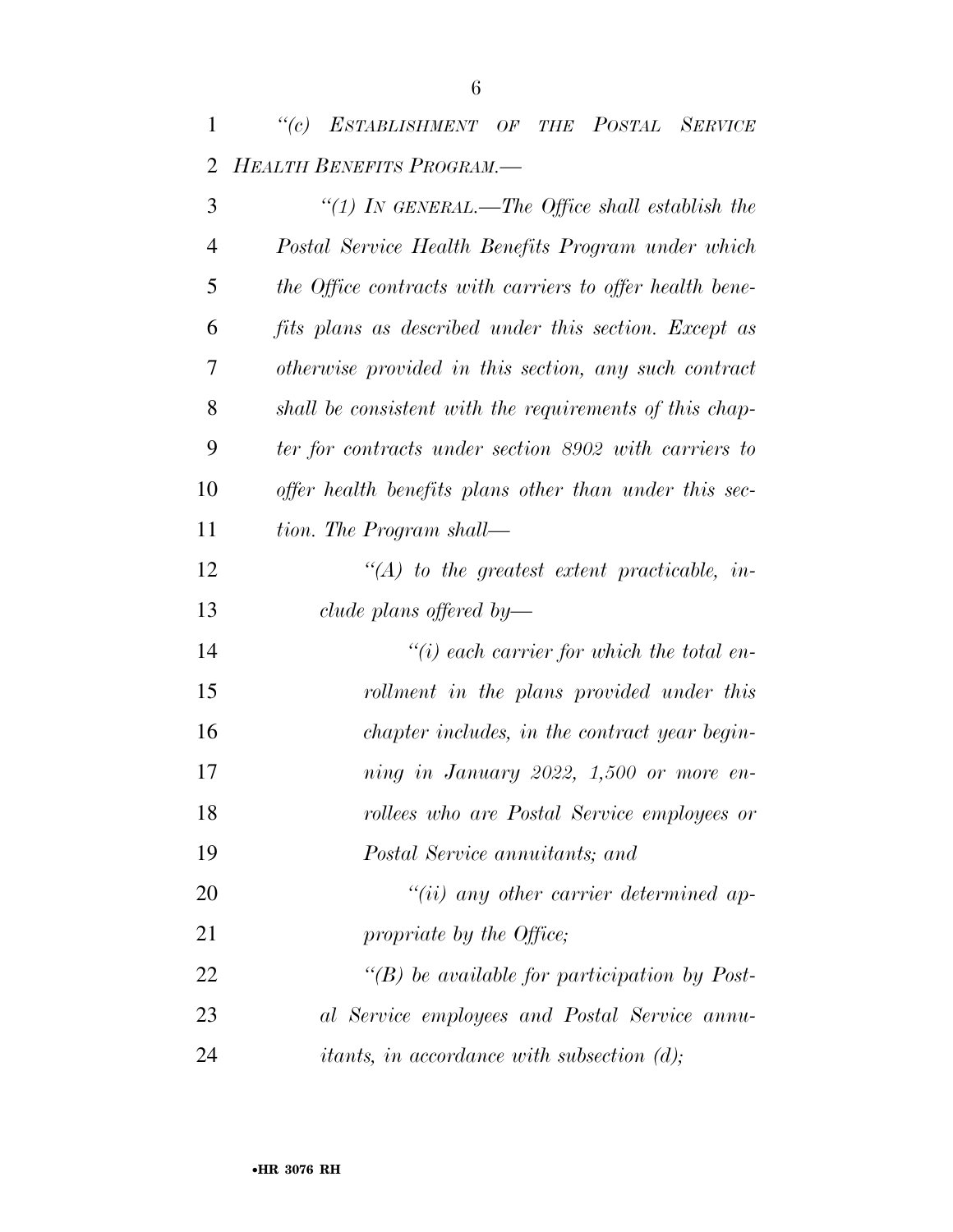*"(c) ESTABLISHMENT OF THE POSTAL SERVICE HEALTH BENEFITS PROGRAM.—*

*"(1) IN GENERAL.—The Office shall establish the Postal Service Health Benefits Program under which the Office contracts with carriers to offer health benefits plans as described under this section. Except as otherwise provided in this section, any such contract shall be consistent with the requirements of this chapter for contracts under section 8902 with carriers to offer health benefits plans other than under this section. The Program shall—*

*"(A) to the greatest extent practicable, include plans offered by—*

*"(i) each carrier for which the total enrollment in the plans provided under this chapter includes, in the contract year beginning in January 2022, 1,500 or more enrollees who are Postal Service employees or Postal Service annuitants; and*

*"(ii) any other carrier determined appropriate by the Office;*

*"(B) be available for participation by Postal Service employees and Postal Service annuitants, in accordance with subsection (d);*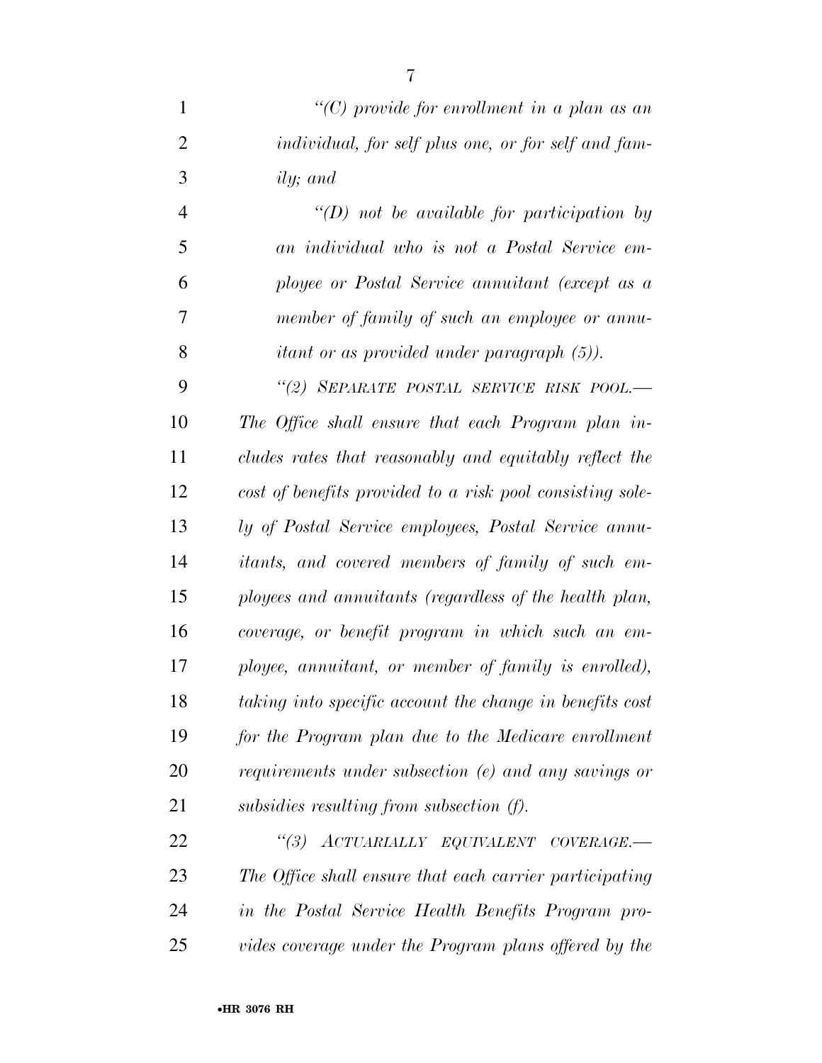*"(C) provide for enrollment in a plan as an individual, for self plus one, or for self and family; and*

*"(D) not be available for participation by an individual who is not a Postal Service employee or Postal Service annuitant (except as a member of family of such an employee or annuitant or as provided under paragraph (5)).*

*"(2) SEPARATE POSTAL SERVICE RISK POOL.—The Office shall ensure that each Program plan includes rates that reasonably and equitably reflect the cost of benefits provided to a risk pool consisting solely of Postal Service employees, Postal Service annuitants, and covered members of family of such employees and annuitants (regardless of the health plan, coverage, or benefit program in which such an employee, annuitant, or member of family is enrolled), taking into specific account the change in benefits cost for the Program plan due to the Medicare enrollment requirements under subsection (e) and any savings or subsidies resulting from subsection (f).*

*"(3) ACTUARIALLY EQUIVALENT COVERAGE.—The Office shall ensure that each carrier participating in the Postal Service Health Benefits Program provides coverage under the Program plans offered by the*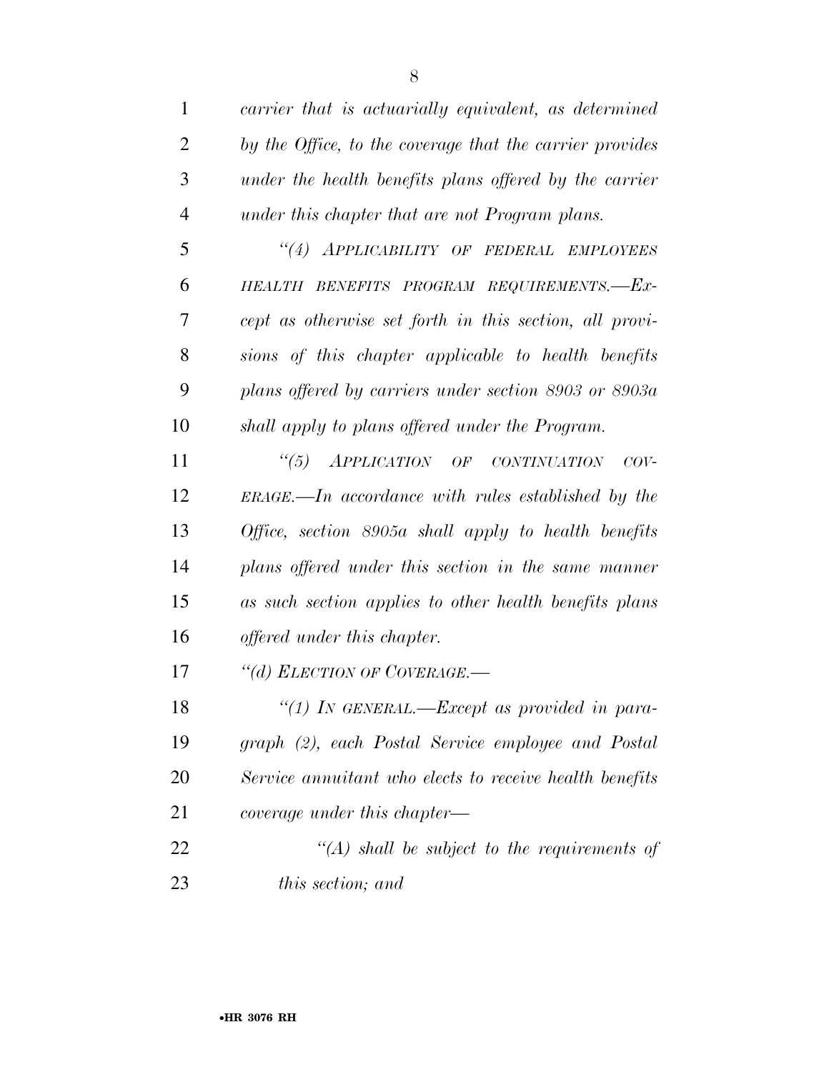*carrier that is actuarially equivalent, as determined by the Office, to the coverage that the carrier provides under the health benefits plans offered by the carrier under this chapter that are not Program plans.*

*"(4) APPLICABILITY OF FEDERAL EMPLOYEES HEALTH BENEFITS PROGRAM REQUIREMENTS.—Except as otherwise set forth in this section, all provisions of this chapter applicable to health benefits plans offered by carriers under section 8903 or 8903a shall apply to plans offered under the Program.*

*"(5) APPLICATION OF CONTINUATION COVERAGE.—In accordance with rules established by the Office, section 8905a shall apply to health benefits plans offered under this section in the same manner as such section applies to other health benefits plans offered under this chapter.*

*"(d) ELECTION OF COVERAGE.—*

*"(1) IN GENERAL.—Except as provided in paragraph (2), each Postal Service employee and Postal Service annuitant who elects to receive health benefits coverage under this chapter—*

*"(A) shall be subject to the requirements of this section; and*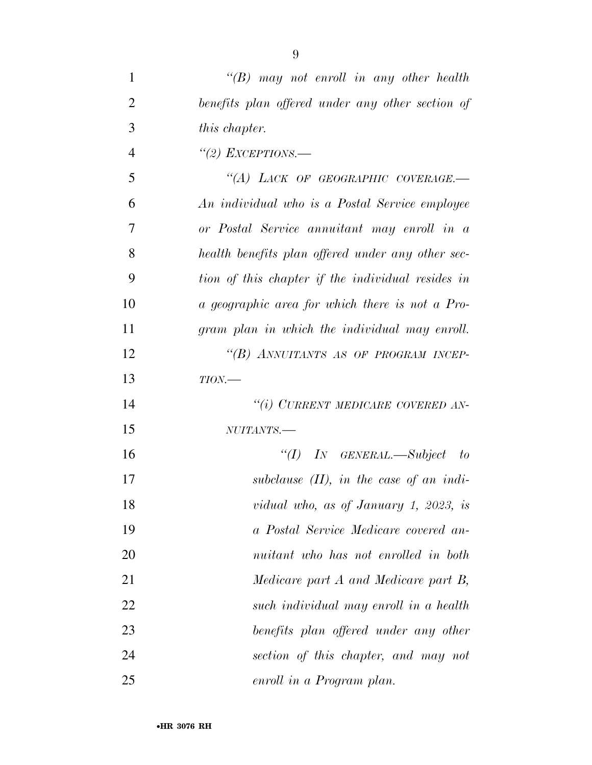*"(B) may not enroll in any other health benefits plan offered under any other section of this chapter.*

*"(2) EXCEPTIONS.—*

*"(A) LACK OF GEOGRAPHIC COVERAGE.— An individual who is a Postal Service employee or Postal Service annuitant may enroll in a health benefits plan offered under any other section of this chapter if the individual resides in a geographic area for which there is not a Program plan in which the individual may enroll.*

*"(B) ANNUITANTS AS OF PROGRAM INCEPTION.—*

*"(i) CURRENT MEDICARE COVERED ANNUITANTS.—*

*"(I) IN GENERAL.—Subject to subclause (II), in the case of an individual who, as of January 1, 2023, is a Postal Service Medicare covered annuitant who has not enrolled in both Medicare part A and Medicare part B, such individual may enroll in a health benefits plan offered under any other section of this chapter, and may not enroll in a Program plan.*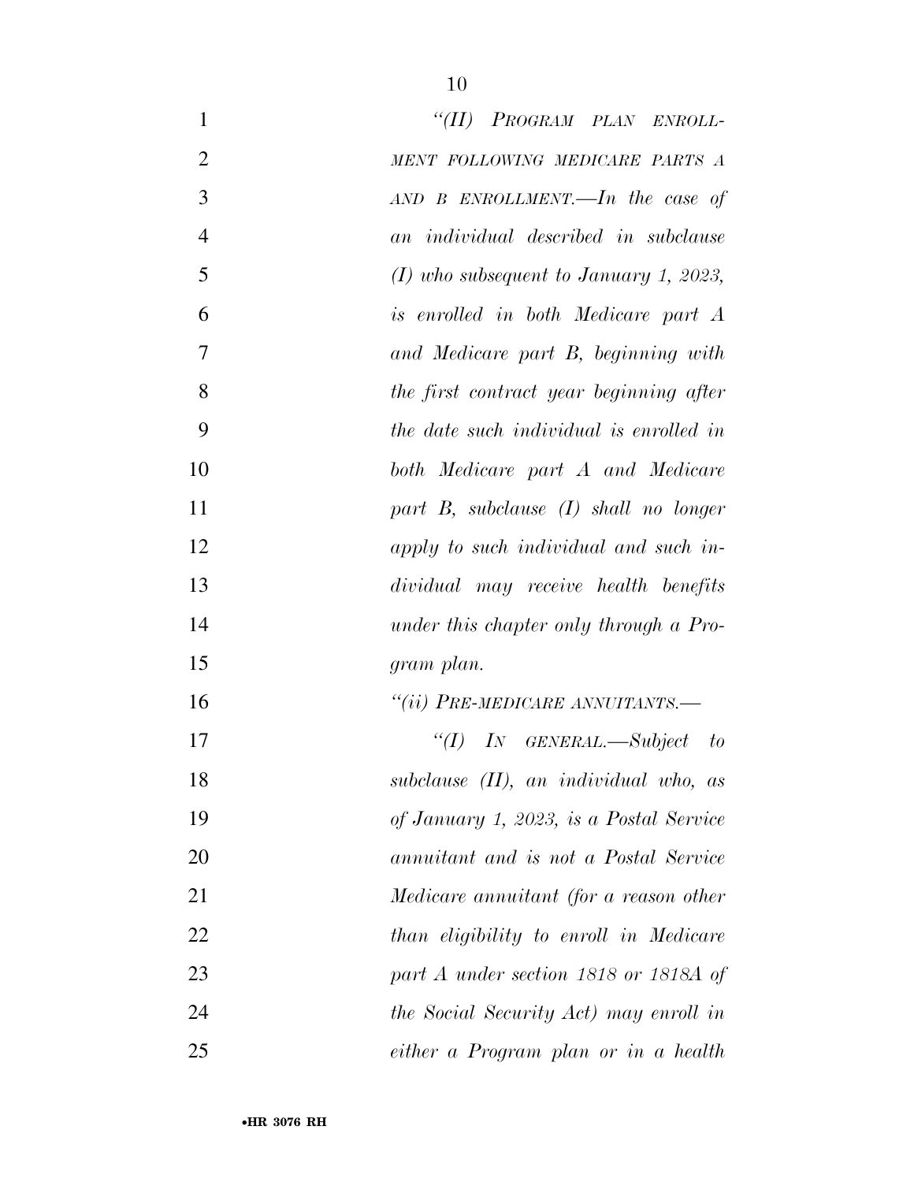*"(II) PROGRAM PLAN ENROLLMENT FOLLOWING MEDICARE PARTS A AND B ENROLLMENT.—In the case of an individual described in subclause (I) who subsequent to January 1, 2023, is enrolled in both Medicare part A and Medicare part B, beginning with the first contract year beginning after the date such individual is enrolled in both Medicare part A and Medicare part B, subclause (I) shall no longer apply to such individual and such individual may receive health benefits under this chapter only through a Program plan.*

*"(ii) PRE-MEDICARE ANNUITANTS.—*

*"(I) IN GENERAL.—Subject to subclause (II), an individual who, as of January 1, 2023, is a Postal Service annuitant and is not a Postal Service Medicare annuitant (for a reason other than eligibility to enroll in Medicare part A under section 1818 or 1818A of the Social Security Act) may enroll in either a Program plan or in a health*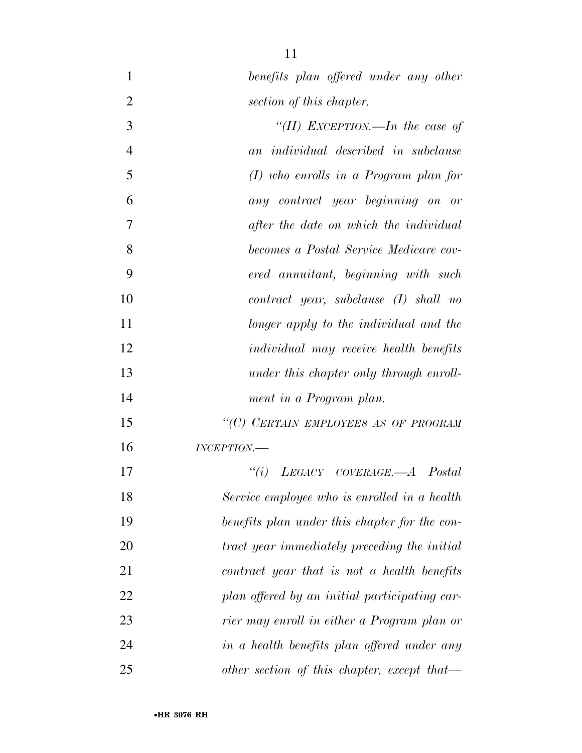*benefits plan offered under any other section of this chapter.*

*"(II) EXCEPTION.—In the case of an individual described in subclause (I) who enrolls in a Program plan for any contract year beginning on or after the date on which the individual becomes a Postal Service Medicare covered annuitant, beginning with such contract year, subclause (I) shall no longer apply to the individual and the individual may receive health benefits under this chapter only through enrollment in a Program plan.*

*"(C) CERTAIN EMPLOYEES AS OF PROGRAM INCEPTION.—*

*"(i) LEGACY COVERAGE.—A Postal Service employee who is enrolled in a health benefits plan under this chapter for the contract year immediately preceding the initial contract year that is not a health benefits plan offered by an initial participating carrier may enroll in either a Program plan or in a health benefits plan offered under any other section of this chapter, except that—*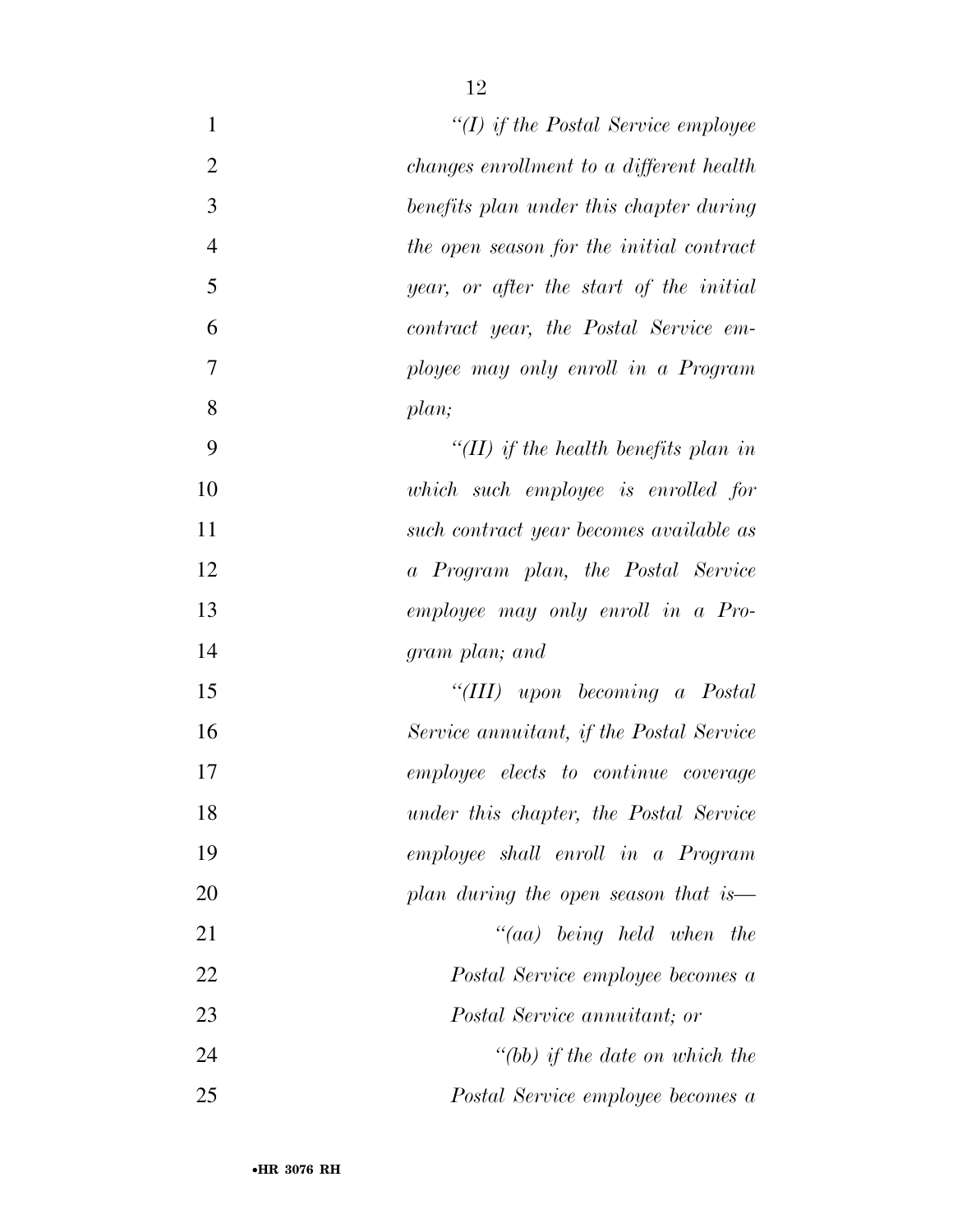*"(I) if the Postal Service employee changes enrollment to a different health benefits plan under this chapter during the open season for the initial contract year, or after the start of the initial contract year, the Postal Service employee may only enroll in a Program plan;*

*"(II) if the health benefits plan in which such employee is enrolled for such contract year becomes available as a Program plan, the Postal Service employee may only enroll in a Program plan; and*

*"(III) upon becoming a Postal Service annuitant, if the Postal Service employee elects to continue coverage under this chapter, the Postal Service employee shall enroll in a Program plan during the open season that is—*

*"(aa) being held when the Postal Service employee becomes a Postal Service annuitant; or*

*"(bb) if the date on which the Postal Service employee becomes a*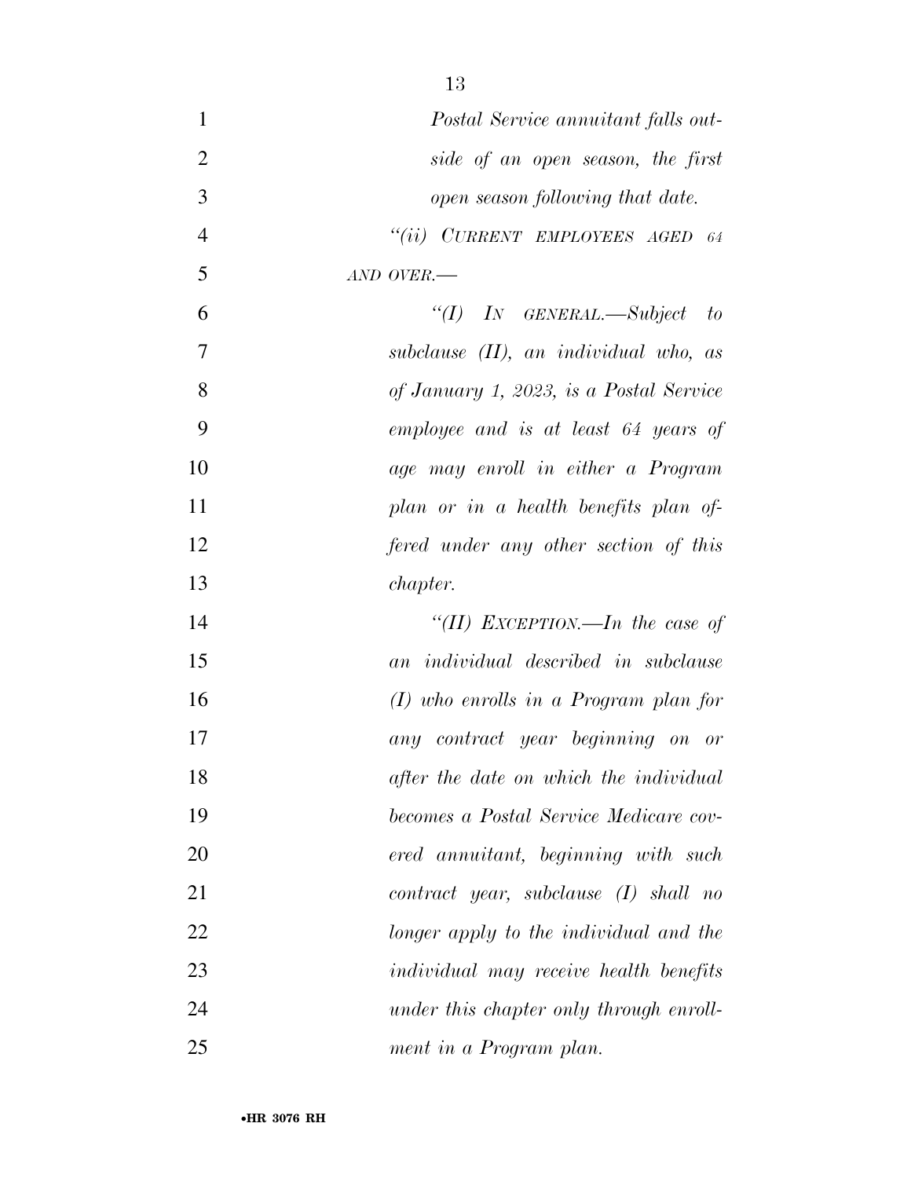*Postal Service annuitant falls outside of an open season, the first open season following that date.*

*"(ii) CURRENT EMPLOYEES AGED 64 AND OVER.—*

*"(I) IN GENERAL.—Subject to subclause (II), an individual who, as of January 1, 2023, is a Postal Service employee and is at least 64 years of age may enroll in either a Program plan or in a health benefits plan offered under any other section of this chapter.*

*"(II) EXCEPTION.—In the case of an individual described in subclause (I) who enrolls in a Program plan for any contract year beginning on or after the date on which the individual becomes a Postal Service Medicare covered annuitant, beginning with such contract year, subclause (I) shall no longer apply to the individual and the individual may receive health benefits under this chapter only through enrollment in a Program plan.*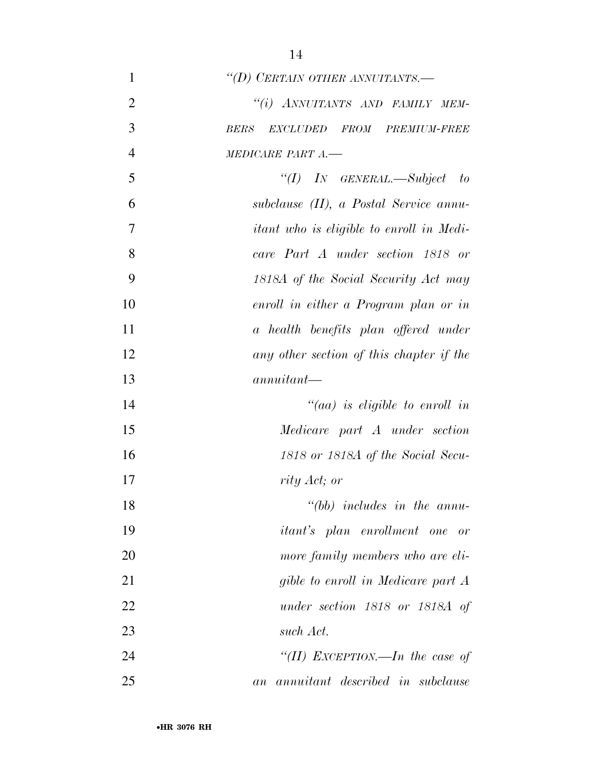*"(D) CERTAIN OTHER ANNUITANTS.—*

*"(i) ANNUITANTS AND FAMILY MEMBERS EXCLUDED FROM PREMIUM-FREE MEDICARE PART A.—*

*"(I) IN GENERAL.—Subject to subclause (II), a Postal Service annuitant who is eligible to enroll in Medicare Part A under section 1818 or 1818A of the Social Security Act may enroll in either a Program plan or in a health benefits plan offered under any other section of this chapter if the annuitant—*

*"(aa) is eligible to enroll in Medicare part A under section 1818 or 1818A of the Social Security Act; or*

*"(bb) includes in the annuitant's plan enrollment one or more family members who are eligible to enroll in Medicare part A under section 1818 or 1818A of such Act.*

*"(II) EXCEPTION.—In the case of an annuitant described in subclause*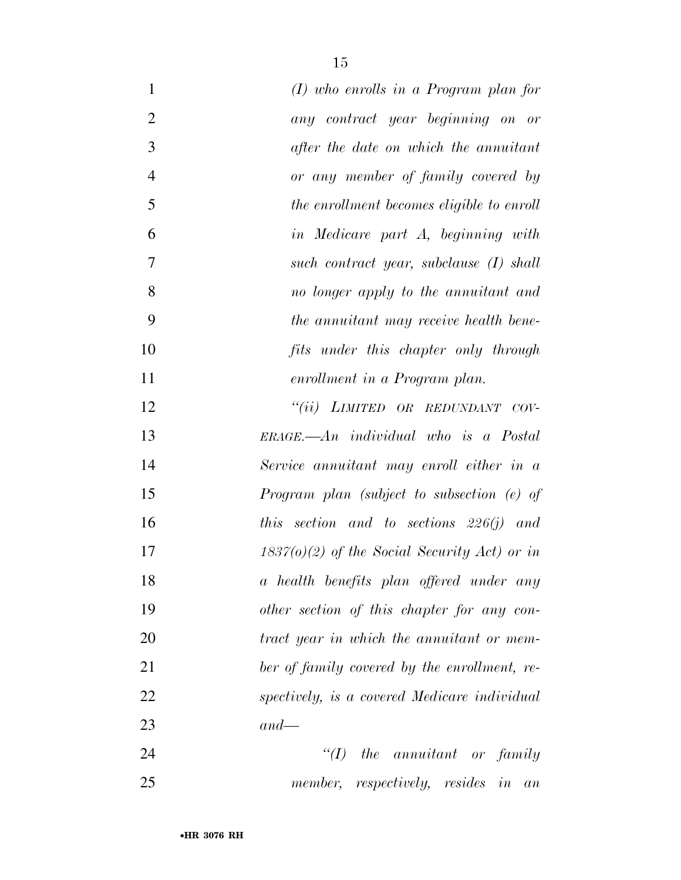*(I) who enrolls in a Program plan for any contract year beginning on or after the date on which the annuitant or any member of family covered by the enrollment becomes eligible to enroll in Medicare part A, beginning with such contract year, subclause (I) shall no longer apply to the annuitant and the annuitant may receive health benefits under this chapter only through enrollment in a Program plan.*

*''(ii) LIMITED OR REDUNDANT COVERAGE.—An individual who is a Postal Service annuitant may enroll either in a Program plan (subject to subsection (e) of this section and to sections 226(j) and 1837(o)(2) of the Social Security Act) or in a health benefits plan offered under any other section of this chapter for any contract year in which the annuitant or member of family covered by the enrollment, respectively, is a covered Medicare individual and—*

*''(I) the annuitant or family member, respectively, resides in an*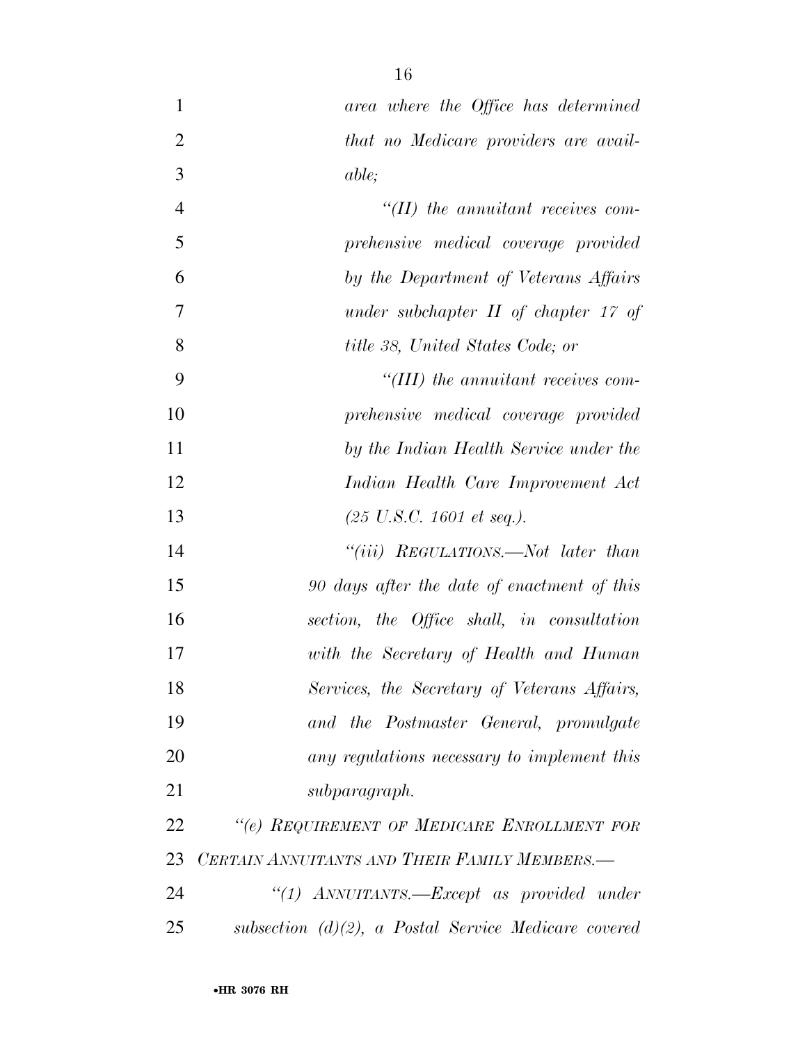*area where the Office has determined that no Medicare providers are available;*

*"(II) the annuitant receives comprehensive medical coverage provided by the Department of Veterans Affairs under subchapter II of chapter 17 of title 38, United States Code; or*

*"(III) the annuitant receives comprehensive medical coverage provided by the Indian Health Service under the Indian Health Care Improvement Act (25 U.S.C. 1601 et seq.).*

*"(iii) REGULATIONS.—Not later than 90 days after the date of enactment of this section, the Office shall, in consultation with the Secretary of Health and Human Services, the Secretary of Veterans Affairs, and the Postmaster General, promulgate any regulations necessary to implement this subparagraph.*

*"(e) REQUIREMENT OF MEDICARE ENROLLMENT FOR CERTAIN ANNUITANTS AND THEIR FAMILY MEMBERS.—*

*"(1) ANNUITANTS.—Except as provided under subsection (d)(2), a Postal Service Medicare covered*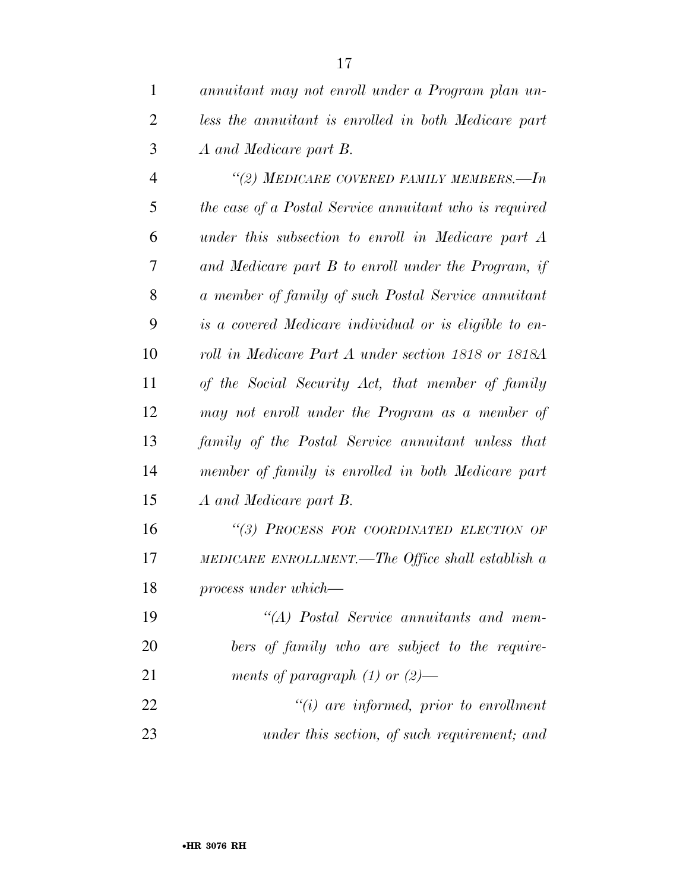*annuitant may not enroll under a Program plan unless the annuitant is enrolled in both Medicare part A and Medicare part B.*

*"(2) MEDICARE COVERED FAMILY MEMBERS.—In the case of a Postal Service annuitant who is required under this subsection to enroll in Medicare part A and Medicare part B to enroll under the Program, if a member of family of such Postal Service annuitant is a covered Medicare individual or is eligible to enroll in Medicare Part A under section 1818 or 1818A of the Social Security Act, that member of family may not enroll under the Program as a member of family of the Postal Service annuitant unless that member of family is enrolled in both Medicare part A and Medicare part B.*

*"(3) PROCESS FOR COORDINATED ELECTION OF MEDICARE ENROLLMENT.—The Office shall establish a process under which—*

*"(A) Postal Service annuitants and members of family who are subject to the requirements of paragraph (1) or (2)—*

*"(i) are informed, prior to enrollment under this section, of such requirement; and*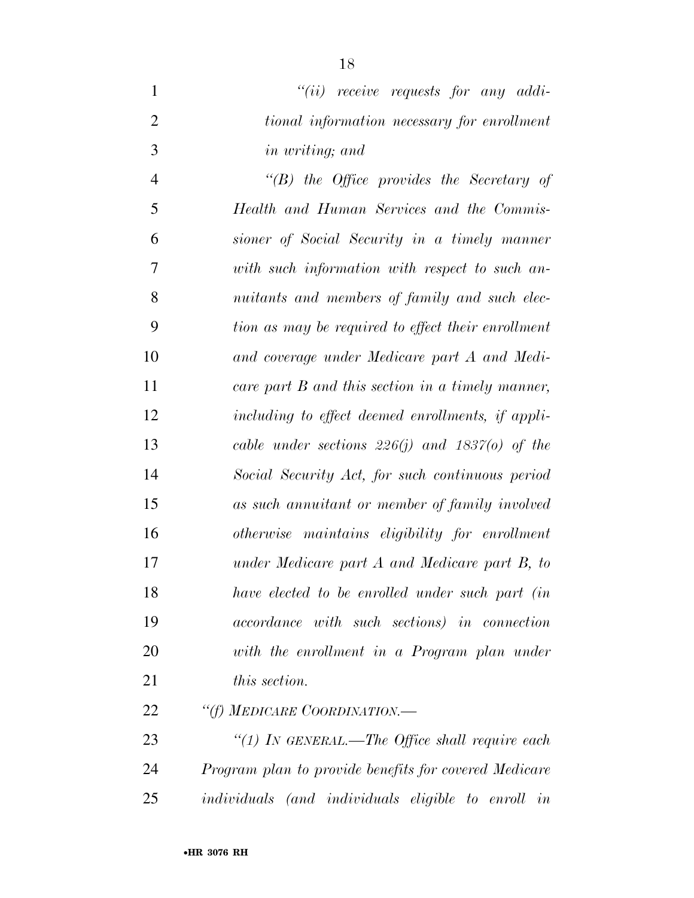*"(ii) receive requests for any additional information necessary for enrollment in writing; and*

*"(B) the Office provides the Secretary of Health and Human Services and the Commissioner of Social Security in a timely manner with such information with respect to such annuitants and members of family and such election as may be required to effect their enrollment and coverage under Medicare part A and Medicare part B and this section in a timely manner, including to effect deemed enrollments, if applicable under sections 226(j) and 1837(o) of the Social Security Act, for such continuous period as such annuitant or member of family involved otherwise maintains eligibility for enrollment under Medicare part A and Medicare part B, to have elected to be enrolled under such part (in accordance with such sections) in connection with the enrollment in a Program plan under this section.*

*"(f) MEDICARE COORDINATION.—*

*"(1) IN GENERAL.—The Office shall require each Program plan to provide benefits for covered Medicare individuals (and individuals eligible to enroll in*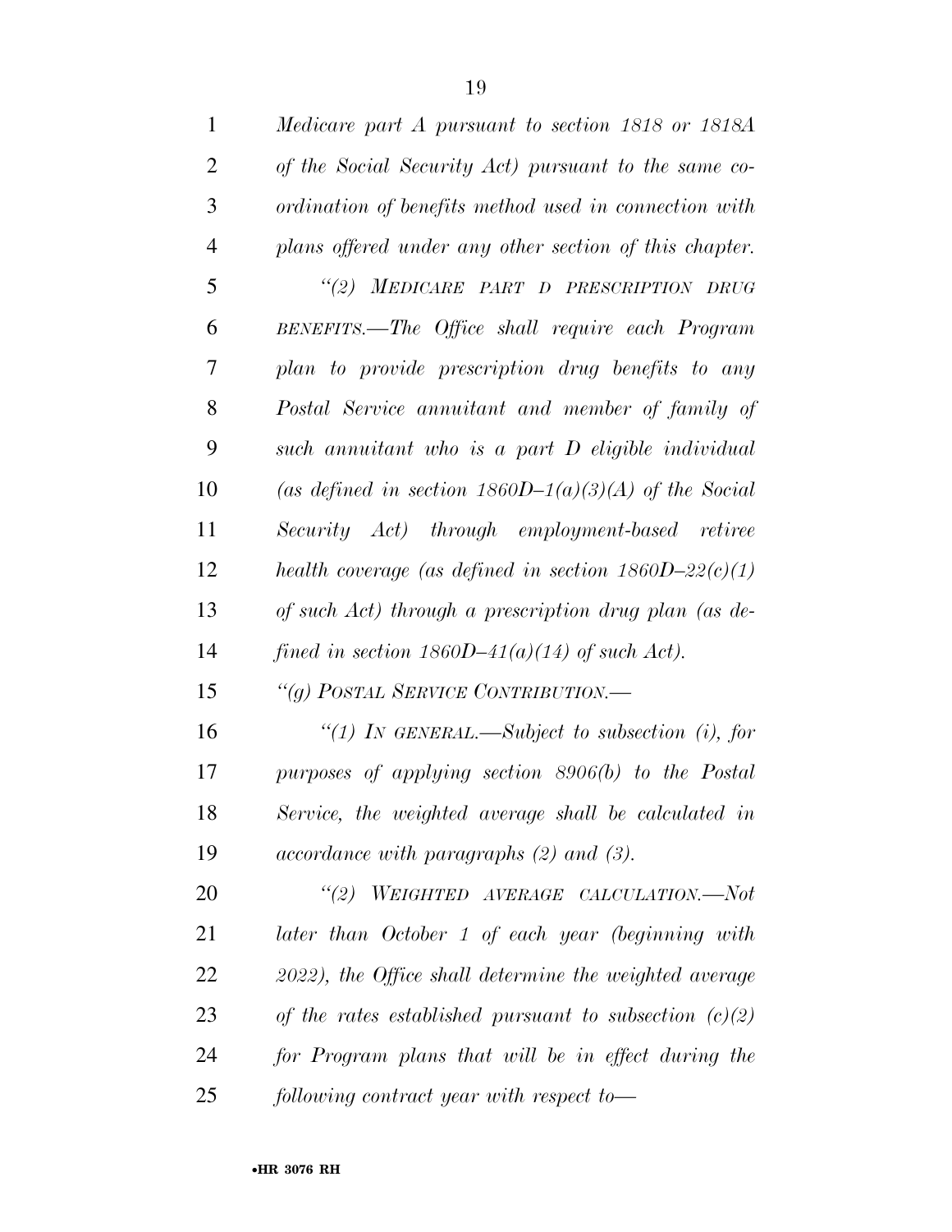*Medicare part A pursuant to section 1818 or 1818A of the Social Security Act) pursuant to the same coordination of benefits method used in connection with plans offered under any other section of this chapter.*

*"(2) MEDICARE PART D PRESCRIPTION DRUG BENEFITS.—The Office shall require each Program plan to provide prescription drug benefits to any Postal Service annuitant and member of family of such annuitant who is a part D eligible individual (as defined in section 1860D–1(a)(3)(A) of the Social Security Act) through employment-based retiree health coverage (as defined in section 1860D–22(c)(1) of such Act) through a prescription drug plan (as defined in section 1860D–41(a)(14) of such Act).*

*"(g) POSTAL SERVICE CONTRIBUTION.—*

*"(1) IN GENERAL.—Subject to subsection (i), for purposes of applying section 8906(b) to the Postal Service, the weighted average shall be calculated in accordance with paragraphs (2) and (3).*

*"(2) WEIGHTED AVERAGE CALCULATION.—Not later than October 1 of each year (beginning with 2022), the Office shall determine the weighted average of the rates established pursuant to subsection (c)(2) for Program plans that will be in effect during the following contract year with respect to—*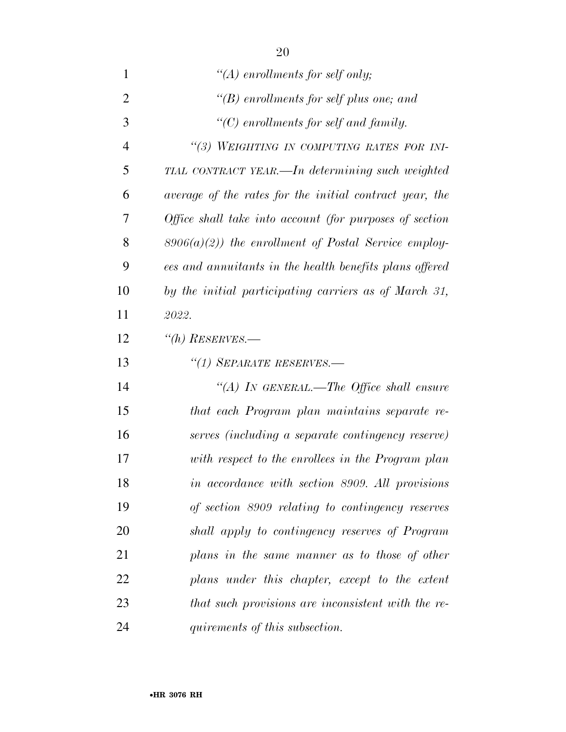*"(A) enrollments for self only;*

*"(B) enrollments for self plus one; and*

*"(C) enrollments for self and family.*

*"(3) WEIGHTING IN COMPUTING RATES FOR INITIAL CONTRACT YEAR.—In determining such weighted average of the rates for the initial contract year, the Office shall take into account (for purposes of section 8906(a)(2)) the enrollment of Postal Service employees and annuitants in the health benefits plans offered by the initial participating carriers as of March 31, 2022.*

*"(h) RESERVES.—*

*"(1) SEPARATE RESERVES.—*

*"(A) IN GENERAL.—The Office shall ensure that each Program plan maintains separate reserves (including a separate contingency reserve) with respect to the enrollees in the Program plan in accordance with section 8909. All provisions of section 8909 relating to contingency reserves shall apply to contingency reserves of Program plans in the same manner as to those of other plans under this chapter, except to the extent that such provisions are inconsistent with the requirements of this subsection.*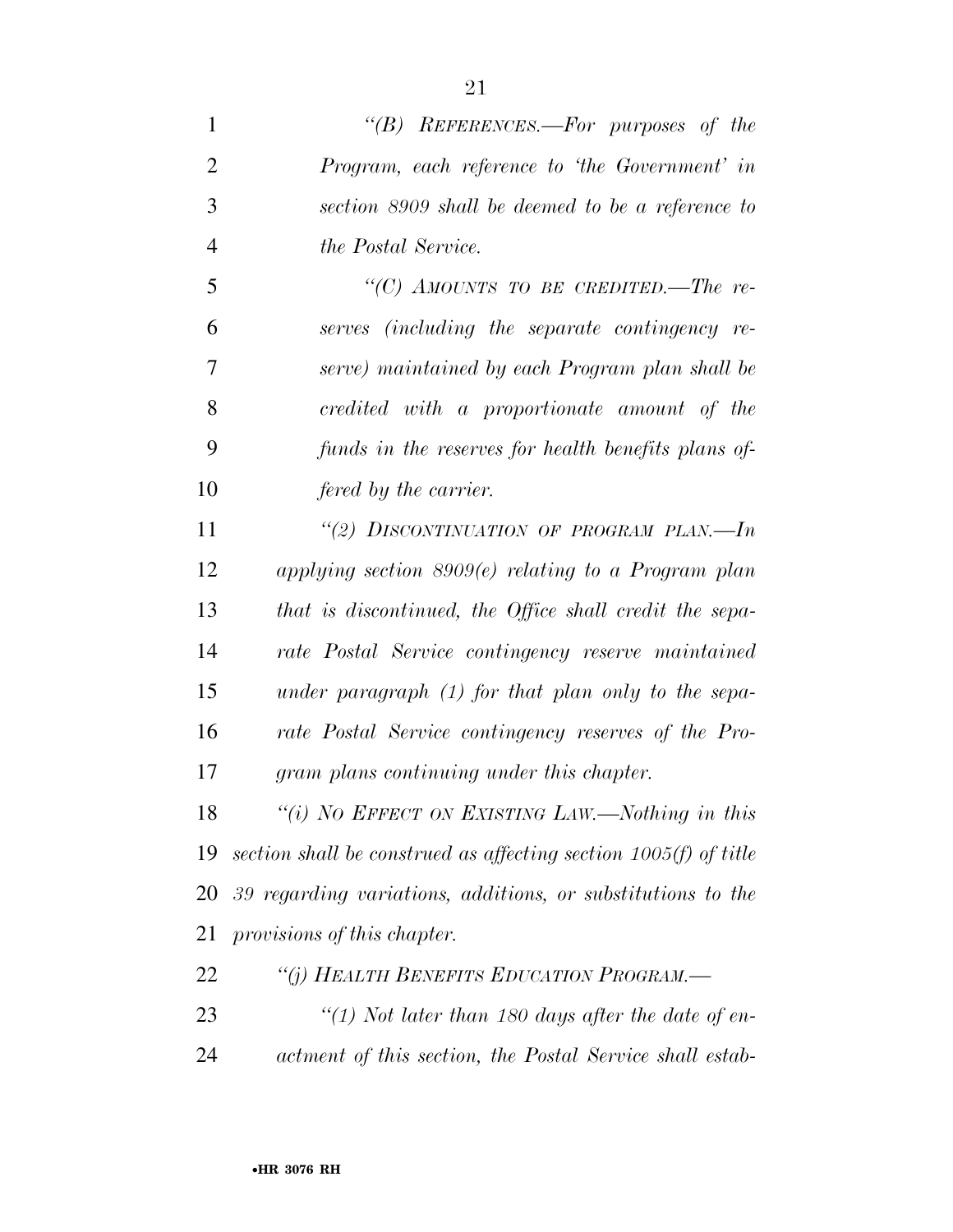*"(B) REFERENCES.—For purposes of the Program, each reference to 'the Government' in section 8909 shall be deemed to be a reference to the Postal Service.*

*"(C) AMOUNTS TO BE CREDITED.—The reserves (including the separate contingency reserve) maintained by each Program plan shall be credited with a proportionate amount of the funds in the reserves for health benefits plans offered by the carrier.*

*"(2) DISCONTINUATION OF PROGRAM PLAN.—In applying section 8909(e) relating to a Program plan that is discontinued, the Office shall credit the separate Postal Service contingency reserve maintained under paragraph (1) for that plan only to the separate Postal Service contingency reserves of the Program plans continuing under this chapter.*

*"(i) NO EFFECT ON EXISTING LAW.—Nothing in this section shall be construed as affecting section 1005(f) of title 39 regarding variations, additions, or substitutions to the provisions of this chapter.*

*"(j) HEALTH BENEFITS EDUCATION PROGRAM.—*

*"(1) Not later than 180 days after the date of enactment of this section, the Postal Service shall estab-*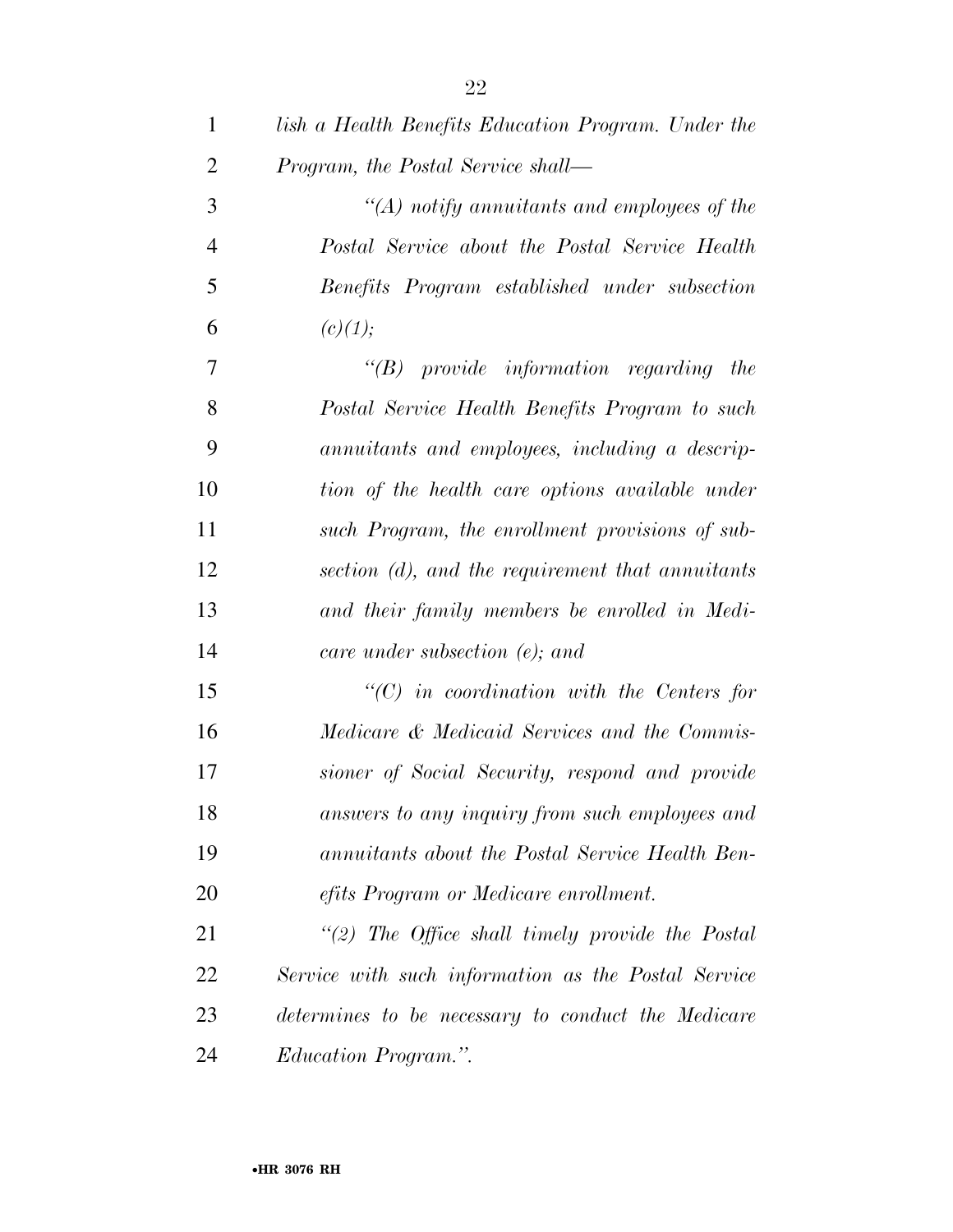*lish a Health Benefits Education Program. Under the Program, the Postal Service shall—*

*"(A) notify annuitants and employees of the Postal Service about the Postal Service Health Benefits Program established under subsection (c)(1);*

*"(B) provide information regarding the Postal Service Health Benefits Program to such annuitants and employees, including a description of the health care options available under such Program, the enrollment provisions of subsection (d), and the requirement that annuitants and their family members be enrolled in Medicare under subsection (e); and*

*"(C) in coordination with the Centers for Medicare & Medicaid Services and the Commissioner of Social Security, respond and provide answers to any inquiry from such employees and annuitants about the Postal Service Health Benefits Program or Medicare enrollment.*

*"(2) The Office shall timely provide the Postal Service with such information as the Postal Service determines to be necessary to conduct the Medicare Education Program.".*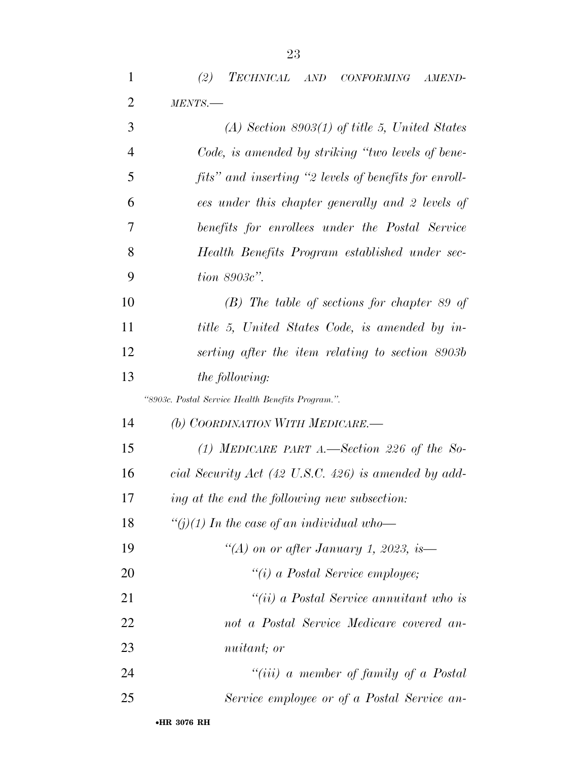*(2) TECHNICAL AND CONFORMING AMENDMENTS.—*

*(A) Section 8903(1) of title 5, United States Code, is amended by striking "two levels of benefits" and inserting "2 levels of benefits for enrollees under this chapter generally and 2 levels of benefits for enrollees under the Postal Service Health Benefits Program established under section 8903c".*

*(B) The table of sections for chapter 89 of title 5, United States Code, is amended by inserting after the item relating to section 8903b the following:*

*"8903c. Postal Service Health Benefits Program.".*

*(b) COORDINATION WITH MEDICARE.—*

*(1) MEDICARE PART A.—Section 226 of the Social Security Act (42 U.S.C. 426) is amended by adding at the end the following new subsection:*

*"(j)(1) In the case of an individual who—*

*"(A) on or after January 1, 2023, is—*

*"(i) a Postal Service employee;*

*"(ii) a Postal Service annuitant who is not a Postal Service Medicare covered annuitant; or*

*"(iii) a member of family of a Postal Service employee or of a Postal Service an-*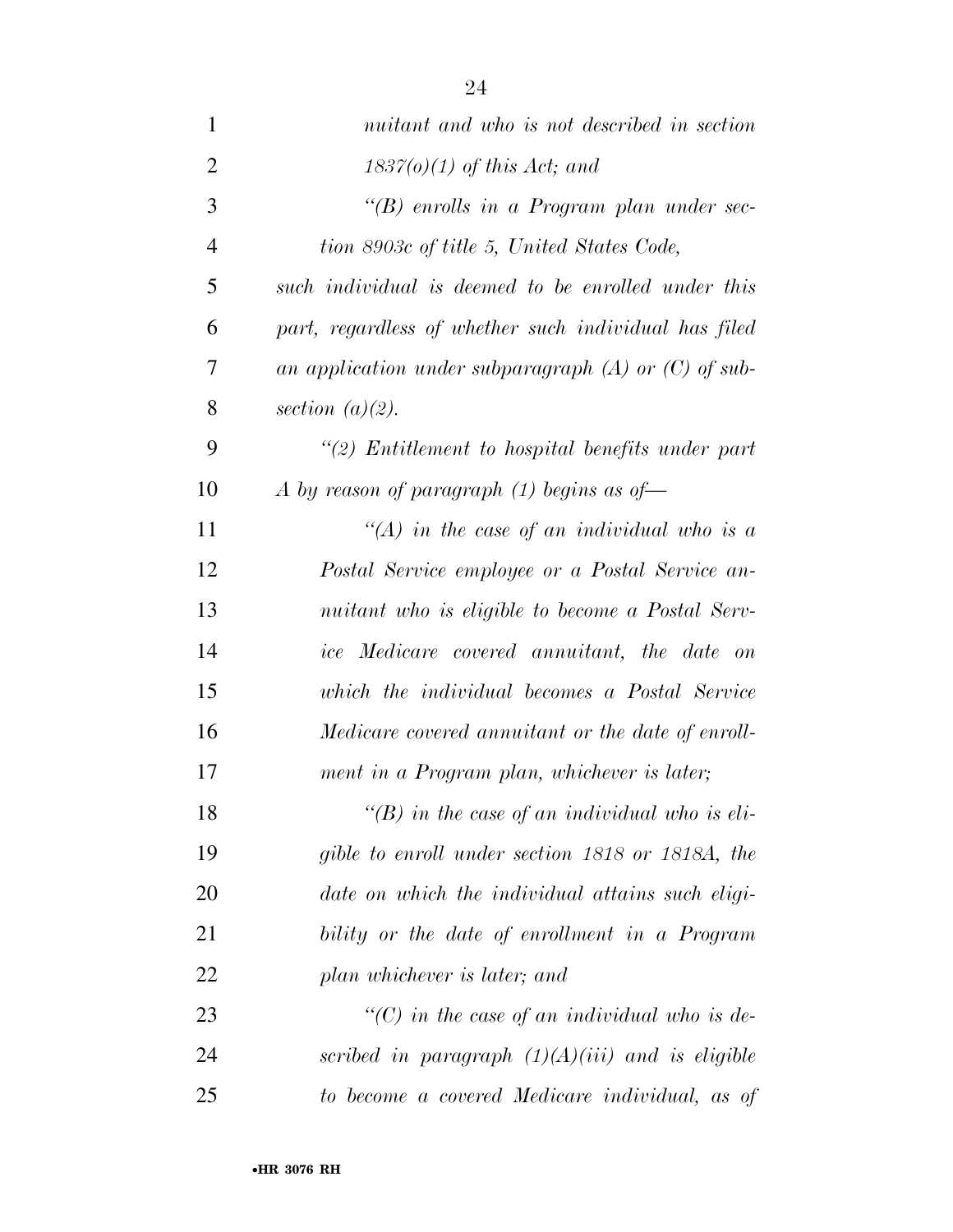*nuitant and who is not described in section 1837(o)(1) of this Act; and*

*"(B) enrolls in a Program plan under section 8903c of title 5, United States Code,*

*such individual is deemed to be enrolled under this part, regardless of whether such individual has filed an application under subparagraph (A) or (C) of subsection (a)(2).*

*"(2) Entitlement to hospital benefits under part A by reason of paragraph (1) begins as of—*

*"(A) in the case of an individual who is a Postal Service employee or a Postal Service annuitant who is eligible to become a Postal Service Medicare covered annuitant, the date on which the individual becomes a Postal Service Medicare covered annuitant or the date of enrollment in a Program plan, whichever is later;*

*"(B) in the case of an individual who is eligible to enroll under section 1818 or 1818A, the date on which the individual attains such eligibility or the date of enrollment in a Program plan whichever is later; and*

*"(C) in the case of an individual who is described in paragraph (1)(A)(iii) and is eligible to become a covered Medicare individual, as of*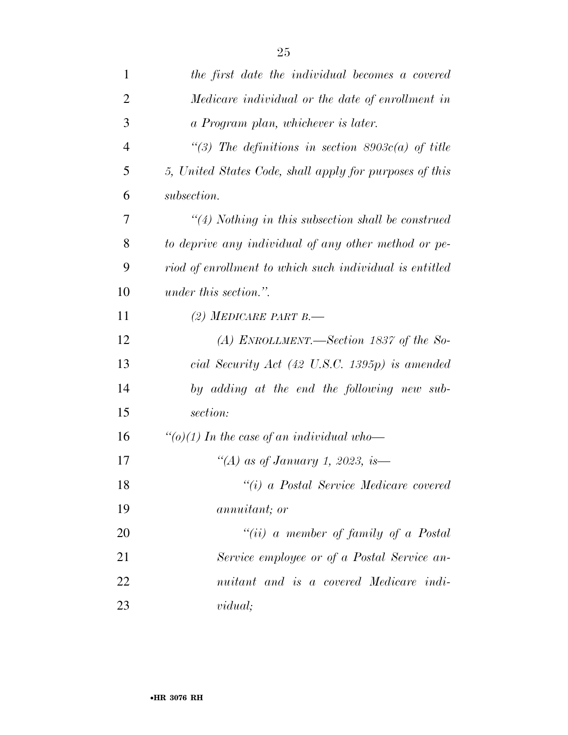*the first date the individual becomes a covered Medicare individual or the date of enrollment in a Program plan, whichever is later.*

*"(3) The definitions in section 8903c(a) of title 5, United States Code, shall apply for purposes of this subsection.*

*"(4) Nothing in this subsection shall be construed to deprive any individual of any other method or period of enrollment to which such individual is entitled under this section.".*

*(2) MEDICARE PART B.—*

*(A) ENROLLMENT.—Section 1837 of the Social Security Act (42 U.S.C. 1395p) is amended by adding at the end the following new subsection:*

*"(o)(1) In the case of an individual who—*

*"(A) as of January 1, 2023, is—*

*"(i) a Postal Service Medicare covered annuitant; or*

*"(ii) a member of family of a Postal Service employee or of a Postal Service annuitant and is a covered Medicare individual;*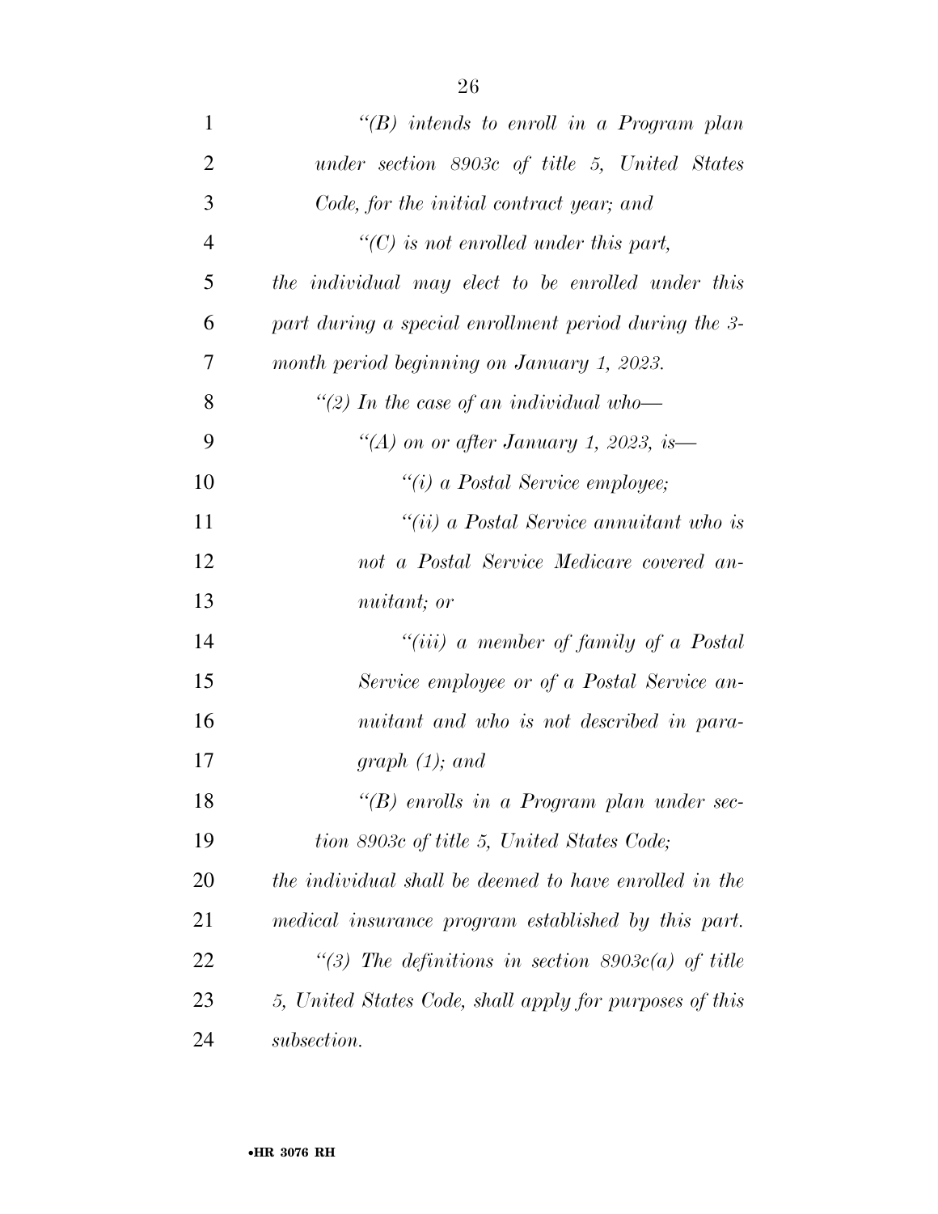*"(B) intends to enroll in a Program plan under section 8903c of title 5, United States Code, for the initial contract year; and*

*"(C) is not enrolled under this part,*

*the individual may elect to be enrolled under this part during a special enrollment period during the 3-month period beginning on January 1, 2023.*

*"(2) In the case of an individual who—*

*"(A) on or after January 1, 2023, is—*

*"(i) a Postal Service employee;*

*"(ii) a Postal Service annuitant who is not a Postal Service Medicare covered annuitant; or*

*"(iii) a member of family of a Postal Service employee or of a Postal Service annuitant and who is not described in paragraph (1); and*

*"(B) enrolls in a Program plan under section 8903c of title 5, United States Code;*

*the individual shall be deemed to have enrolled in the medical insurance program established by this part.*

*"(3) The definitions in section 8903c(a) of title 5, United States Code, shall apply for purposes of this subsection.*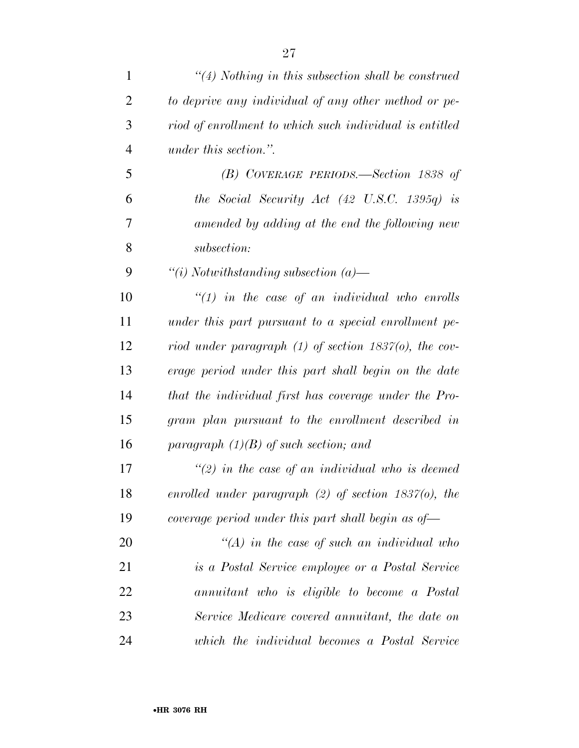*"(4) Nothing in this subsection shall be construed to deprive any individual of any other method or period of enrollment to which such individual is entitled under this section.".*

*(B) COVERAGE PERIODS.—Section 1838 of the Social Security Act (42 U.S.C. 1395q) is amended by adding at the end the following new subsection:*

*"(i) Notwithstanding subsection (a)—*

*"(1) in the case of an individual who enrolls under this part pursuant to a special enrollment period under paragraph (1) of section 1837(o), the coverage period under this part shall begin on the date that the individual first has coverage under the Program plan pursuant to the enrollment described in paragraph (1)(B) of such section; and*

*"(2) in the case of an individual who is deemed enrolled under paragraph (2) of section 1837(o), the coverage period under this part shall begin as of—*

*"(A) in the case of such an individual who is a Postal Service employee or a Postal Service annuitant who is eligible to become a Postal Service Medicare covered annuitant, the date on which the individual becomes a Postal Service*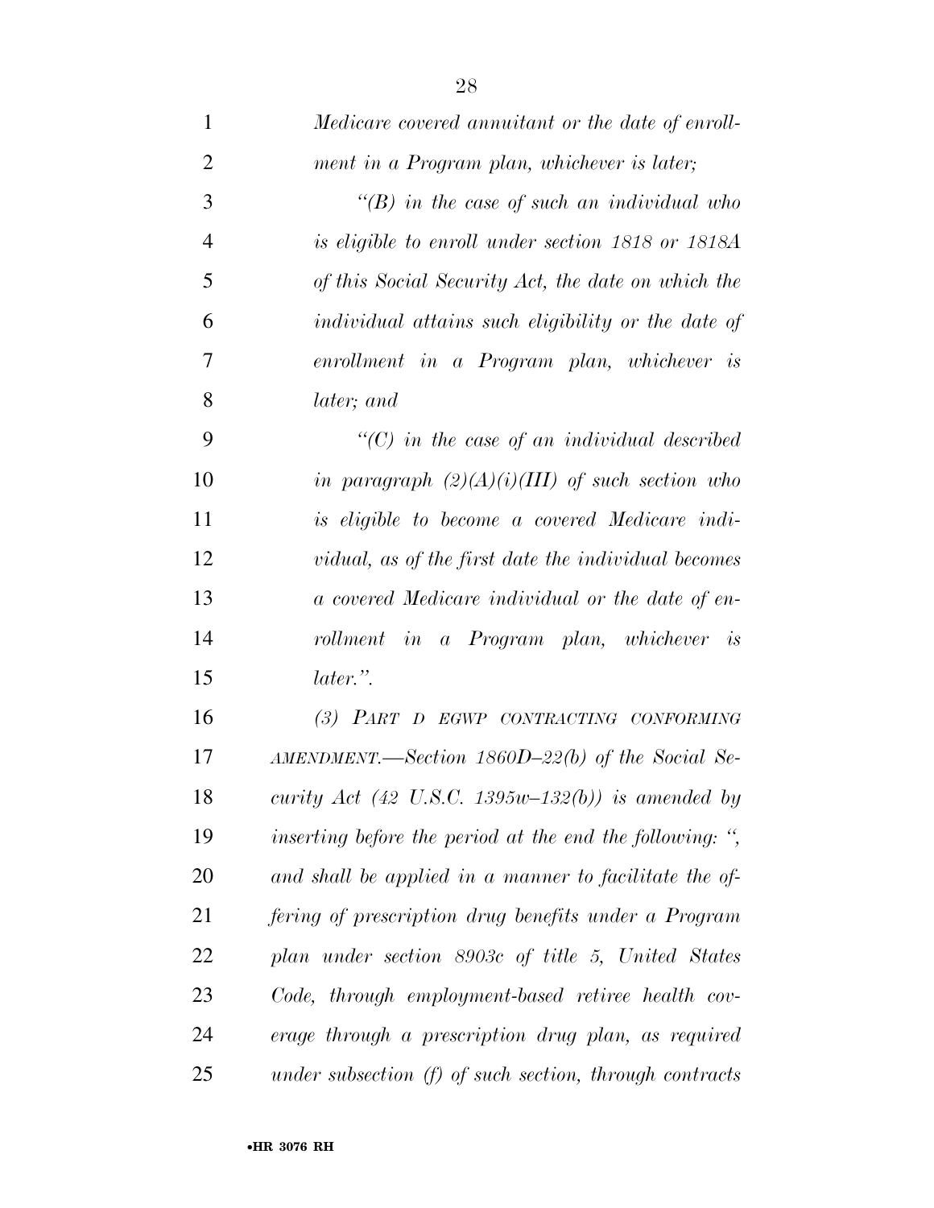*Medicare covered annuitant or the date of enrollment in a Program plan, whichever is later;*

*"(B) in the case of such an individual who is eligible to enroll under section 1818 or 1818A of this Social Security Act, the date on which the individual attains such eligibility or the date of enrollment in a Program plan, whichever is later; and*

*"(C) in the case of an individual described in paragraph (2)(A)(i)(III) of such section who is eligible to become a covered Medicare individual, as of the first date the individual becomes a covered Medicare individual or the date of enrollment in a Program plan, whichever is later.".*

*(3) PART D EGWP CONTRACTING CONFORMING AMENDMENT.—Section 1860D–22(b) of the Social Security Act (42 U.S.C. 1395w–132(b)) is amended by inserting before the period at the end the following: ", and shall be applied in a manner to facilitate the offering of prescription drug benefits under a Program plan under section 8903c of title 5, United States Code, through employment-based retiree health coverage through a prescription drug plan, as required under subsection (f) of such section, through contracts*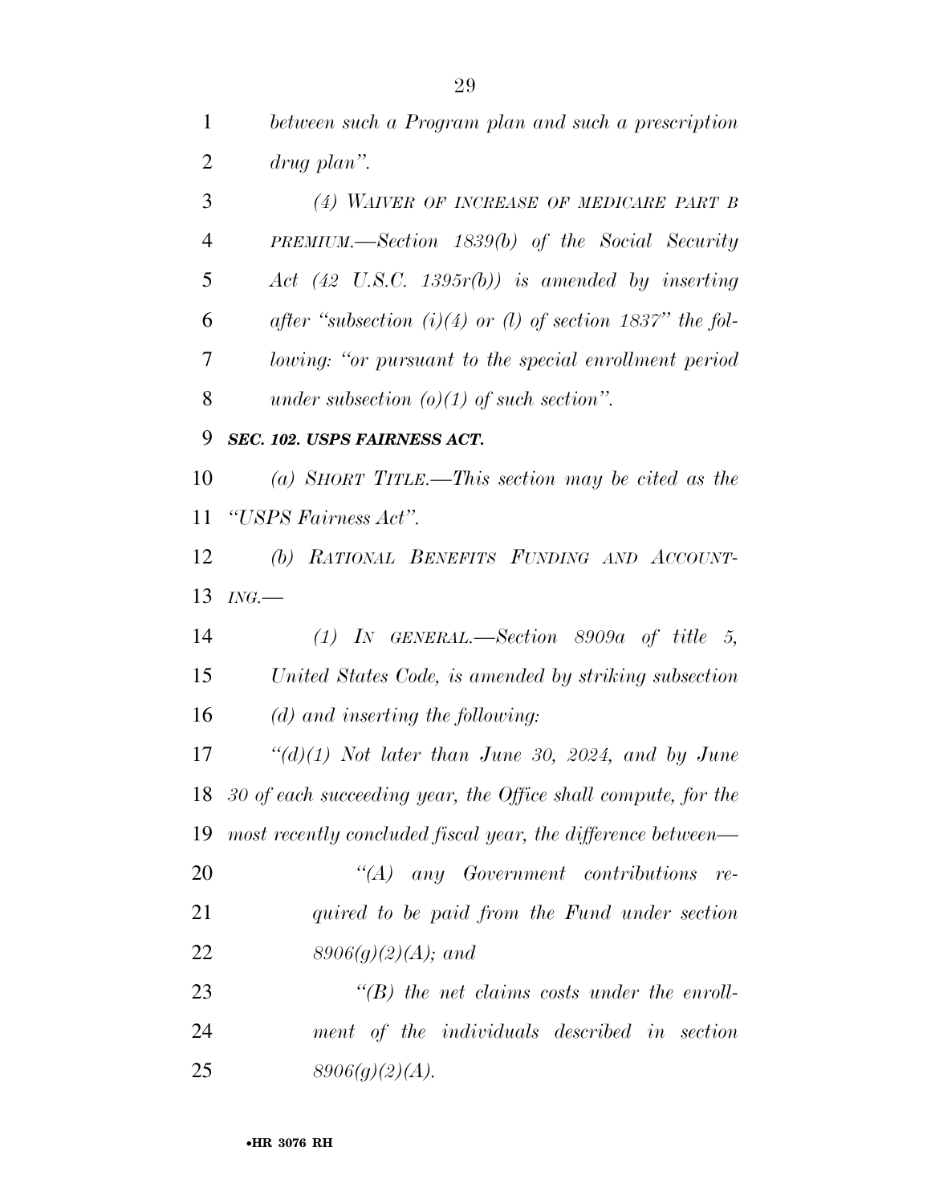*between such a Program plan and such a prescription drug plan".*

*(4) WAIVER OF INCREASE OF MEDICARE PART B PREMIUM.—Section 1839(b) of the Social Security Act (42 U.S.C. 1395r(b)) is amended by inserting after "subsection (i)(4) or (l) of section 1837" the following: "or pursuant to the special enrollment period under subsection (o)(1) of such section".*

***SEC. 102. USPS FAIRNESS ACT.***

*(a) SHORT TITLE.—This section may be cited as the "USPS Fairness Act".*

*(b) RATIONAL BENEFITS FUNDING AND ACCOUNTING.—*

*(1) IN GENERAL.—Section 8909a of title 5, United States Code, is amended by striking subsection (d) and inserting the following:*

*"(d)(1) Not later than June 30, 2024, and by June 30 of each succeeding year, the Office shall compute, for the most recently concluded fiscal year, the difference between—*

*"(A) any Government contributions required to be paid from the Fund under section 8906(g)(2)(A); and*

*"(B) the net claims costs under the enrollment of the individuals described in section 8906(g)(2)(A).*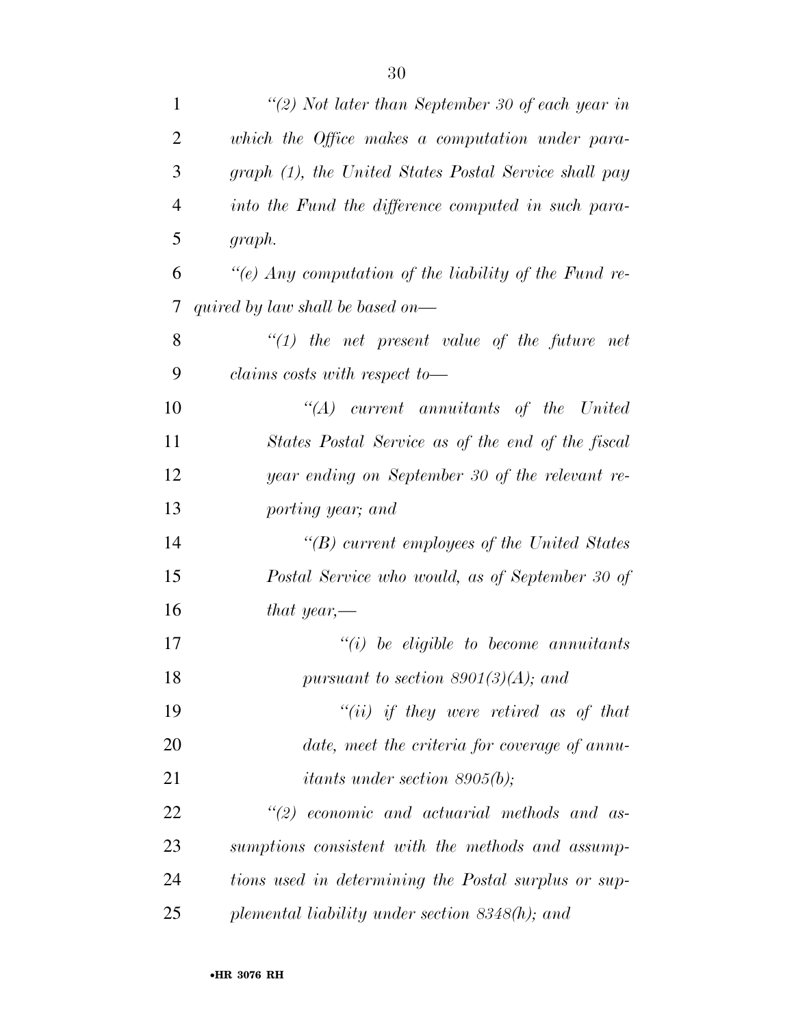*"(2) Not later than September 30 of each year in which the Office makes a computation under paragraph (1), the United States Postal Service shall pay into the Fund the difference computed in such paragraph.*

*"(e) Any computation of the liability of the Fund required by law shall be based on—*

*"(1) the net present value of the future net claims costs with respect to—*

*"(A) current annuitants of the United States Postal Service as of the end of the fiscal year ending on September 30 of the relevant reporting year; and*

*"(B) current employees of the United States Postal Service who would, as of September 30 of that year,—*

*"(i) be eligible to become annuitants pursuant to section 8901(3)(A); and*

*"(ii) if they were retired as of that date, meet the criteria for coverage of annuitants under section 8905(b);*

*"(2) economic and actuarial methods and assumptions consistent with the methods and assumptions used in determining the Postal surplus or supplemental liability under section 8348(h); and*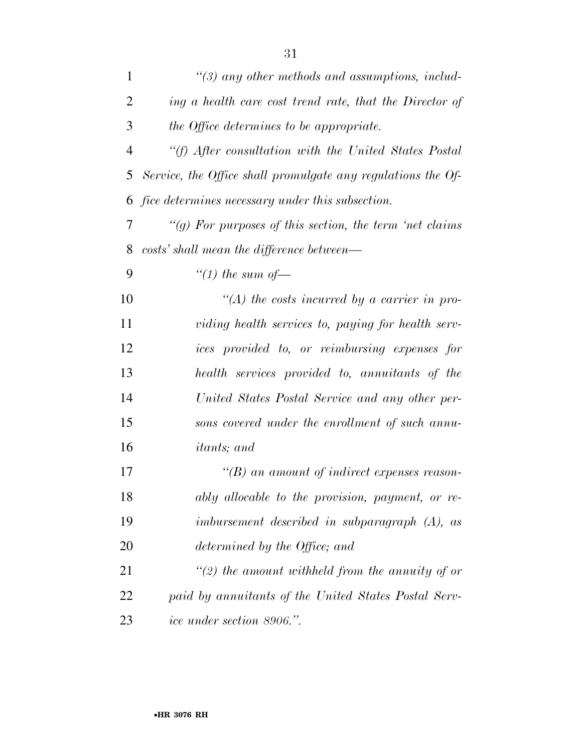*"(3) any other methods and assumptions, including a health care cost trend rate, that the Director of the Office determines to be appropriate.*

*"(f) After consultation with the United States Postal Service, the Office shall promulgate any regulations the Office determines necessary under this subsection.*

*"(g) For purposes of this section, the term 'net claims costs' shall mean the difference between—*

*"(1) the sum of—*

*"(A) the costs incurred by a carrier in providing health services to, paying for health services provided to, or reimbursing expenses for health services provided to, annuitants of the United States Postal Service and any other persons covered under the enrollment of such annuitants; and*

*"(B) an amount of indirect expenses reasonably allocable to the provision, payment, or reimbursement described in subparagraph (A), as determined by the Office; and*

*"(2) the amount withheld from the annuity of or paid by annuitants of the United States Postal Service under section 8906.".*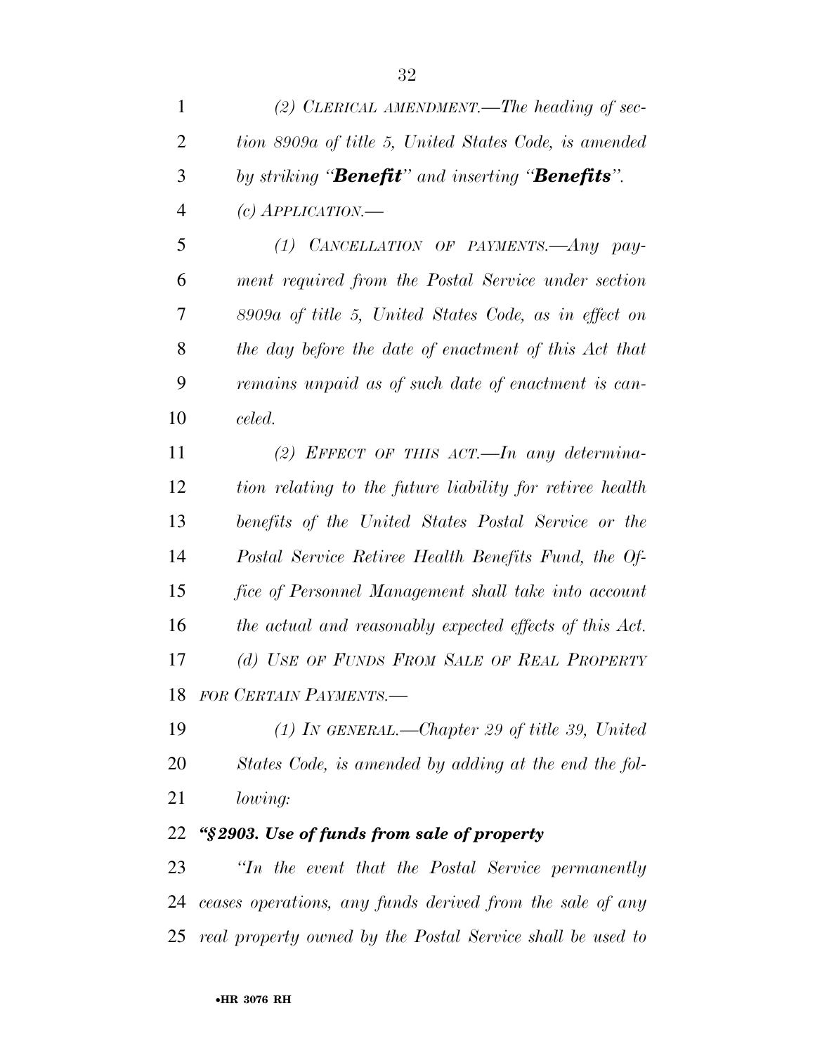*(2) CLERICAL AMENDMENT.—The heading of section 8909a of title 5, United States Code, is amended by striking “**Benefit**” and inserting “**Benefits**”.*

*(c) APPLICATION.—*

*(1) CANCELLATION OF PAYMENTS.—Any payment required from the Postal Service under section 8909a of title 5, United States Code, as in effect on the day before the date of enactment of this Act that remains unpaid as of such date of enactment is canceled.*

*(2) EFFECT OF THIS ACT.—In any determination relating to the future liability for retiree health benefits of the United States Postal Service or the Postal Service Retiree Health Benefits Fund, the Office of Personnel Management shall take into account the actual and reasonably expected effects of this Act.*

*(d) USE OF FUNDS FROM SALE OF REAL PROPERTY FOR CERTAIN PAYMENTS.—*

*(1) IN GENERAL.—Chapter 29 of title 39, United States Code, is amended by adding at the end the following:*

***“§ 2903. Use of funds from sale of property***

*“In the event that the Postal Service permanently ceases operations, any funds derived from the sale of any real property owned by the Postal Service shall be used to*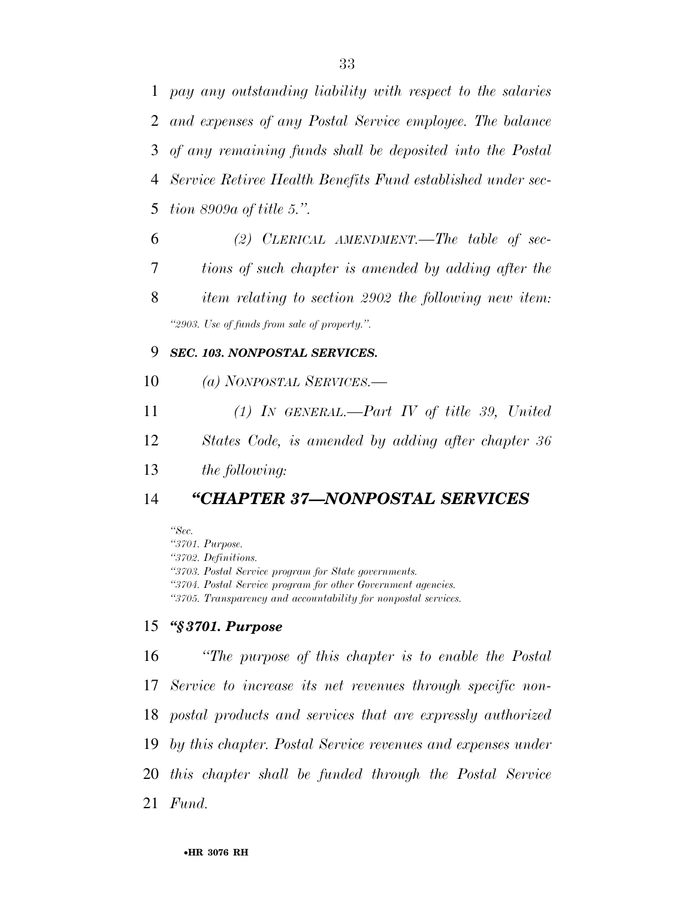*pay any outstanding liability with respect to the salaries and expenses of any Postal Service employee. The balance of any remaining funds shall be deposited into the Postal Service Retiree Health Benefits Fund established under section 8909a of title 5.''.*

*(2) CLERICAL AMENDMENT.—The table of sections of such chapter is amended by adding after the item relating to section 2902 the following new item:*

*''2903. Use of funds from sale of property.''.*

***SEC. 103. NONPOSTAL SERVICES.***

*(a) NONPOSTAL SERVICES.—*

*(1) IN GENERAL.—Part IV of title 39, United States Code, is amended by adding after chapter 36 the following:*

## *''CHAPTER 37—NONPOSTAL SERVICES*

*''Sec.*
*''3701. Purpose.*
*''3702. Definitions.*
*''3703. Postal Service program for State governments.*
*''3704. Postal Service program for other Government agencies.*
*''3705. Transparency and accountability for nonpostal services.*

### *''§ 3701. Purpose*

*''The purpose of this chapter is to enable the Postal Service to increase its net revenues through specific nonpostal products and services that are expressly authorized by this chapter. Postal Service revenues and expenses under this chapter shall be funded through the Postal Service Fund.*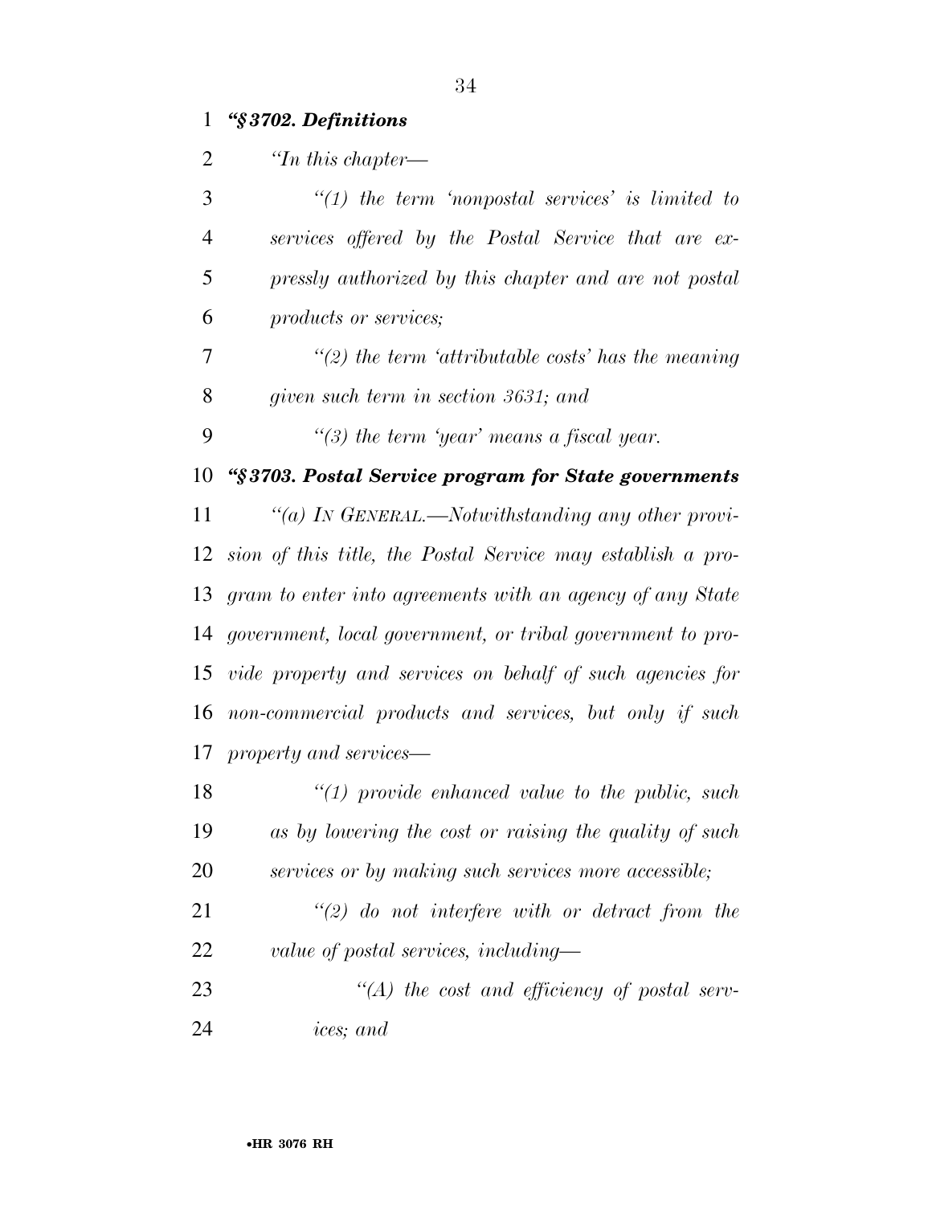***"§ 3702. Definitions***

*''In this chapter—*

*''(1) the term 'nonpostal services' is limited to services offered by the Postal Service that are expressly authorized by this chapter and are not postal products or services;*

*''(2) the term 'attributable costs' has the meaning given such term in section 3631; and*

*''(3) the term 'year' means a fiscal year.*

***"§ 3703. Postal Service program for State governments***

*''(a) IN GENERAL.—Notwithstanding any other provision of this title, the Postal Service may establish a program to enter into agreements with an agency of any State government, local government, or tribal government to provide property and services on behalf of such agencies for non-commercial products and services, but only if such property and services—*

*''(1) provide enhanced value to the public, such as by lowering the cost or raising the quality of such services or by making such services more accessible;*

*''(2) do not interfere with or detract from the value of postal services, including—*

*''(A) the cost and efficiency of postal services; and*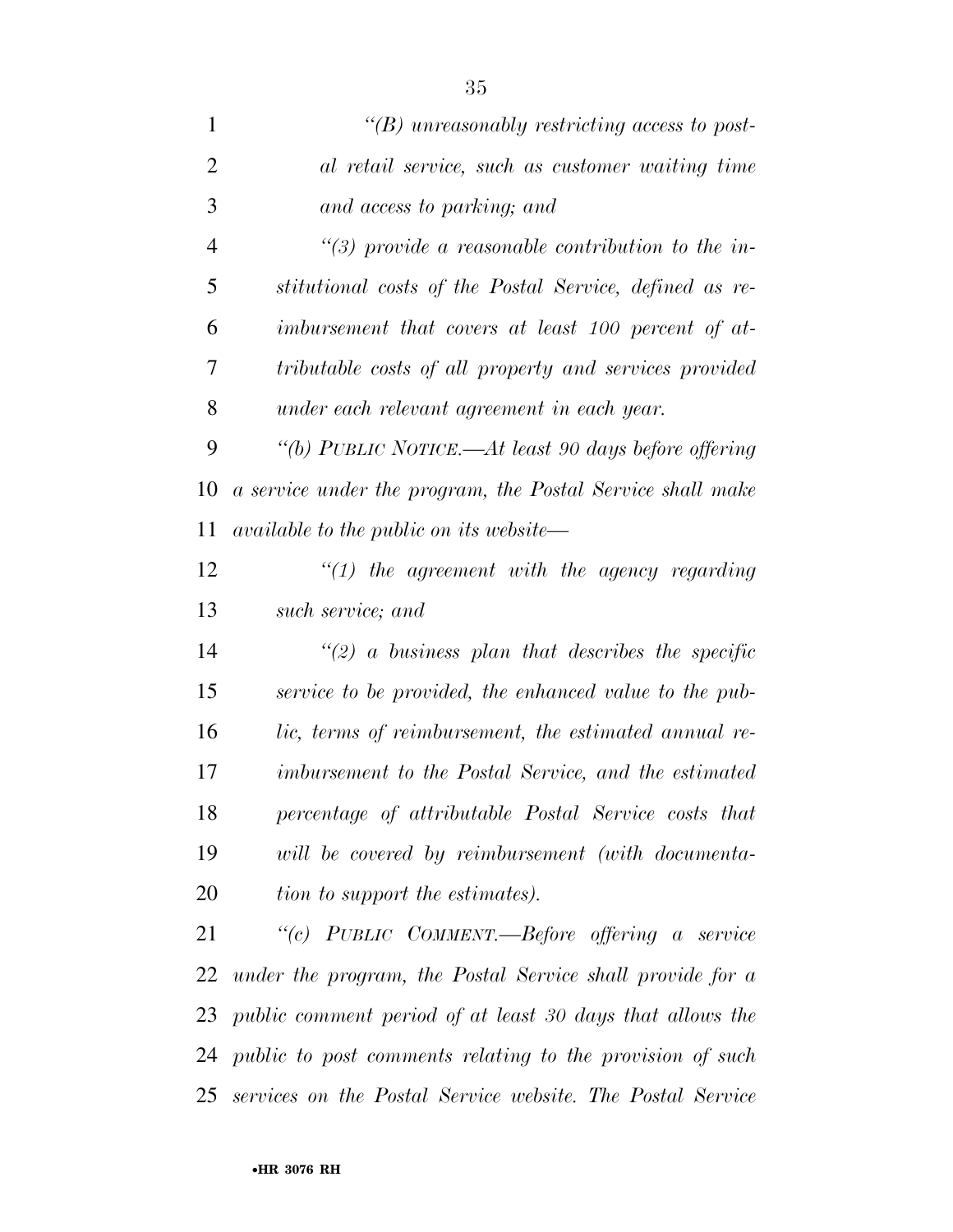*"(B) unreasonably restricting access to postal retail service, such as customer waiting time and access to parking; and*

*"(3) provide a reasonable contribution to the institutional costs of the Postal Service, defined as reimbursement that covers at least 100 percent of attributable costs of all property and services provided under each relevant agreement in each year.*

*"(b) PUBLIC NOTICE.—At least 90 days before offering a service under the program, the Postal Service shall make available to the public on its website—*

*"(1) the agreement with the agency regarding such service; and*

*"(2) a business plan that describes the specific service to be provided, the enhanced value to the public, terms of reimbursement, the estimated annual reimbursement to the Postal Service, and the estimated percentage of attributable Postal Service costs that will be covered by reimbursement (with documentation to support the estimates).*

*"(c) PUBLIC COMMENT.—Before offering a service under the program, the Postal Service shall provide for a public comment period of at least 30 days that allows the public to post comments relating to the provision of such services on the Postal Service website. The Postal Service*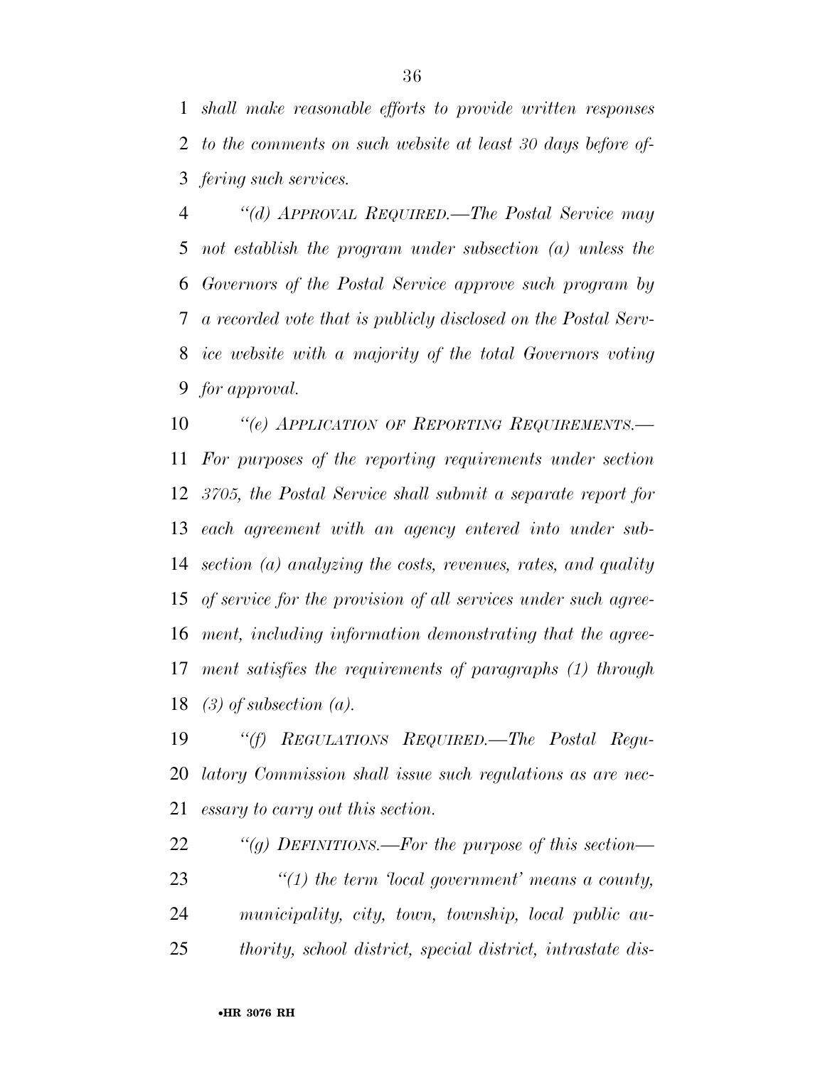*shall make reasonable efforts to provide written responses to the comments on such website at least 30 days before offering such services.*

*"(d) APPROVAL REQUIRED.—The Postal Service may not establish the program under subsection (a) unless the Governors of the Postal Service approve such program by a recorded vote that is publicly disclosed on the Postal Service website with a majority of the total Governors voting for approval.*

*"(e) APPLICATION OF REPORTING REQUIREMENTS.— For purposes of the reporting requirements under section 3705, the Postal Service shall submit a separate report for each agreement with an agency entered into under subsection (a) analyzing the costs, revenues, rates, and quality of service for the provision of all services under such agreement, including information demonstrating that the agreement satisfies the requirements of paragraphs (1) through (3) of subsection (a).*

*"(f) REGULATIONS REQUIRED.—The Postal Regulatory Commission shall issue such regulations as are necessary to carry out this section.*

*"(g) DEFINITIONS.—For the purpose of this section—*

*"(1) the term 'local government' means a county, municipality, city, town, township, local public authority, school district, special district, intrastate dis-*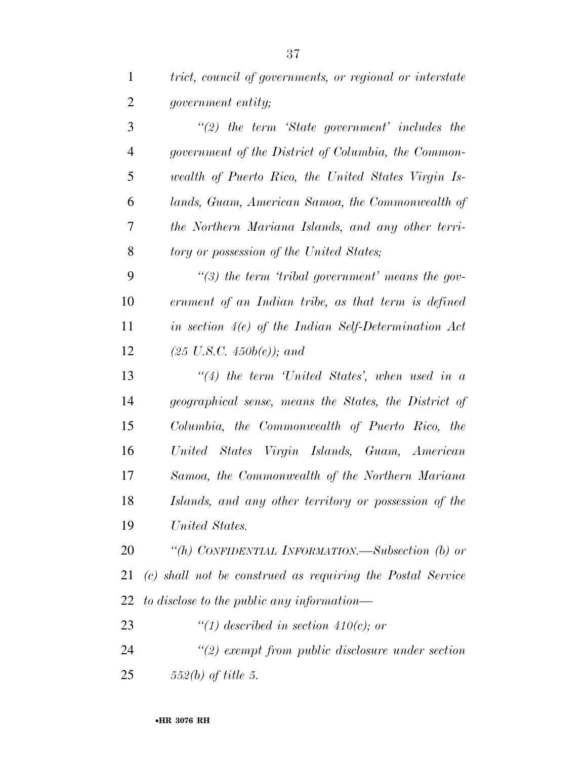*trict, council of governments, or regional or interstate government entity;*

*"(2) the term 'State government' includes the government of the District of Columbia, the Commonwealth of Puerto Rico, the United States Virgin Islands, Guam, American Samoa, the Commonwealth of the Northern Mariana Islands, and any other territory or possession of the United States;*

*"(3) the term 'tribal government' means the government of an Indian tribe, as that term is defined in section 4(e) of the Indian Self-Determination Act (25 U.S.C. 450b(e)); and*

*"(4) the term 'United States', when used in a geographical sense, means the States, the District of Columbia, the Commonwealth of Puerto Rico, the United States Virgin Islands, Guam, American Samoa, the Commonwealth of the Northern Mariana Islands, and any other territory or possession of the United States.*

*"(h) CONFIDENTIAL INFORMATION.—Subsection (b) or (c) shall not be construed as requiring the Postal Service to disclose to the public any information—*

*"(1) described in section 410(c); or*

*"(2) exempt from public disclosure under section 552(b) of title 5.*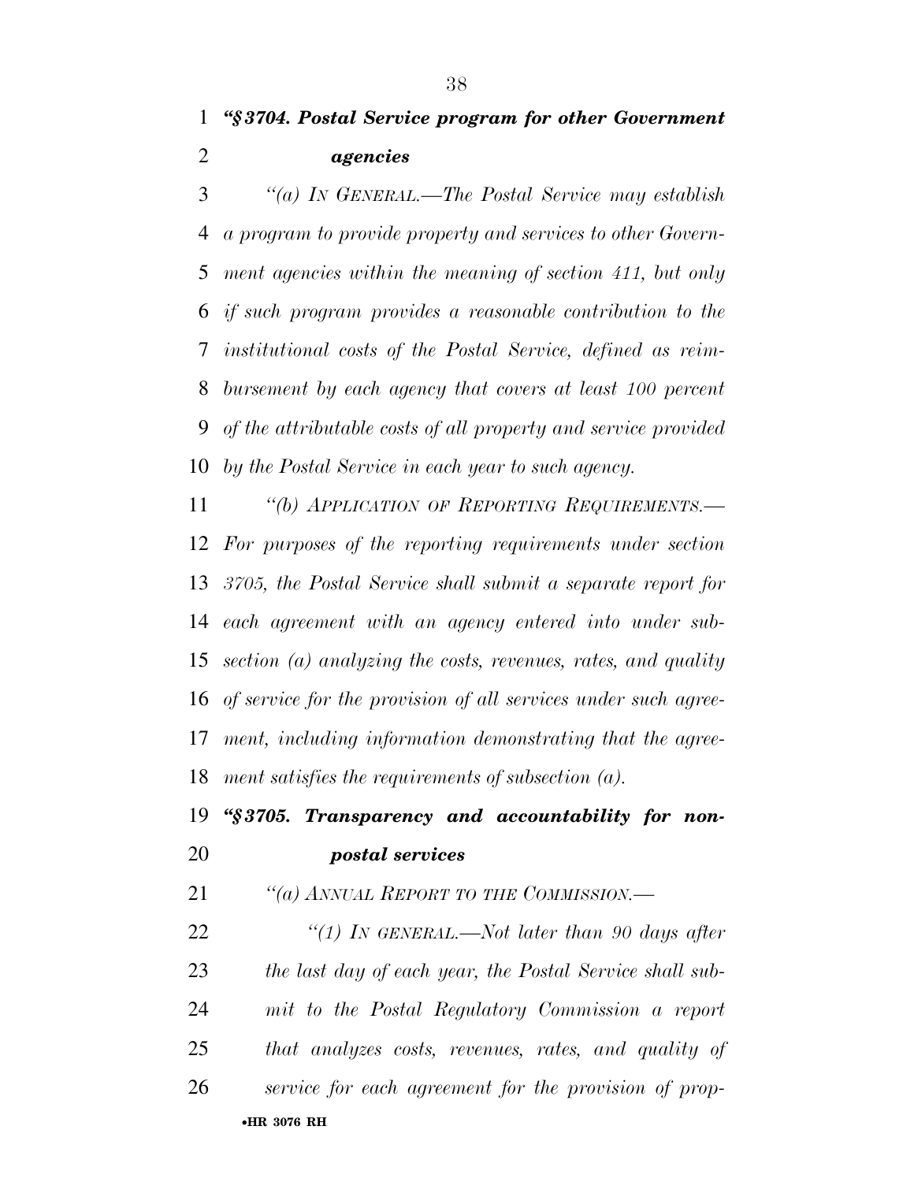***"§ 3704. Postal Service program for other Government agencies***

*"(a) IN GENERAL.—The Postal Service may establish a program to provide property and services to other Government agencies within the meaning of section 411, but only if such program provides a reasonable contribution to the institutional costs of the Postal Service, defined as reimbursement by each agency that covers at least 100 percent of the attributable costs of all property and service provided by the Postal Service in each year to such agency.*

*"(b) APPLICATION OF REPORTING REQUIREMENTS.—For purposes of the reporting requirements under section 3705, the Postal Service shall submit a separate report for each agreement with an agency entered into under subsection (a) analyzing the costs, revenues, rates, and quality of service for the provision of all services under such agreement, including information demonstrating that the agreement satisfies the requirements of subsection (a).*

***"§ 3705. Transparency and accountability for non-postal services***

*"(a) ANNUAL REPORT TO THE COMMISSION.—*

*"(1) IN GENERAL.—Not later than 90 days after the last day of each year, the Postal Service shall submit to the Postal Regulatory Commission a report that analyzes costs, revenues, rates, and quality of service for each agreement for the provision of prop-*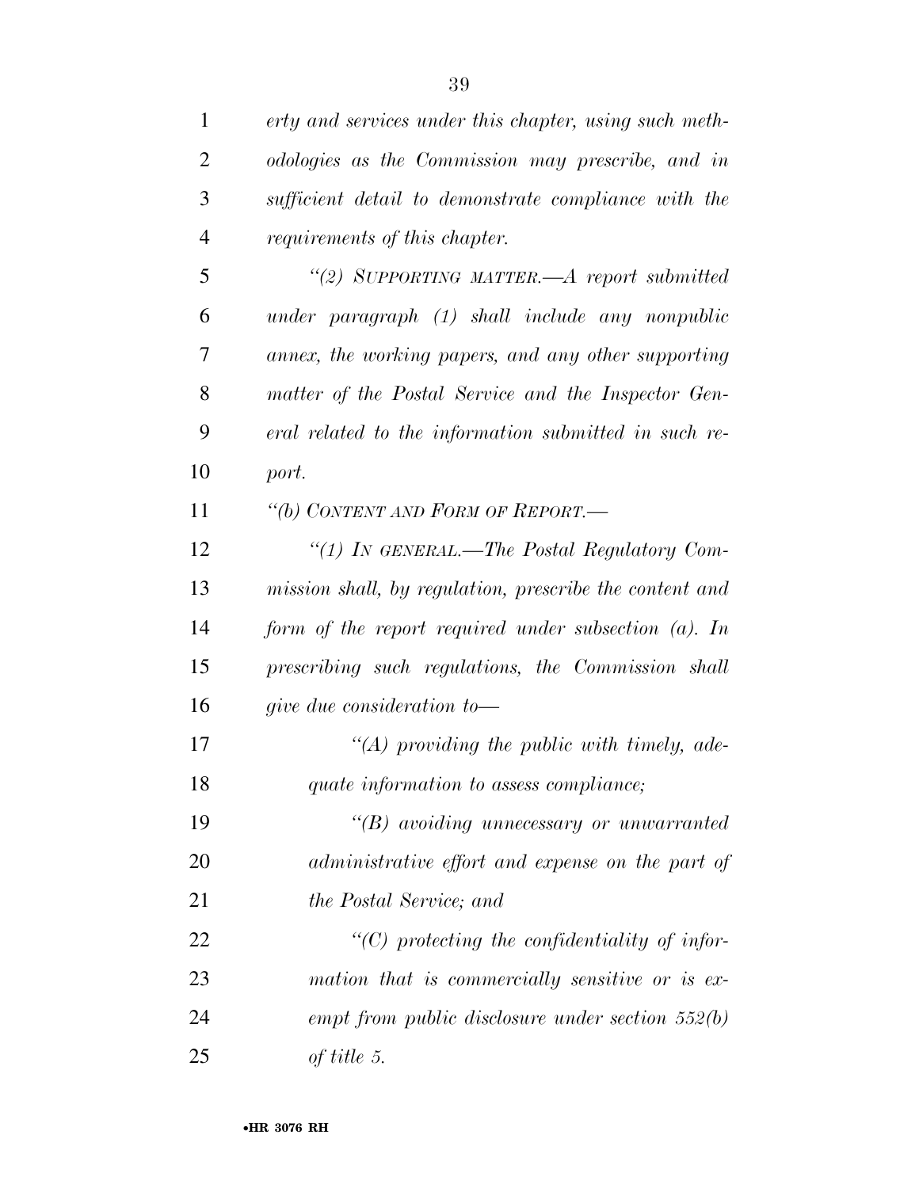*erty and services under this chapter, using such methodologies as the Commission may prescribe, and in sufficient detail to demonstrate compliance with the requirements of this chapter.*

*''(2) SUPPORTING MATTER.—A report submitted under paragraph (1) shall include any nonpublic annex, the working papers, and any other supporting matter of the Postal Service and the Inspector General related to the information submitted in such report.*

*''(b) CONTENT AND FORM OF REPORT.—*

*''(1) IN GENERAL.—The Postal Regulatory Commission shall, by regulation, prescribe the content and form of the report required under subsection (a). In prescribing such regulations, the Commission shall give due consideration to—*

*''(A) providing the public with timely, adequate information to assess compliance;*

*''(B) avoiding unnecessary or unwarranted administrative effort and expense on the part of the Postal Service; and*

*''(C) protecting the confidentiality of information that is commercially sensitive or is exempt from public disclosure under section 552(b) of title 5.*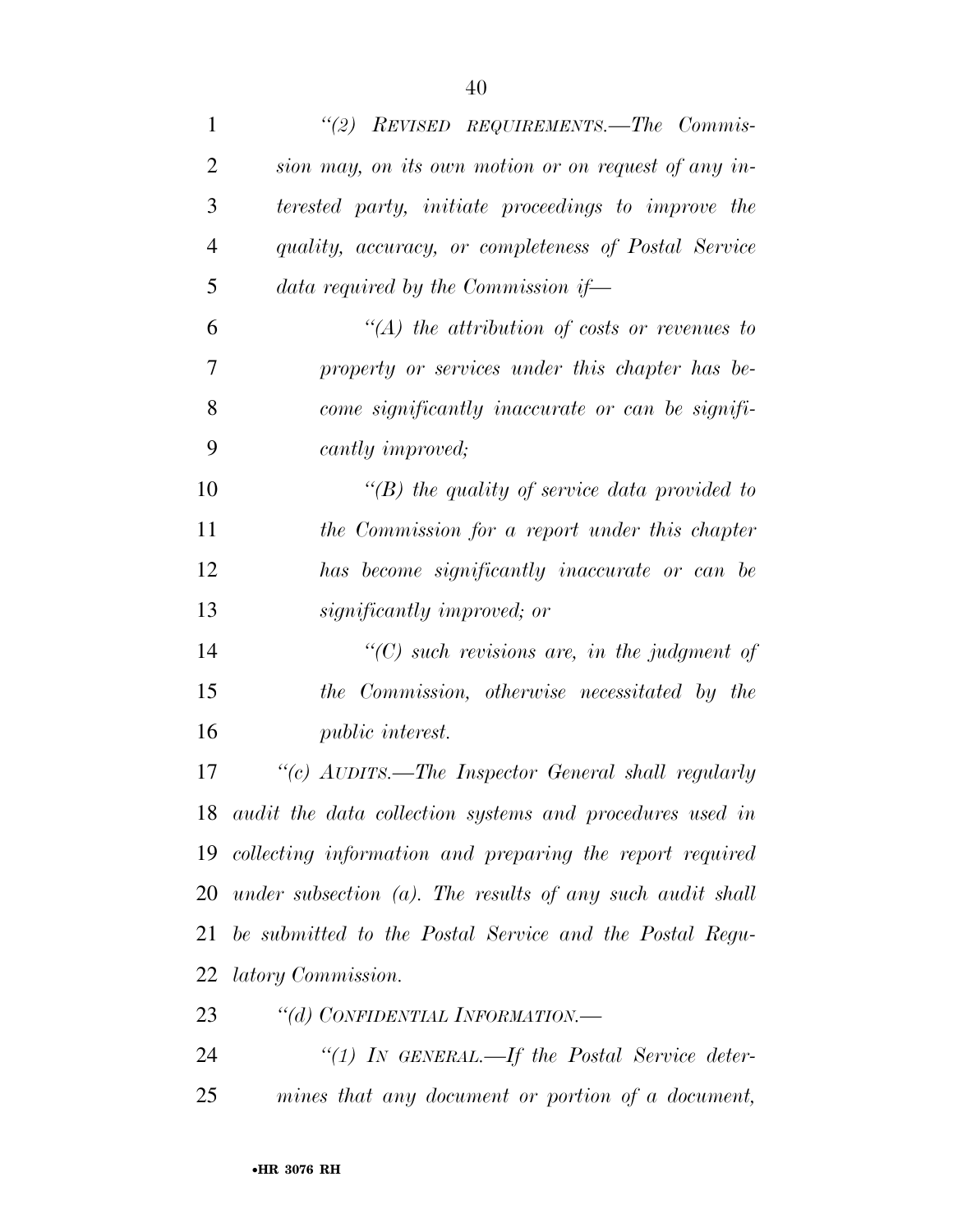*"(2) REVISED REQUIREMENTS.—The Commission may, on its own motion or on request of any interested party, initiate proceedings to improve the quality, accuracy, or completeness of Postal Service data required by the Commission if—*

*"(A) the attribution of costs or revenues to property or services under this chapter has become significantly inaccurate or can be significantly improved;*

*"(B) the quality of service data provided to the Commission for a report under this chapter has become significantly inaccurate or can be significantly improved; or*

*"(C) such revisions are, in the judgment of the Commission, otherwise necessitated by the public interest.*

*"(c) AUDITS.—The Inspector General shall regularly audit the data collection systems and procedures used in collecting information and preparing the report required under subsection (a). The results of any such audit shall be submitted to the Postal Service and the Postal Regulatory Commission.*

*"(d) CONFIDENTIAL INFORMATION.—*

*"(1) IN GENERAL.—If the Postal Service determines that any document or portion of a document,*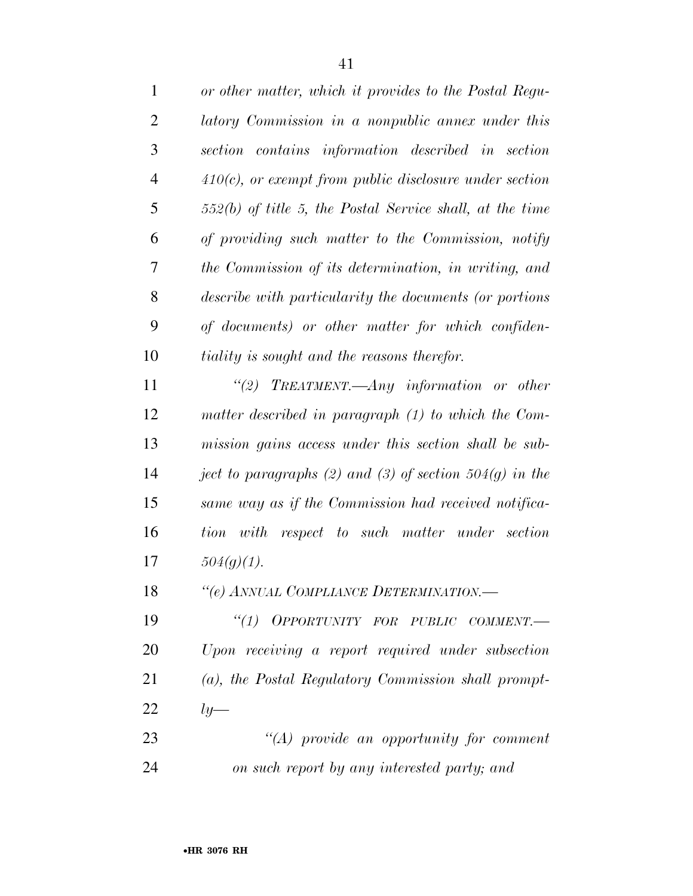*or other matter, which it provides to the Postal Regulatory Commission in a nonpublic annex under this section contains information described in section 410(c), or exempt from public disclosure under section 552(b) of title 5, the Postal Service shall, at the time of providing such matter to the Commission, notify the Commission of its determination, in writing, and describe with particularity the documents (or portions of documents) or other matter for which confidentiality is sought and the reasons therefor.*

*"(2) TREATMENT.—Any information or other matter described in paragraph (1) to which the Commission gains access under this section shall be subject to paragraphs (2) and (3) of section 504(g) in the same way as if the Commission had received notification with respect to such matter under section 504(g)(1).*

*"(e) ANNUAL COMPLIANCE DETERMINATION.—*

*"(1) OPPORTUNITY FOR PUBLIC COMMENT.—Upon receiving a report required under subsection (a), the Postal Regulatory Commission shall promptly—*

*"(A) provide an opportunity for comment on such report by any interested party; and*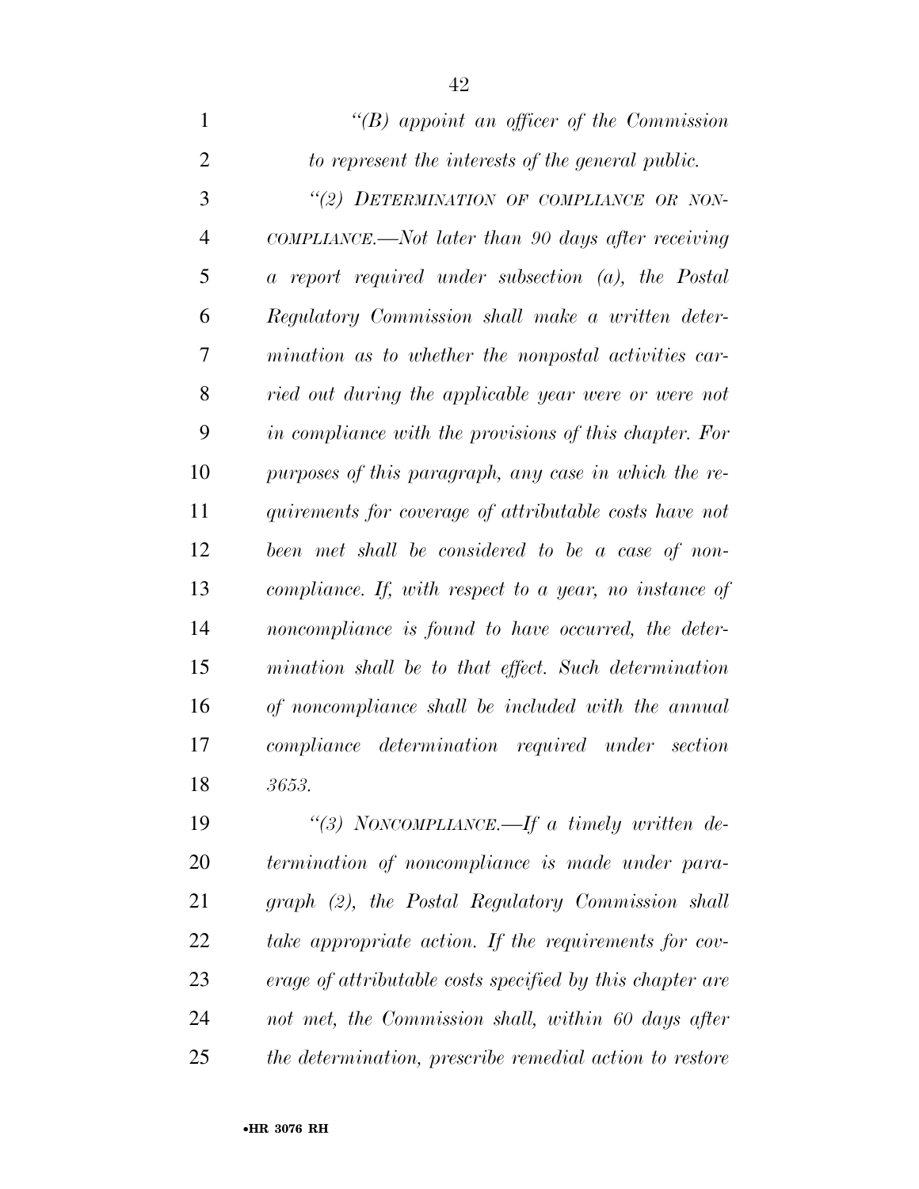*"(B) appoint an officer of the Commission to represent the interests of the general public.*

*"(2) DETERMINATION OF COMPLIANCE OR NON-COMPLIANCE.—Not later than 90 days after receiving a report required under subsection (a), the Postal Regulatory Commission shall make a written determination as to whether the nonpostal activities carried out during the applicable year were or were not in compliance with the provisions of this chapter. For purposes of this paragraph, any case in which the requirements for coverage of attributable costs have not been met shall be considered to be a case of noncompliance. If, with respect to a year, no instance of noncompliance is found to have occurred, the determination shall be to that effect. Such determination of noncompliance shall be included with the annual compliance determination required under section 3653.*

*"(3) NONCOMPLIANCE.—If a timely written determination of noncompliance is made under paragraph (2), the Postal Regulatory Commission shall take appropriate action. If the requirements for coverage of attributable costs specified by this chapter are not met, the Commission shall, within 60 days after the determination, prescribe remedial action to restore*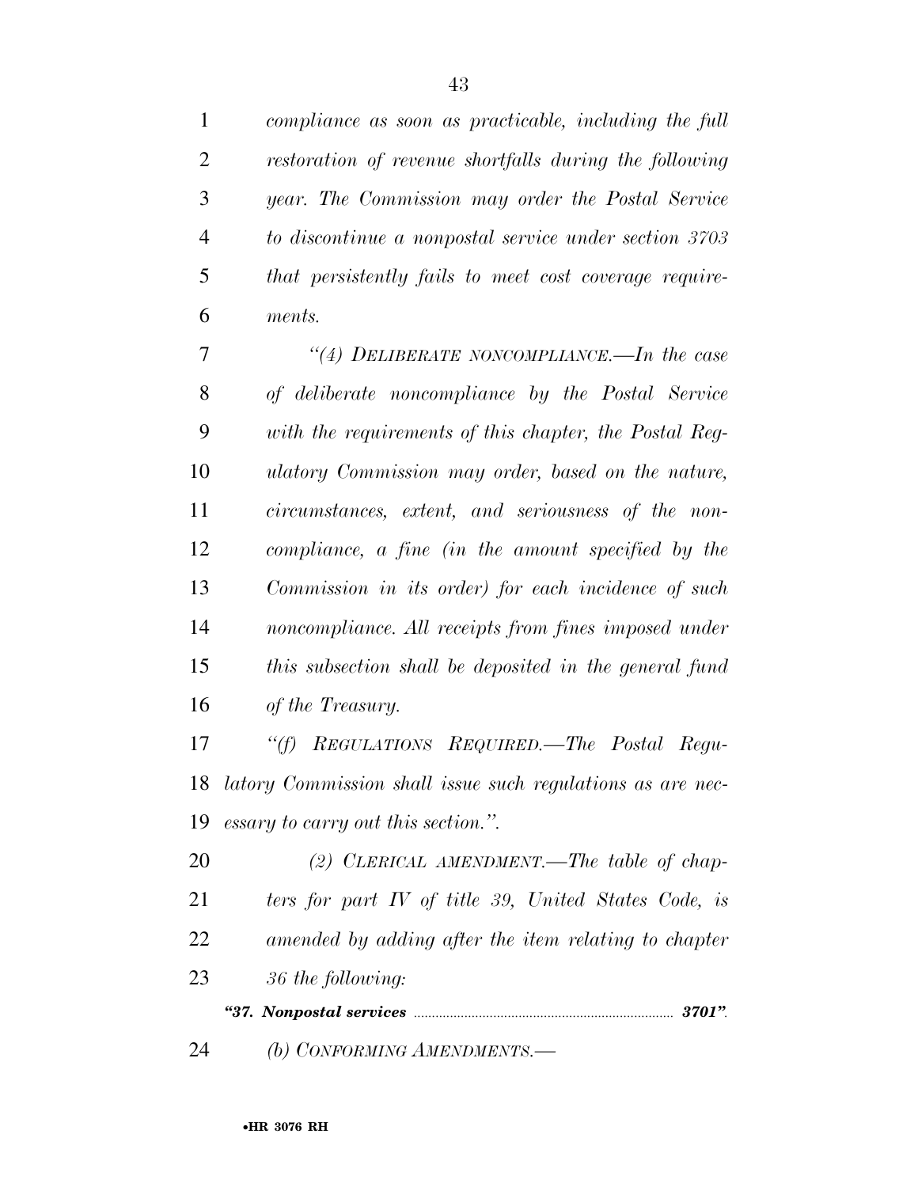*compliance as soon as practicable, including the full restoration of revenue shortfalls during the following year. The Commission may order the Postal Service to discontinue a nonpostal service under section 3703 that persistently fails to meet cost coverage requirements.*

*"(4) DELIBERATE NONCOMPLIANCE.—In the case of deliberate noncompliance by the Postal Service with the requirements of this chapter, the Postal Regulatory Commission may order, based on the nature, circumstances, extent, and seriousness of the noncompliance, a fine (in the amount specified by the Commission in its order) for each incidence of such noncompliance. All receipts from fines imposed under this subsection shall be deposited in the general fund of the Treasury.*

*"(f) REGULATIONS REQUIRED.—The Postal Regulatory Commission shall issue such regulations as are necessary to carry out this section.".*

*(2) CLERICAL AMENDMENT.—The table of chapters for part IV of title 39, United States Code, is amended by adding after the item relating to chapter 36 the following:*

***"37. Nonpostal services ........................................ 3701".***

*(b) CONFORMING AMENDMENTS.—*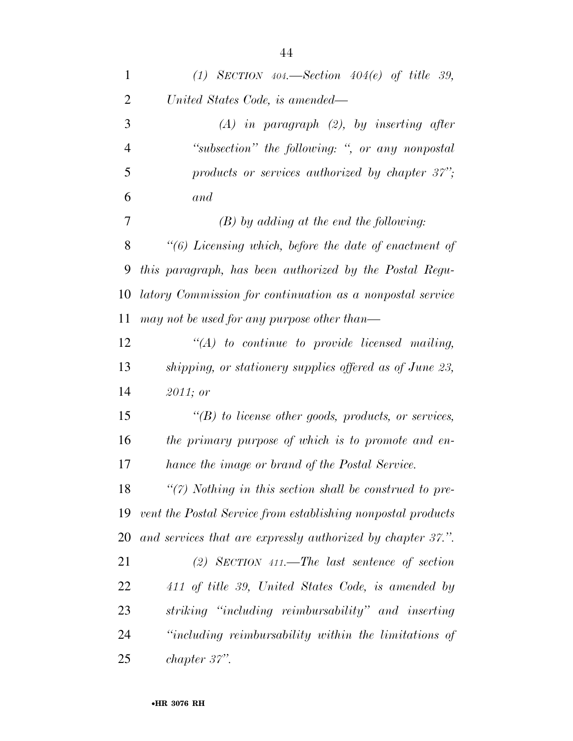*(1) SECTION 404.—Section 404(e) of title 39, United States Code, is amended—*

*(A) in paragraph (2), by inserting after "subsection" the following: ", or any nonpostal products or services authorized by chapter 37"; and*

*(B) by adding at the end the following:*

*"(6) Licensing which, before the date of enactment of this paragraph, has been authorized by the Postal Regulatory Commission for continuation as a nonpostal service may not be used for any purpose other than—*

*"(A) to continue to provide licensed mailing, shipping, or stationery supplies offered as of June 23, 2011; or*

*"(B) to license other goods, products, or services, the primary purpose of which is to promote and enhance the image or brand of the Postal Service.*

*"(7) Nothing in this section shall be construed to prevent the Postal Service from establishing nonpostal products and services that are expressly authorized by chapter 37.".*

*(2) SECTION 411.—The last sentence of section 411 of title 39, United States Code, is amended by striking "including reimbursability" and inserting "including reimbursability within the limitations of chapter 37".*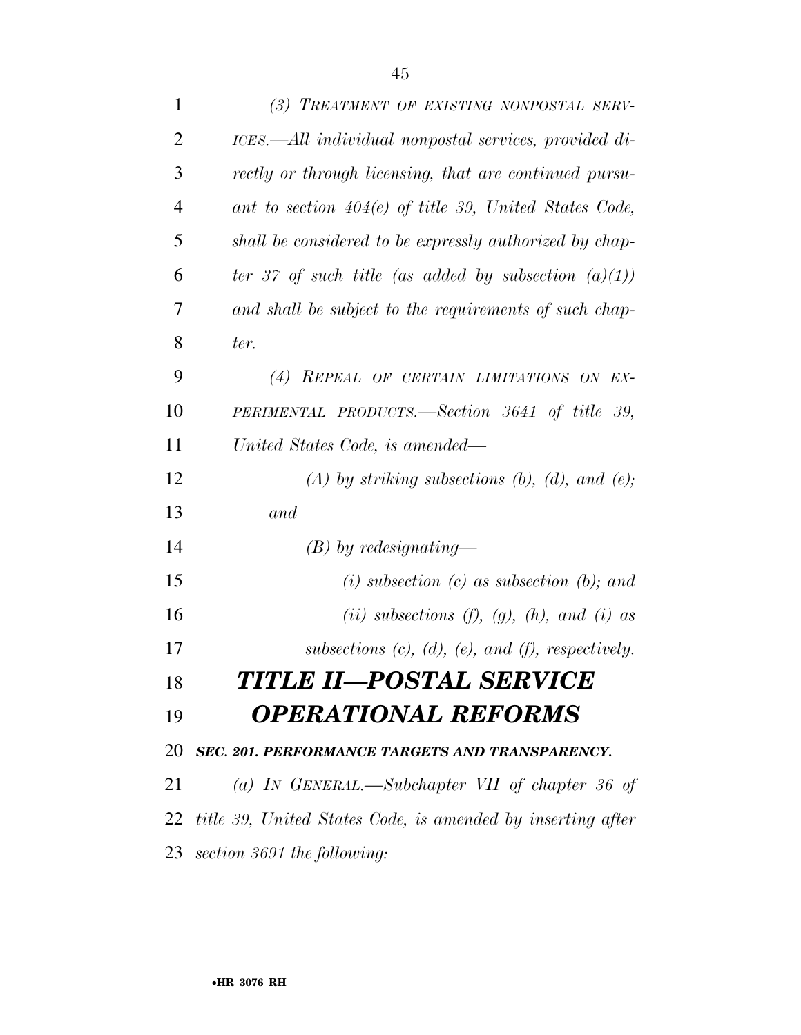*(3) TREATMENT OF EXISTING NONPOSTAL SERVICES.—All individual nonpostal services, provided directly or through licensing, that are continued pursuant to section 404(e) of title 39, United States Code, shall be considered to be expressly authorized by chapter 37 of such title (as added by subsection (a)(1)) and shall be subject to the requirements of such chapter.*

*(4) REPEAL OF CERTAIN LIMITATIONS ON EXPERIMENTAL PRODUCTS.—Section 3641 of title 39, United States Code, is amended—*

*(A) by striking subsections (b), (d), and (e); and*

*(B) by redesignating—*

*(i) subsection (c) as subsection (b); and*

*(ii) subsections (f), (g), (h), and (i) as subsections (c), (d), (e), and (f), respectively.*

# *TITLE II—POSTAL SERVICE OPERATIONAL REFORMS*

### *SEC. 201. PERFORMANCE TARGETS AND TRANSPARENCY.*

*(a) IN GENERAL.—Subchapter VII of chapter 36 of title 39, United States Code, is amended by inserting after section 3691 the following:*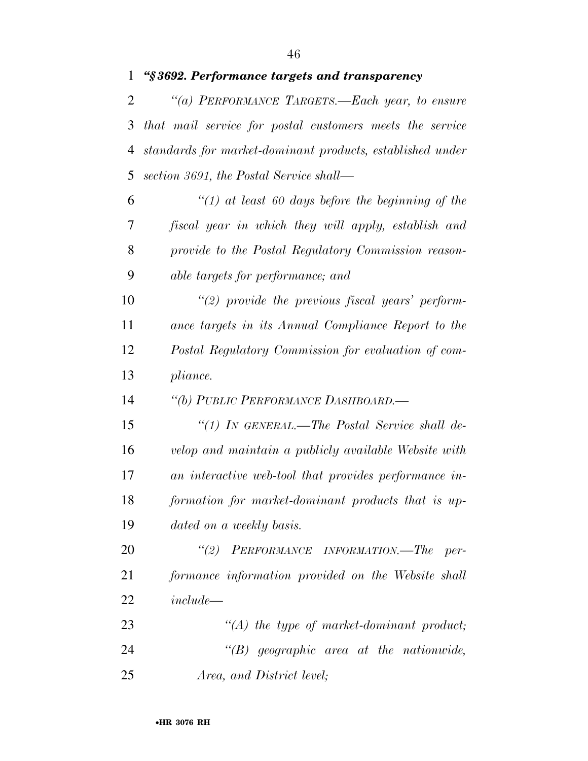***"§ 3692. Performance targets and transparency***

*"(a) PERFORMANCE TARGETS.—Each year, to ensure that mail service for postal customers meets the service standards for market-dominant products, established under section 3691, the Postal Service shall—*

*"(1) at least 60 days before the beginning of the fiscal year in which they will apply, establish and provide to the Postal Regulatory Commission reasonable targets for performance; and*

*"(2) provide the previous fiscal years' performance targets in its Annual Compliance Report to the Postal Regulatory Commission for evaluation of compliance.*

*"(b) PUBLIC PERFORMANCE DASHBOARD.—*

*"(1) IN GENERAL.—The Postal Service shall develop and maintain a publicly available Website with an interactive web-tool that provides performance information for market-dominant products that is updated on a weekly basis.*

*"(2) PERFORMANCE INFORMATION.—The performance information provided on the Website shall include—*

*"(A) the type of market-dominant product;*

*"(B) geographic area at the nationwide, Area, and District level;*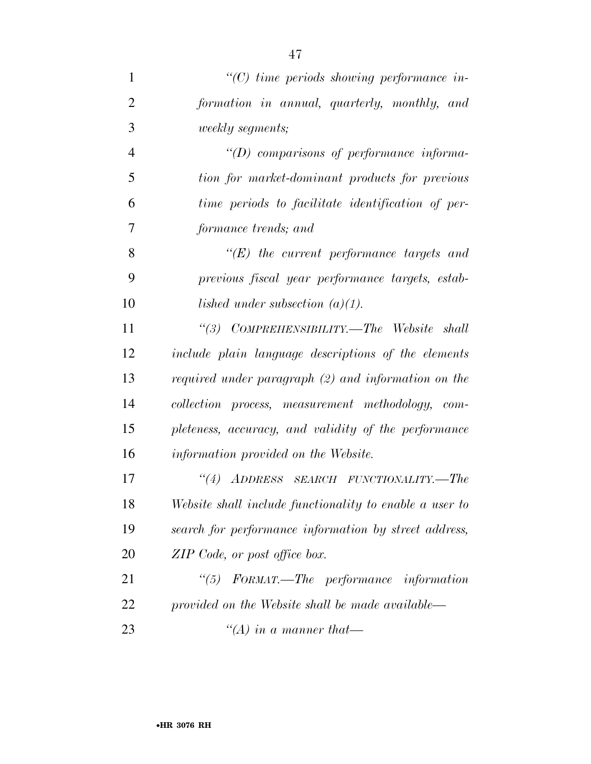*"(C) time periods showing performance information in annual, quarterly, monthly, and weekly segments;*

*"(D) comparisons of performance information for market-dominant products for previous time periods to facilitate identification of performance trends; and*

*"(E) the current performance targets and previous fiscal year performance targets, established under subsection (a)(1).*

*"(3) COMPREHENSIBILITY.—The Website shall include plain language descriptions of the elements required under paragraph (2) and information on the collection process, measurement methodology, completeness, accuracy, and validity of the performance information provided on the Website.*

*"(4) ADDRESS SEARCH FUNCTIONALITY.—The Website shall include functionality to enable a user to search for performance information by street address, ZIP Code, or post office box.*

*"(5) FORMAT.—The performance information provided on the Website shall be made available—*

*"(A) in a manner that—*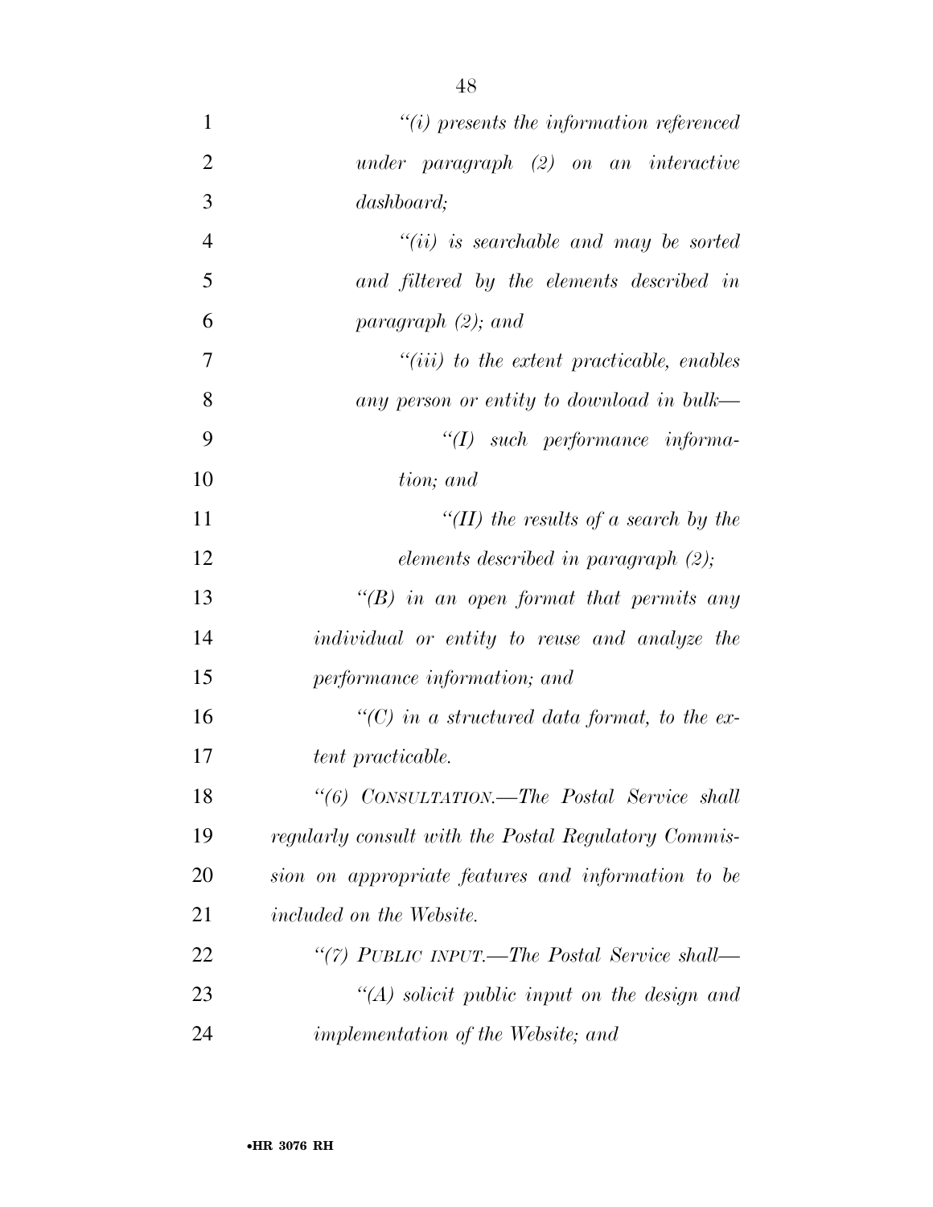*"(i) presents the information referenced under paragraph (2) on an interactive dashboard;*

*"(ii) is searchable and may be sorted and filtered by the elements described in paragraph (2); and*

*"(iii) to the extent practicable, enables any person or entity to download in bulk—*

*"(I) such performance information; and*

*"(II) the results of a search by the elements described in paragraph (2);*

*"(B) in an open format that permits any individual or entity to reuse and analyze the performance information; and*

*"(C) in a structured data format, to the extent practicable.*

*"(6) CONSULTATION.—The Postal Service shall regularly consult with the Postal Regulatory Commission on appropriate features and information to be included on the Website.*

*"(7) PUBLIC INPUT.—The Postal Service shall—*

*"(A) solicit public input on the design and implementation of the Website; and*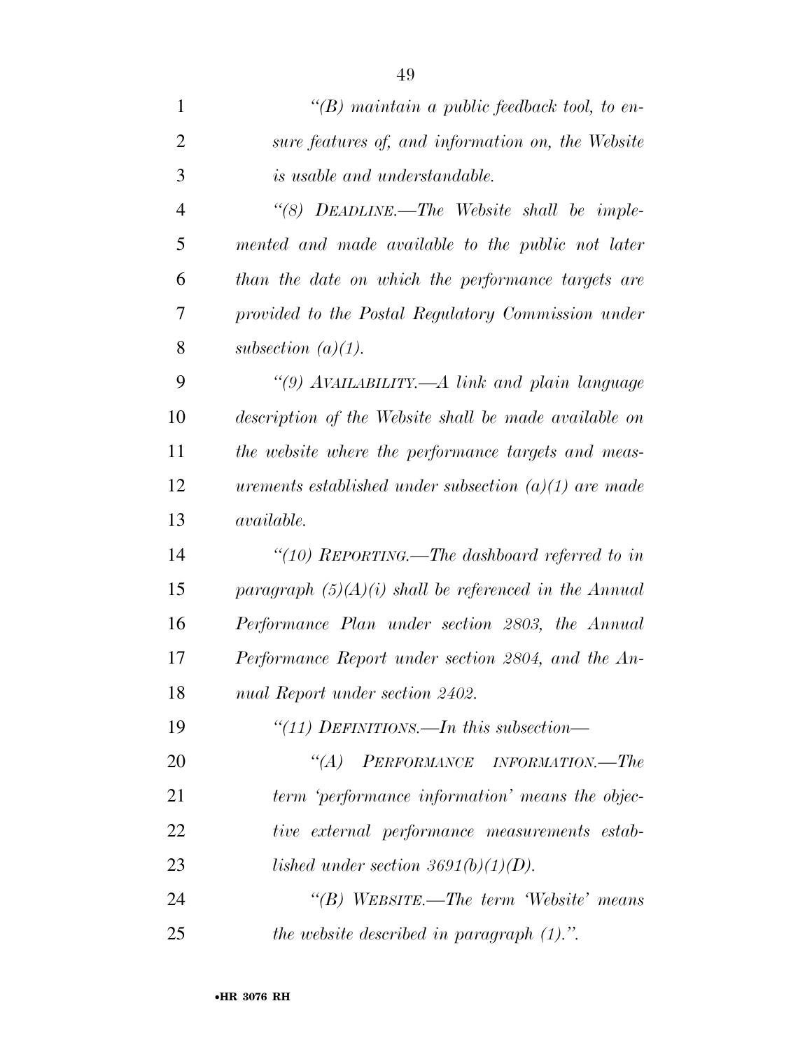*"(B) maintain a public feedback tool, to ensure features of, and information on, the Website is usable and understandable.*

*"(8) DEADLINE.—The Website shall be implemented and made available to the public not later than the date on which the performance targets are provided to the Postal Regulatory Commission under subsection (a)(1).*

*"(9) AVAILABILITY.—A link and plain language description of the Website shall be made available on the website where the performance targets and measurements established under subsection (a)(1) are made available.*

*"(10) REPORTING.—The dashboard referred to in paragraph (5)(A)(i) shall be referenced in the Annual Performance Plan under section 2803, the Annual Performance Report under section 2804, and the Annual Report under section 2402.*

*"(11) DEFINITIONS.—In this subsection—*

*"(A) PERFORMANCE INFORMATION.—The term 'performance information' means the objective external performance measurements established under section 3691(b)(1)(D).*

*"(B) WEBSITE.—The term 'Website' means the website described in paragraph (1).".*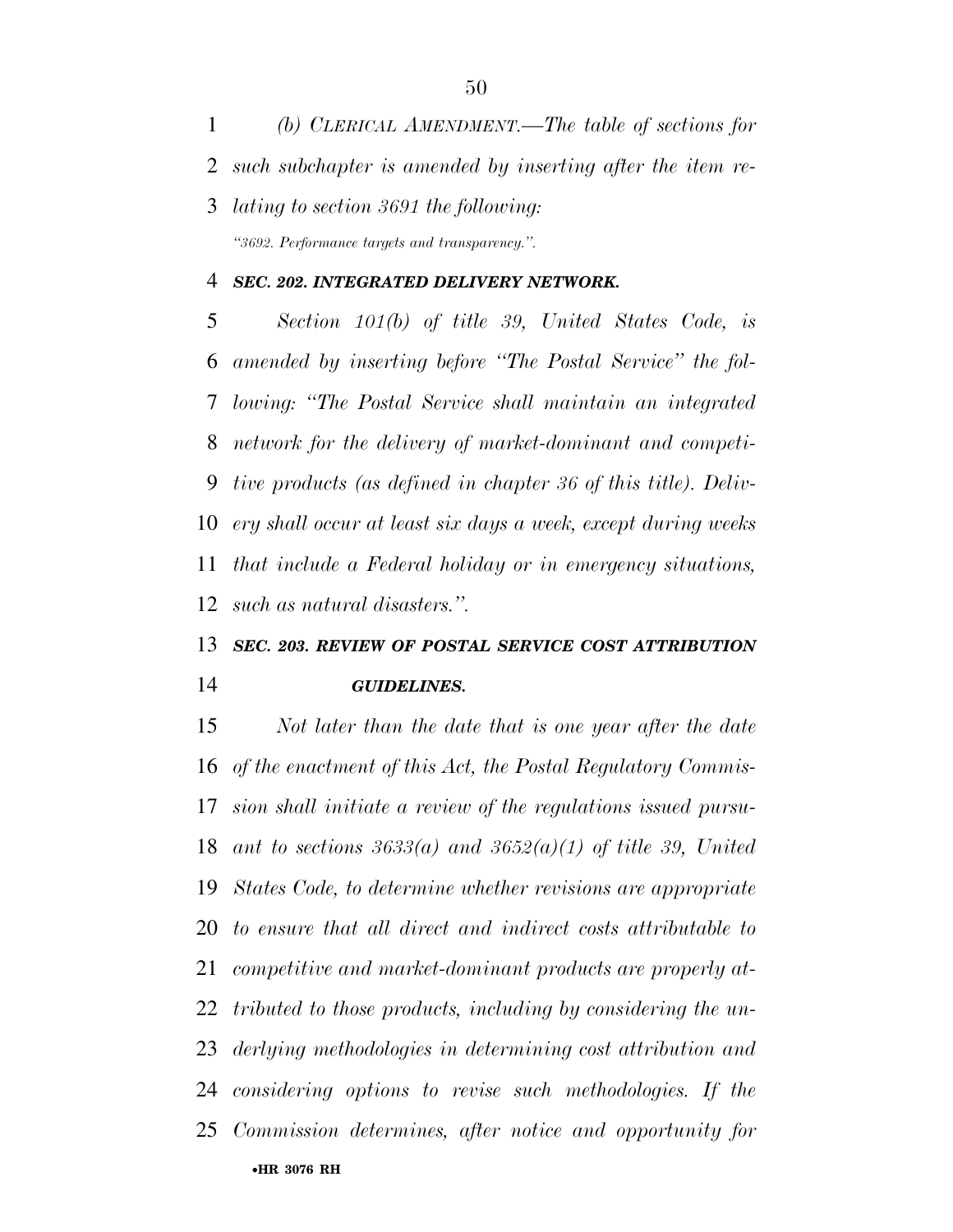*(b) CLERICAL AMENDMENT.—The table of sections for such subchapter is amended by inserting after the item relating to section 3691 the following:*

*"3692. Performance targets and transparency.".*

### *SEC. 202. INTEGRATED DELIVERY NETWORK.*

*Section 101(b) of title 39, United States Code, is amended by inserting before "The Postal Service" the following: "The Postal Service shall maintain an integrated network for the delivery of market-dominant and competitive products (as defined in chapter 36 of this title). Delivery shall occur at least six days a week, except during weeks that include a Federal holiday or in emergency situations, such as natural disasters.".*

### *SEC. 203. REVIEW OF POSTAL SERVICE COST ATTRIBUTION GUIDELINES.*

*Not later than the date that is one year after the date of the enactment of this Act, the Postal Regulatory Commission shall initiate a review of the regulations issued pursuant to sections 3633(a) and 3652(a)(1) of title 39, United States Code, to determine whether revisions are appropriate to ensure that all direct and indirect costs attributable to competitive and market-dominant products are properly attributed to those products, including by considering the underlying methodologies in determining cost attribution and considering options to revise such methodologies. If the Commission determines, after notice and opportunity for*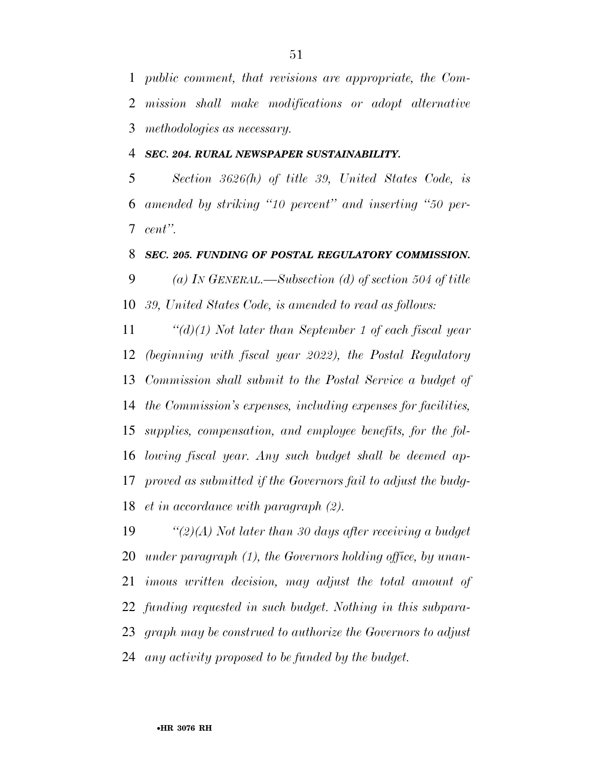*public comment, that revisions are appropriate, the Commission shall make modifications or adopt alternative methodologies as necessary.*

***SEC. 204. RURAL NEWSPAPER SUSTAINABILITY.***

*Section 3626(h) of title 39, United States Code, is amended by striking "10 percent" and inserting "50 percent".*

***SEC. 205. FUNDING OF POSTAL REGULATORY COMMISSION.***

*(a) IN GENERAL.—Subsection (d) of section 504 of title 39, United States Code, is amended to read as follows:*

*"(d)(1) Not later than September 1 of each fiscal year (beginning with fiscal year 2022), the Postal Regulatory Commission shall submit to the Postal Service a budget of the Commission's expenses, including expenses for facilities, supplies, compensation, and employee benefits, for the following fiscal year. Any such budget shall be deemed approved as submitted if the Governors fail to adjust the budget in accordance with paragraph (2).*

*"(2)(A) Not later than 30 days after receiving a budget under paragraph (1), the Governors holding office, by unanimous written decision, may adjust the total amount of funding requested in such budget. Nothing in this subparagraph may be construed to authorize the Governors to adjust any activity proposed to be funded by the budget.*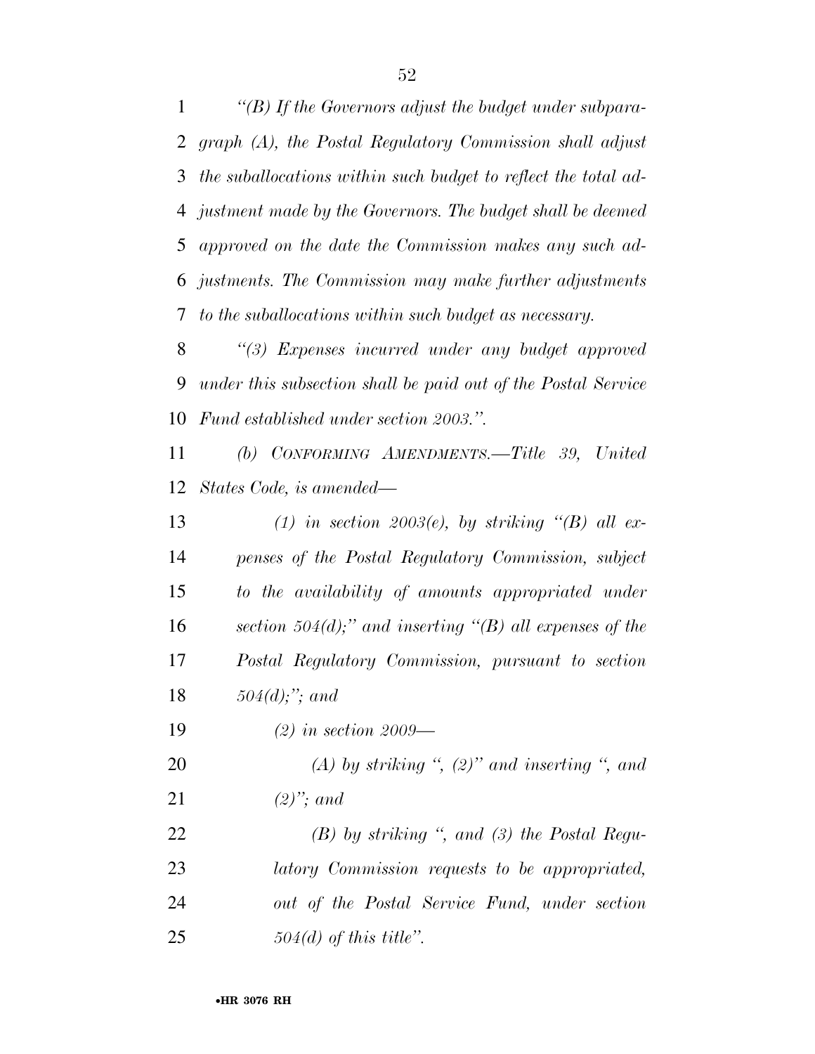*"(B) If the Governors adjust the budget under subparagraph (A), the Postal Regulatory Commission shall adjust the suballocations within such budget to reflect the total adjustment made by the Governors. The budget shall be deemed approved on the date the Commission makes any such adjustments. The Commission may make further adjustments to the suballocations within such budget as necessary.*

*"(3) Expenses incurred under any budget approved under this subsection shall be paid out of the Postal Service Fund established under section 2003.".*

*(b) CONFORMING AMENDMENTS.—Title 39, United States Code, is amended—*

*(1) in section 2003(e), by striking "(B) all expenses of the Postal Regulatory Commission, subject to the availability of amounts appropriated under section 504(d);" and inserting "(B) all expenses of the Postal Regulatory Commission, pursuant to section 504(d);"; and*

*(2) in section 2009—*

*(A) by striking ", (2)" and inserting ", and (2)"; and*

*(B) by striking ", and (3) the Postal Regulatory Commission requests to be appropriated, out of the Postal Service Fund, under section 504(d) of this title".*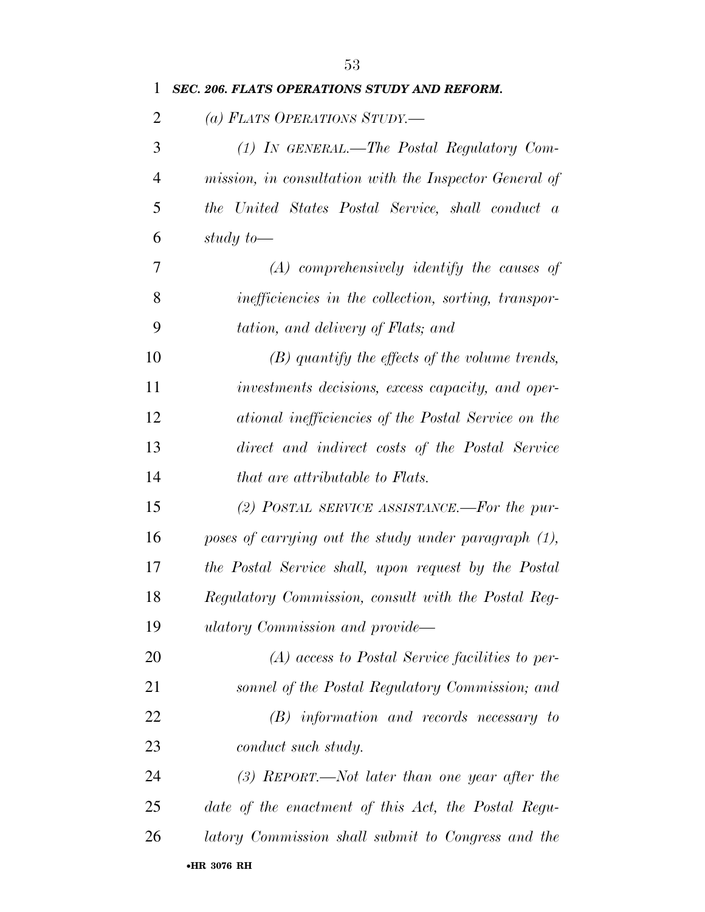***SEC. 206. FLATS OPERATIONS STUDY AND REFORM.***

*(a) FLATS OPERATIONS STUDY.—*

*(1) IN GENERAL.—The Postal Regulatory Commission, in consultation with the Inspector General of the United States Postal Service, shall conduct a study to—*

*(A) comprehensively identify the causes of inefficiencies in the collection, sorting, transportation, and delivery of Flats; and*

*(B) quantify the effects of the volume trends, investments decisions, excess capacity, and operational inefficiencies of the Postal Service on the direct and indirect costs of the Postal Service that are attributable to Flats.*

*(2) POSTAL SERVICE ASSISTANCE.—For the purposes of carrying out the study under paragraph (1), the Postal Service shall, upon request by the Postal Regulatory Commission, consult with the Postal Regulatory Commission and provide—*

*(A) access to Postal Service facilities to personnel of the Postal Regulatory Commission; and*

*(B) information and records necessary to conduct such study.*

*(3) REPORT.—Not later than one year after the date of the enactment of this Act, the Postal Regulatory Commission shall submit to Congress and the*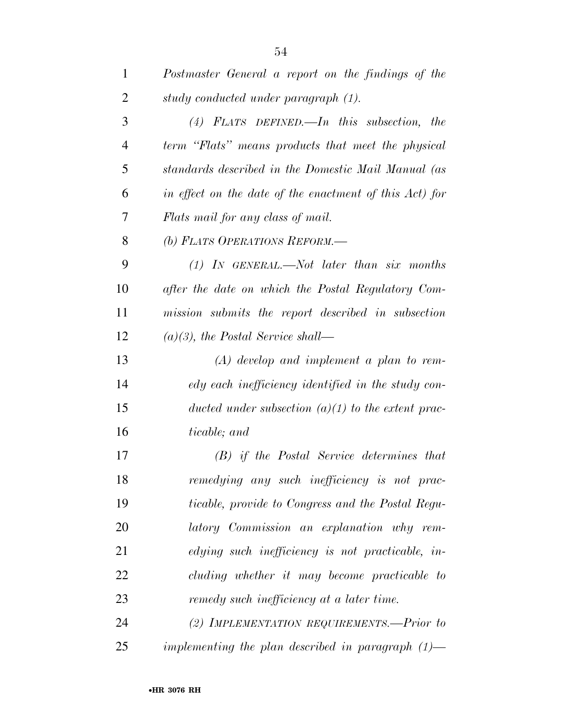*Postmaster General a report on the findings of the study conducted under paragraph (1).*

*(4) FLATS DEFINED.—In this subsection, the term "Flats" means products that meet the physical standards described in the Domestic Mail Manual (as in effect on the date of the enactment of this Act) for Flats mail for any class of mail.*

*(b) FLATS OPERATIONS REFORM.—*

*(1) IN GENERAL.—Not later than six months after the date on which the Postal Regulatory Commission submits the report described in subsection (a)(3), the Postal Service shall—*

*(A) develop and implement a plan to remedy each inefficiency identified in the study conducted under subsection (a)(1) to the extent practicable; and*

*(B) if the Postal Service determines that remedying any such inefficiency is not practicable, provide to Congress and the Postal Regulatory Commission an explanation why remedying such inefficiency is not practicable, including whether it may become practicable to remedy such inefficiency at a later time.*

*(2) IMPLEMENTATION REQUIREMENTS.—Prior to implementing the plan described in paragraph (1)—*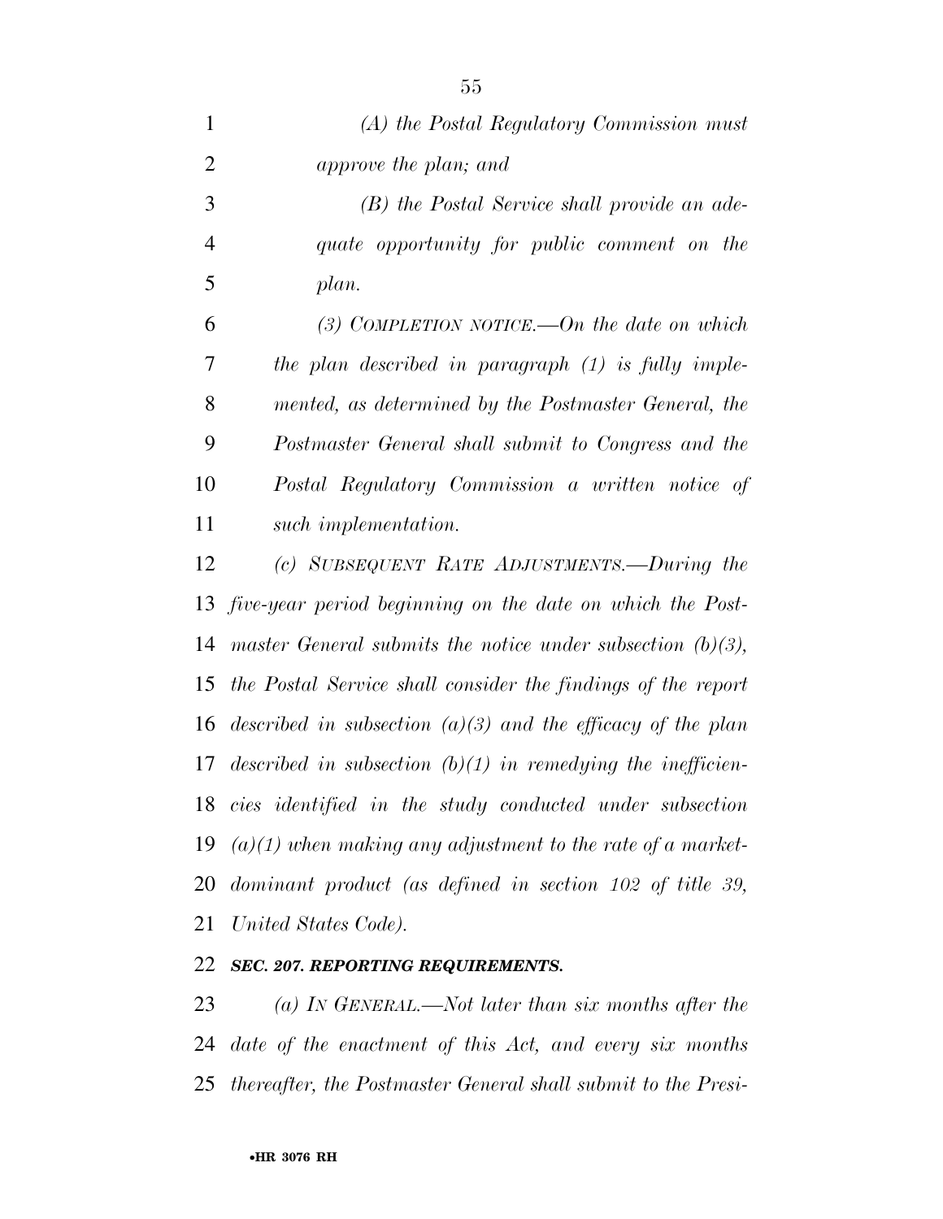*(A) the Postal Regulatory Commission must approve the plan; and*

*(B) the Postal Service shall provide an adequate opportunity for public comment on the plan.*

*(3) COMPLETION NOTICE.—On the date on which the plan described in paragraph (1) is fully implemented, as determined by the Postmaster General, the Postmaster General shall submit to Congress and the Postal Regulatory Commission a written notice of such implementation.*

*(c) SUBSEQUENT RATE ADJUSTMENTS.—During the five-year period beginning on the date on which the Postmaster General submits the notice under subsection (b)(3), the Postal Service shall consider the findings of the report described in subsection (a)(3) and the efficacy of the plan described in subsection (b)(1) in remedying the inefficiencies identified in the study conducted under subsection (a)(1) when making any adjustment to the rate of a market-dominant product (as defined in section 102 of title 39, United States Code).*

***SEC. 207. REPORTING REQUIREMENTS.***

*(a) IN GENERAL.—Not later than six months after the date of the enactment of this Act, and every six months thereafter, the Postmaster General shall submit to the Presi-*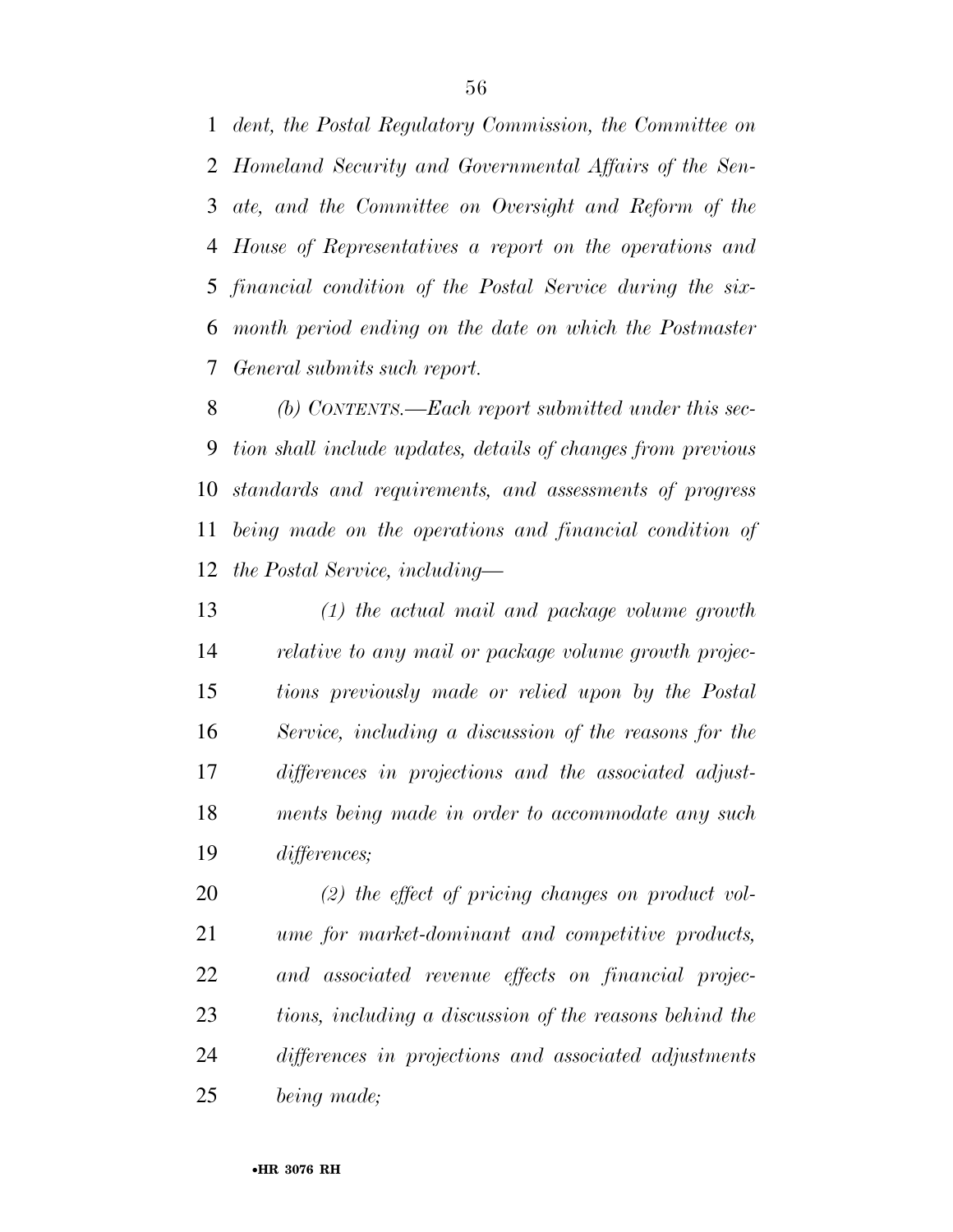*dent, the Postal Regulatory Commission, the Committee on Homeland Security and Governmental Affairs of the Senate, and the Committee on Oversight and Reform of the House of Representatives a report on the operations and financial condition of the Postal Service during the six-month period ending on the date on which the Postmaster General submits such report.*

*(b) CONTENTS.—Each report submitted under this section shall include updates, details of changes from previous standards and requirements, and assessments of progress being made on the operations and financial condition of the Postal Service, including—*

*(1) the actual mail and package volume growth relative to any mail or package volume growth projections previously made or relied upon by the Postal Service, including a discussion of the reasons for the differences in projections and the associated adjustments being made in order to accommodate any such differences;*

*(2) the effect of pricing changes on product volume for market-dominant and competitive products, and associated revenue effects on financial projections, including a discussion of the reasons behind the differences in projections and associated adjustments being made;*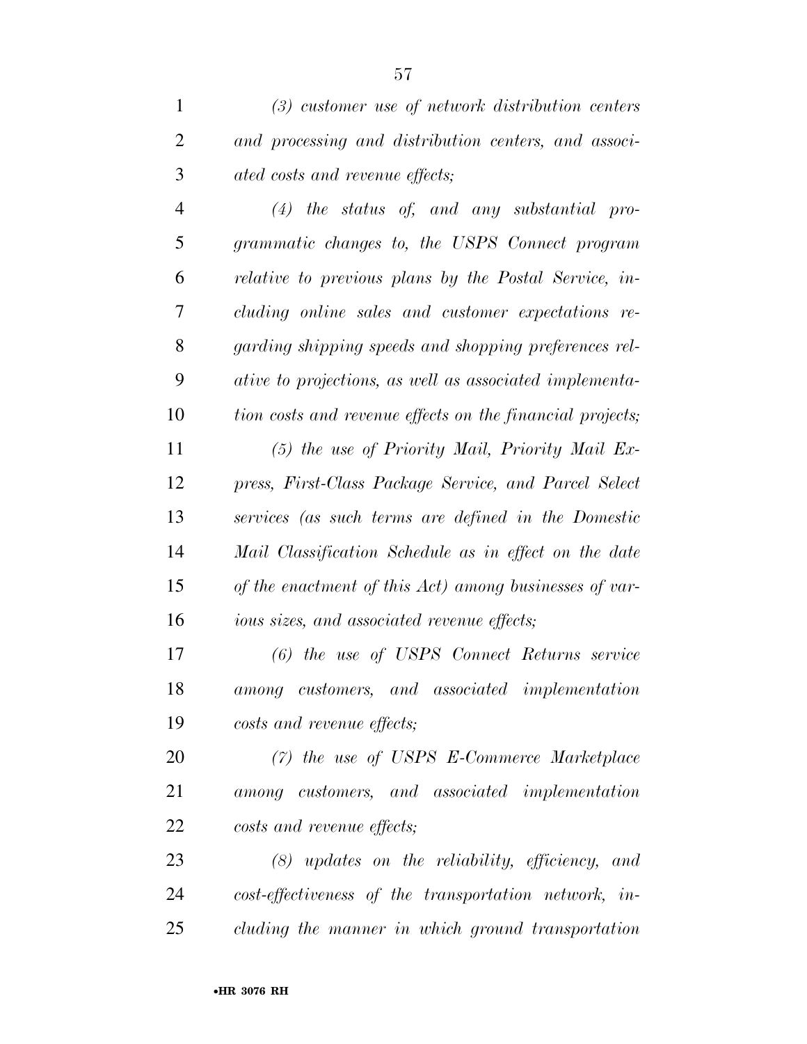*(3) customer use of network distribution centers and processing and distribution centers, and associated costs and revenue effects;*

*(4) the status of, and any substantial programmatic changes to, the USPS Connect program relative to previous plans by the Postal Service, including online sales and customer expectations regarding shipping speeds and shopping preferences relative to projections, as well as associated implementation costs and revenue effects on the financial projects;*

*(5) the use of Priority Mail, Priority Mail Express, First-Class Package Service, and Parcel Select services (as such terms are defined in the Domestic Mail Classification Schedule as in effect on the date of the enactment of this Act) among businesses of various sizes, and associated revenue effects;*

*(6) the use of USPS Connect Returns service among customers, and associated implementation costs and revenue effects;*

*(7) the use of USPS E-Commerce Marketplace among customers, and associated implementation costs and revenue effects;*

*(8) updates on the reliability, efficiency, and cost-effectiveness of the transportation network, including the manner in which ground transportation*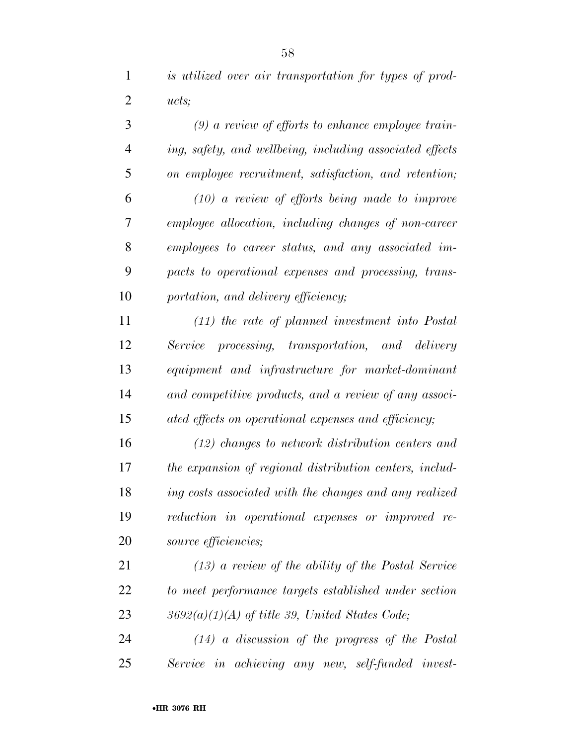*is utilized over air transportation for types of products;*

*(9) a review of efforts to enhance employee training, safety, and wellbeing, including associated effects on employee recruitment, satisfaction, and retention;*

*(10) a review of efforts being made to improve employee allocation, including changes of non-career employees to career status, and any associated impacts to operational expenses and processing, transportation, and delivery efficiency;*

*(11) the rate of planned investment into Postal Service processing, transportation, and delivery equipment and infrastructure for market-dominant and competitive products, and a review of any associated effects on operational expenses and efficiency;*

*(12) changes to network distribution centers and the expansion of regional distribution centers, including costs associated with the changes and any realized reduction in operational expenses or improved resource efficiencies;*

*(13) a review of the ability of the Postal Service to meet performance targets established under section 3692(a)(1)(A) of title 39, United States Code;*

*(14) a discussion of the progress of the Postal Service in achieving any new, self-funded invest-*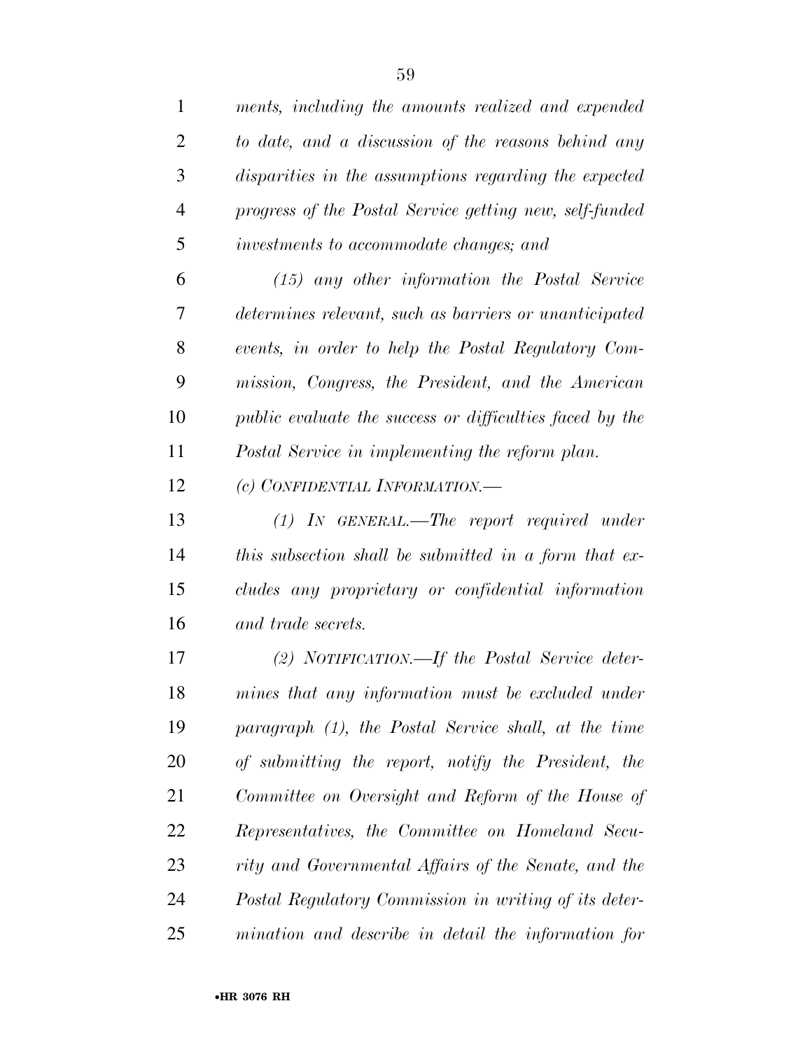*ments, including the amounts realized and expended to date, and a discussion of the reasons behind any disparities in the assumptions regarding the expected progress of the Postal Service getting new, self-funded investments to accommodate changes; and*

*(15) any other information the Postal Service determines relevant, such as barriers or unanticipated events, in order to help the Postal Regulatory Commission, Congress, the President, and the American public evaluate the success or difficulties faced by the Postal Service in implementing the reform plan.*

*(c) CONFIDENTIAL INFORMATION.—*

*(1) IN GENERAL.—The report required under this subsection shall be submitted in a form that excludes any proprietary or confidential information and trade secrets.*

*(2) NOTIFICATION.—If the Postal Service determines that any information must be excluded under paragraph (1), the Postal Service shall, at the time of submitting the report, notify the President, the Committee on Oversight and Reform of the House of Representatives, the Committee on Homeland Security and Governmental Affairs of the Senate, and the Postal Regulatory Commission in writing of its determination and describe in detail the information for*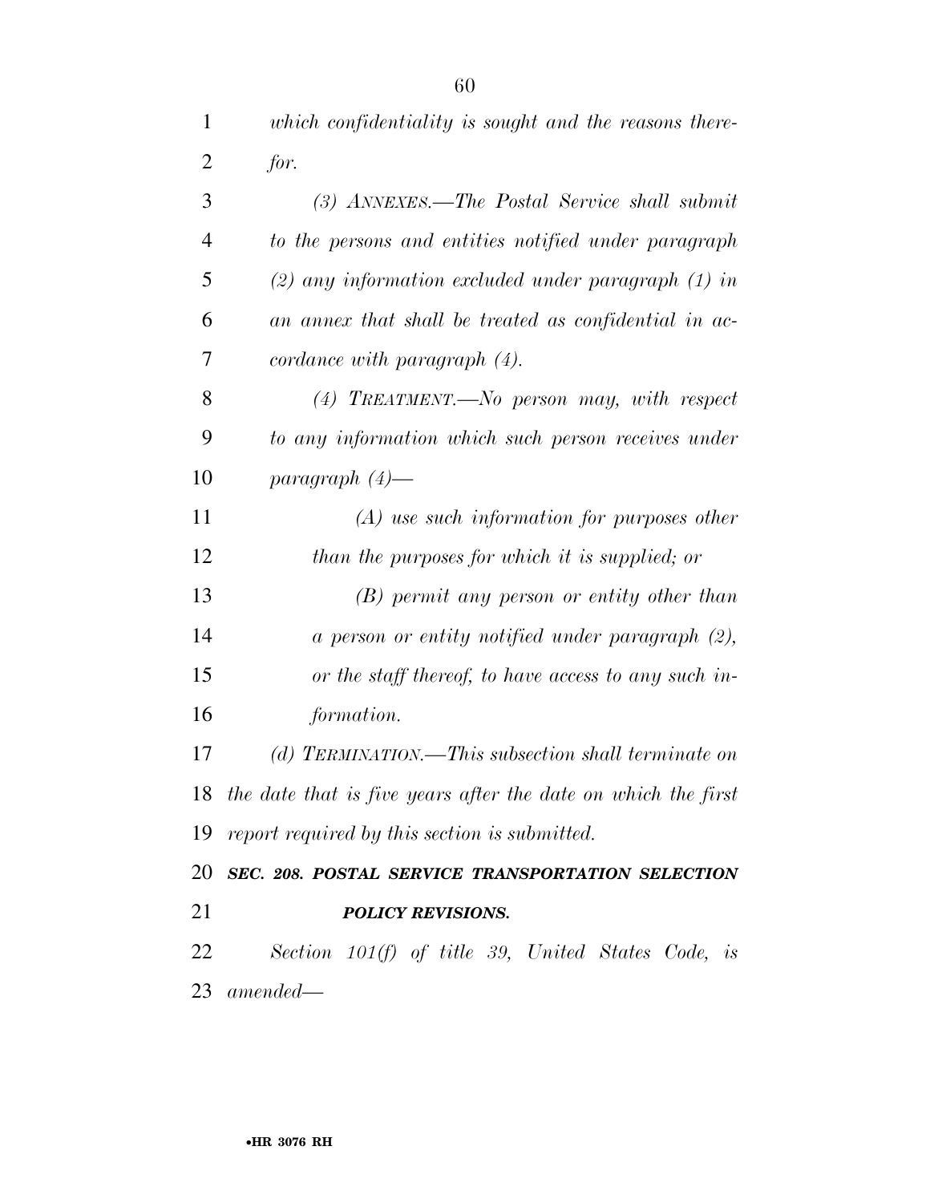*which confidentiality is sought and the reasons therefor.*

*(3) ANNEXES.—The Postal Service shall submit to the persons and entities notified under paragraph (2) any information excluded under paragraph (1) in an annex that shall be treated as confidential in accordance with paragraph (4).*

*(4) TREATMENT.—No person may, with respect to any information which such person receives under paragraph (4)—*

*(A) use such information for purposes other than the purposes for which it is supplied; or*

*(B) permit any person or entity other than a person or entity notified under paragraph (2), or the staff thereof, to have access to any such information.*

*(d) TERMINATION.—This subsection shall terminate on the date that is five years after the date on which the first report required by this section is submitted.*

***SEC. 208. POSTAL SERVICE TRANSPORTATION SELECTION POLICY REVISIONS.***

*Section 101(f) of title 39, United States Code, is amended—*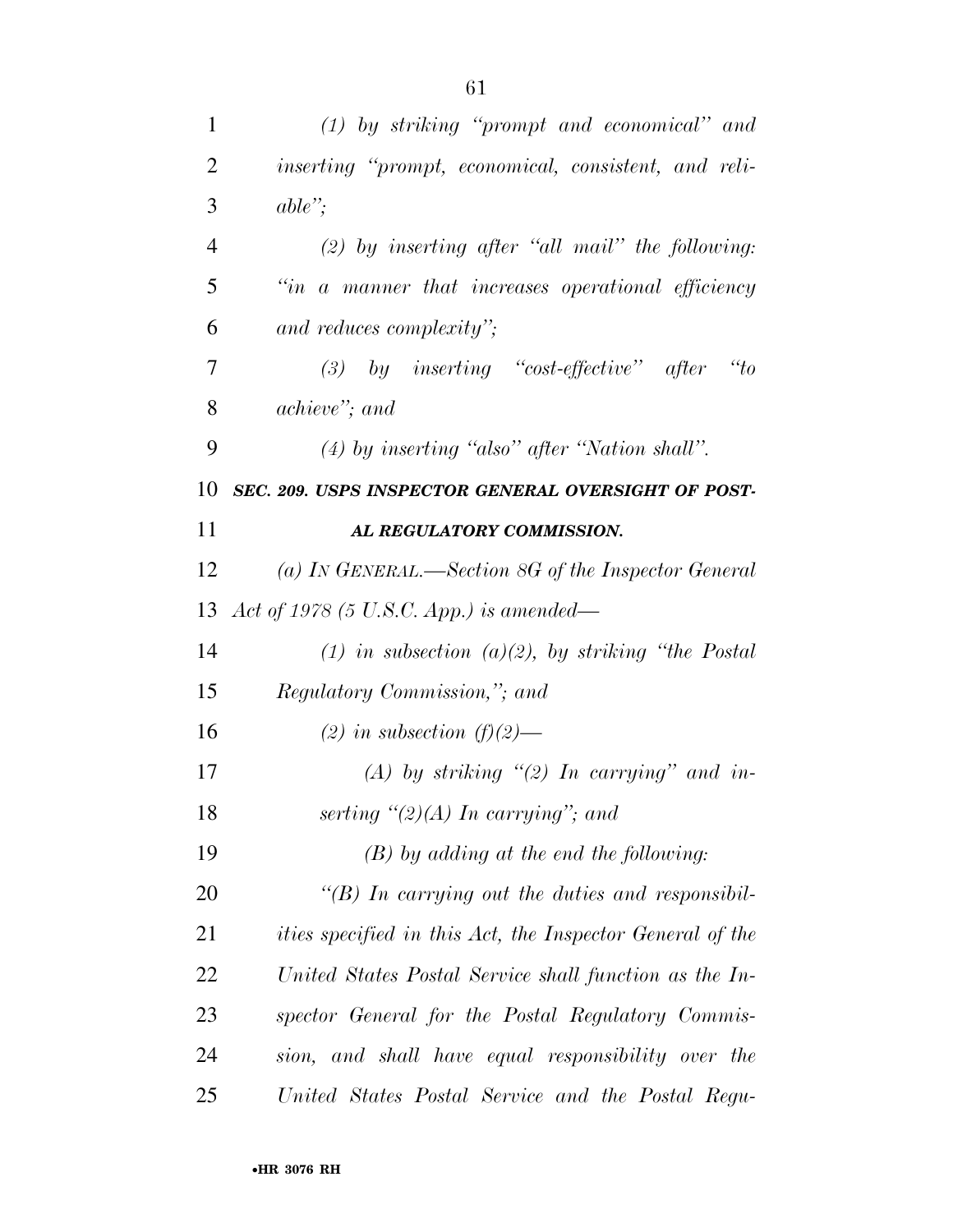*(1) by striking "prompt and economical" and inserting "prompt, economical, consistent, and reliable";*

*(2) by inserting after "all mail" the following: "in a manner that increases operational efficiency and reduces complexity";*

*(3) by inserting "cost-effective" after "to achieve"; and*

*(4) by inserting "also" after "Nation shall".*

***SEC. 209. USPS INSPECTOR GENERAL OVERSIGHT OF POSTAL REGULATORY COMMISSION.***

*(a) IN GENERAL.—Section 8G of the Inspector General Act of 1978 (5 U.S.C. App.) is amended—*

*(1) in subsection (a)(2), by striking "the Postal Regulatory Commission,"; and*

*(2) in subsection (f)(2)—*

*(A) by striking "(2) In carrying" and inserting "(2)(A) In carrying"; and*

*(B) by adding at the end the following:*

*"(B) In carrying out the duties and responsibilities specified in this Act, the Inspector General of the United States Postal Service shall function as the Inspector General for the Postal Regulatory Commission, and shall have equal responsibility over the United States Postal Service and the Postal Regu-*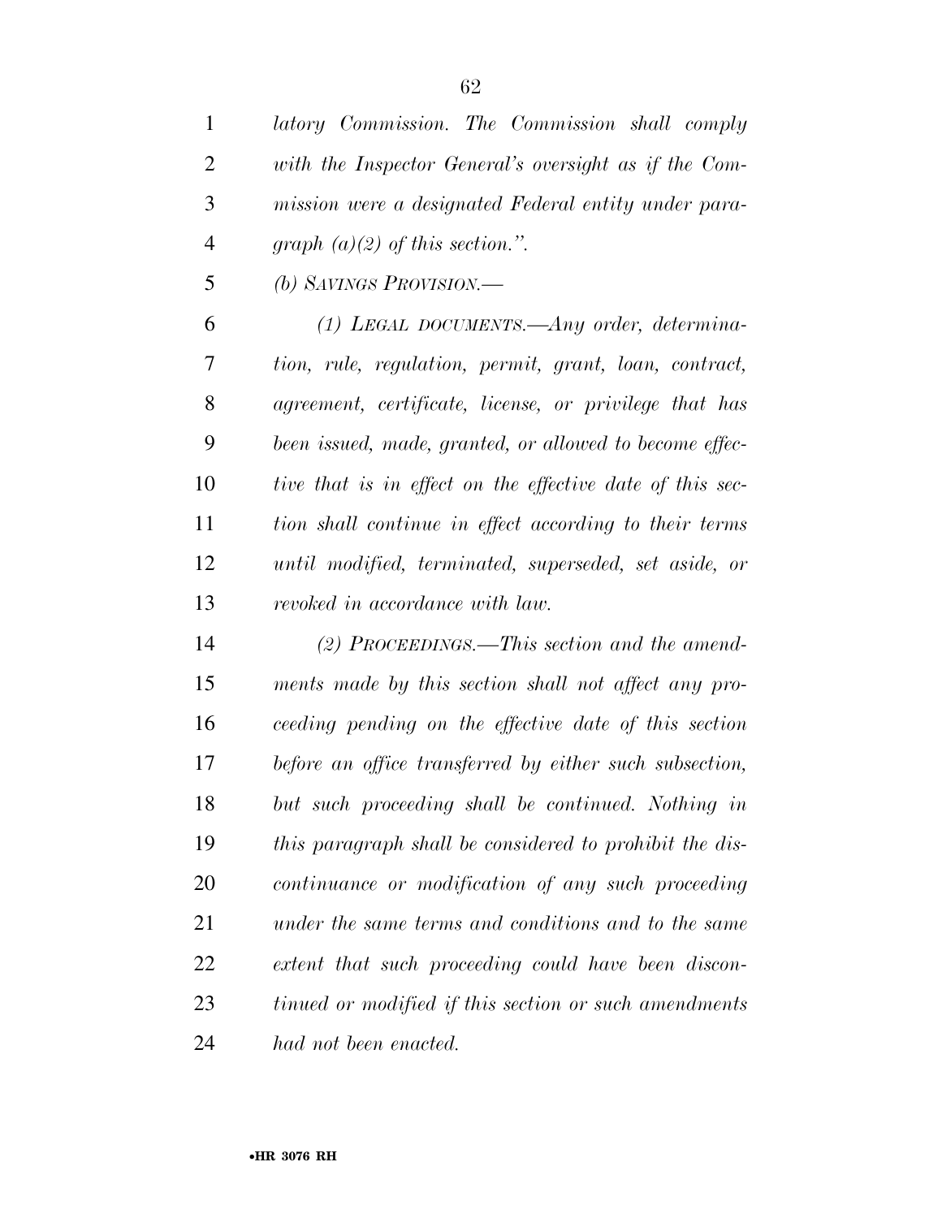*latory Commission. The Commission shall comply with the Inspector General's oversight as if the Commission were a designated Federal entity under paragraph (a)(2) of this section.".*

*(b) SAVINGS PROVISION.—*

*(1) LEGAL DOCUMENTS.—Any order, determination, rule, regulation, permit, grant, loan, contract, agreement, certificate, license, or privilege that has been issued, made, granted, or allowed to become effective that is in effect on the effective date of this section shall continue in effect according to their terms until modified, terminated, superseded, set aside, or revoked in accordance with law.*

*(2) PROCEEDINGS.—This section and the amendments made by this section shall not affect any proceeding pending on the effective date of this section before an office transferred by either such subsection, but such proceeding shall be continued. Nothing in this paragraph shall be considered to prohibit the discontinuance or modification of any such proceeding under the same terms and conditions and to the same extent that such proceeding could have been discontinued or modified if this section or such amendments had not been enacted.*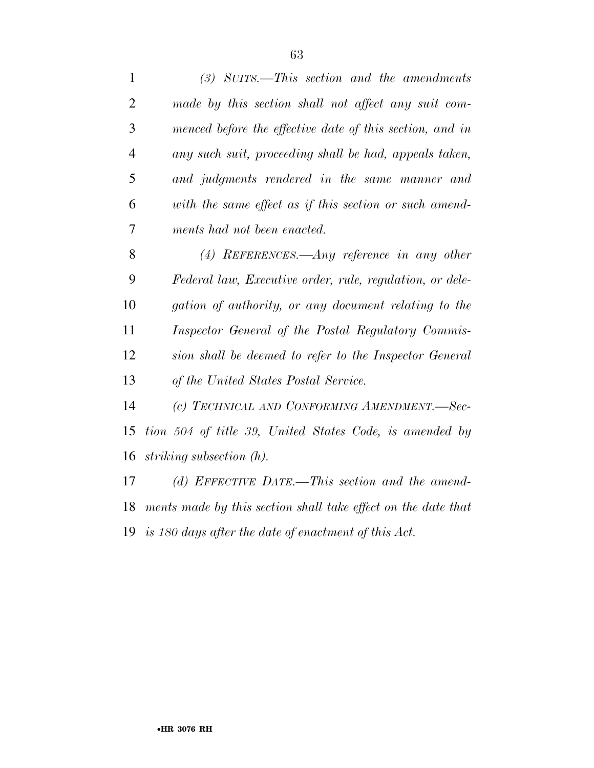*(3) SUITS.—This section and the amendments made by this section shall not affect any suit commenced before the effective date of this section, and in any such suit, proceeding shall be had, appeals taken, and judgments rendered in the same manner and with the same effect as if this section or such amendments had not been enacted.*

*(4) REFERENCES.—Any reference in any other Federal law, Executive order, rule, regulation, or delegation of authority, or any document relating to the Inspector General of the Postal Regulatory Commission shall be deemed to refer to the Inspector General of the United States Postal Service.*

*(c) TECHNICAL AND CONFORMING AMENDMENT.—Section 504 of title 39, United States Code, is amended by striking subsection (h).*

*(d) EFFECTIVE DATE.—This section and the amendments made by this section shall take effect on the date that is 180 days after the date of enactment of this Act.*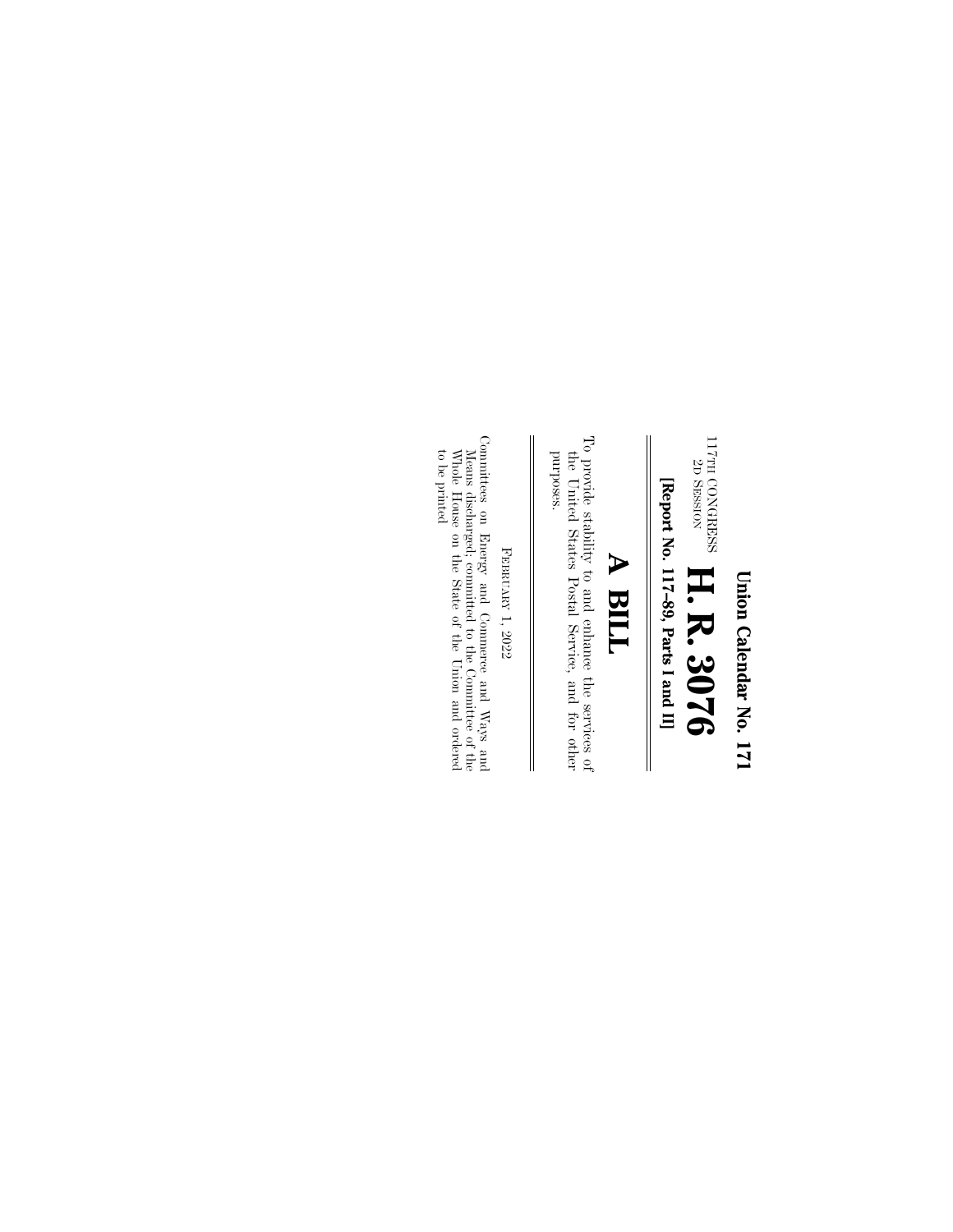# Union Calendar No. 171

117TH CONGRESS
2D SESSION

# H. R. 3076

**[Report No. 117–89, Parts I and II]**

# A BILL

To provide stability to and enhance the services of the United States Postal Service, and for other purposes.

FEBRUARY 1, 2022

Committees on Energy and Commerce and Ways and Means discharged; committed to the Committee of the Whole House on the State of the Union and ordered to be printed